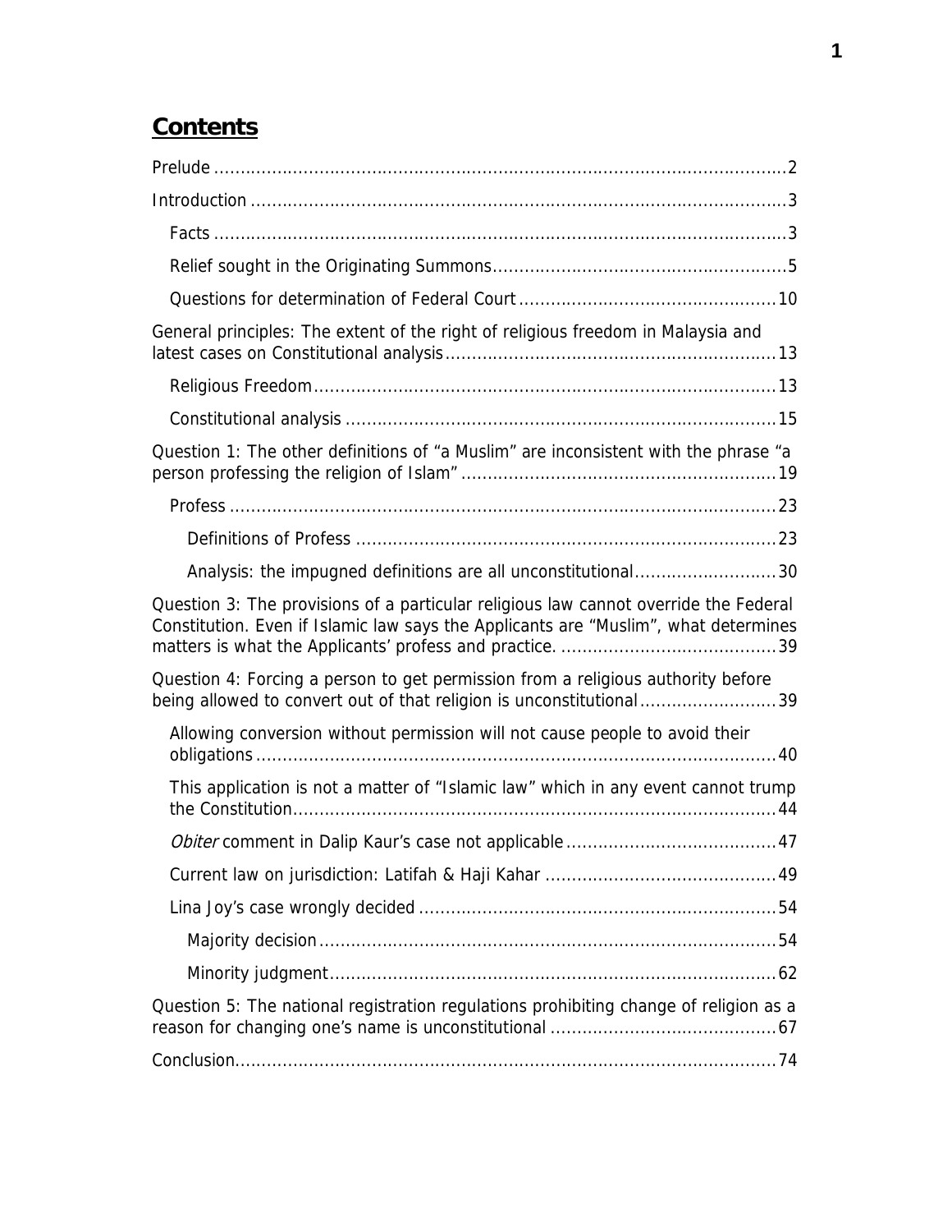# Contents

Prelude .......... 2

Introduction .......... 3

- Facts .......... 3
- Relief sought in the Originating Summons .......... 5
- Questions for determination of Federal Court .......... 10

General principles: The extent of the right of religious freedom in Malaysia and latest cases on Constitutional analysis .......... 13

- Religious Freedom .......... 13
- Constitutional analysis .......... 15

Question 1: The other definitions of "a Muslim" are inconsistent with the phrase "a person professing the religion of Islam" .......... 19

- Profess .......... 23
  - Definitions of Profess .......... 23
  - Analysis: the impugned definitions are all unconstitutional .......... 30

Question 3: The provisions of a particular religious law cannot override the Federal Constitution. Even if Islamic law says the Applicants are "Muslim", what determines matters is what the Applicants' profess and practice. .......... 39

Question 4: Forcing a person to get permission from a religious authority before being allowed to convert out of that religion is unconstitutional .......... 39

- Allowing conversion without permission will not cause people to avoid their obligations .......... 40
- This application is not a matter of "Islamic law" which in any event cannot trump the Constitution .......... 44
- *Obiter* comment in Dalip Kaur's case not applicable .......... 47
- Current law on jurisdiction: Latifah & Haji Kahar .......... 49
- Lina Joy's case wrongly decided .......... 54
  - Majority decision .......... 54
  - Minority judgment .......... 62

Question 5: The national registration regulations prohibiting change of religion as a reason for changing one's name is unconstitutional .......... 67

Conclusion .......... 74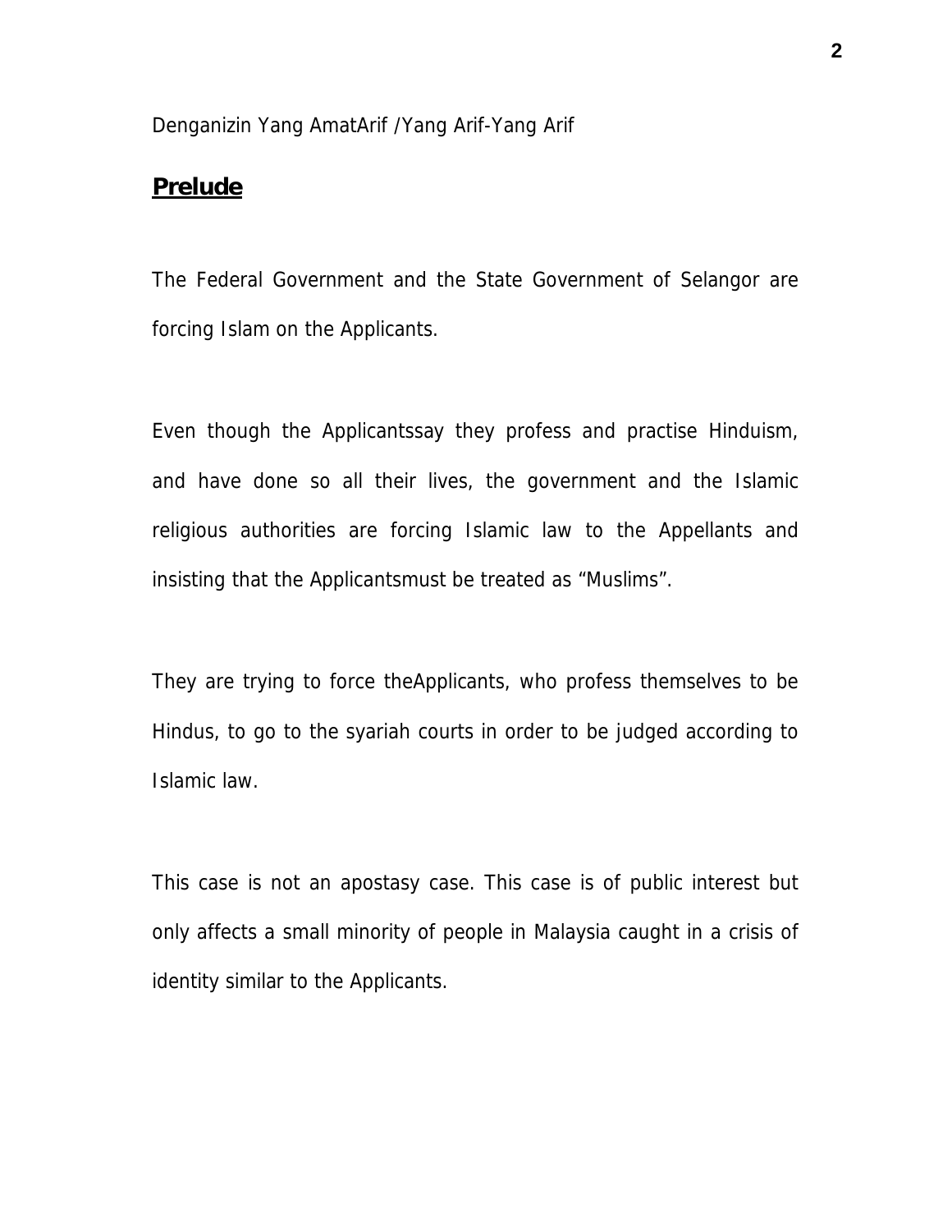Denganizin Yang AmatArif /Yang Arif-Yang Arif

## **Prelude**

The Federal Government and the State Government of Selangor are forcing Islam on the Applicants.

Even though the Applicantssay they profess and practise Hinduism, and have done so all their lives, the government and the Islamic religious authorities are forcing Islamic law to the Appellants and insisting that the Applicantsmust be treated as "Muslims".

They are trying to force theApplicants, who profess themselves to be Hindus, to go to the syariah courts in order to be judged according to Islamic law.

This case is not an apostasy case. This case is of public interest but only affects a small minority of people in Malaysia caught in a crisis of identity similar to the Applicants.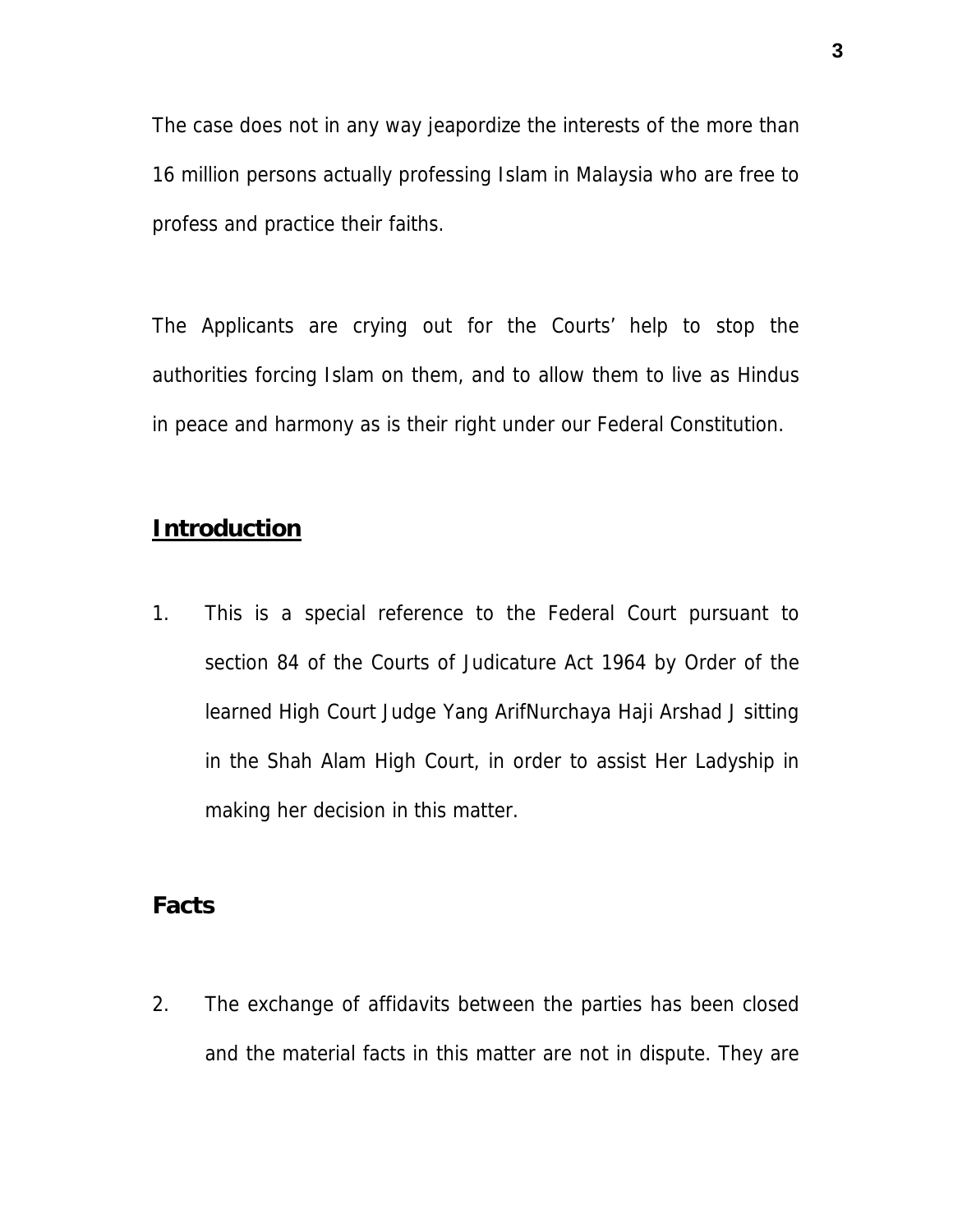The case does not in any way jeapordize the interests of the more than 16 million persons actually professing Islam in Malaysia who are free to profess and practice their faiths.

The Applicants are crying out for the Courts' help to stop the authorities forcing Islam on them, and to allow them to live as Hindus in peace and harmony as is their right under our Federal Constitution.

## Introduction

1. This is a special reference to the Federal Court pursuant to section 84 of the Courts of Judicature Act 1964 by Order of the learned High Court Judge Yang ArifNurchaya Haji Arshad J sitting in the Shah Alam High Court, in order to assist Her Ladyship in making her decision in this matter.

## Facts

2. The exchange of affidavits between the parties has been closed and the material facts in this matter are not in dispute. They are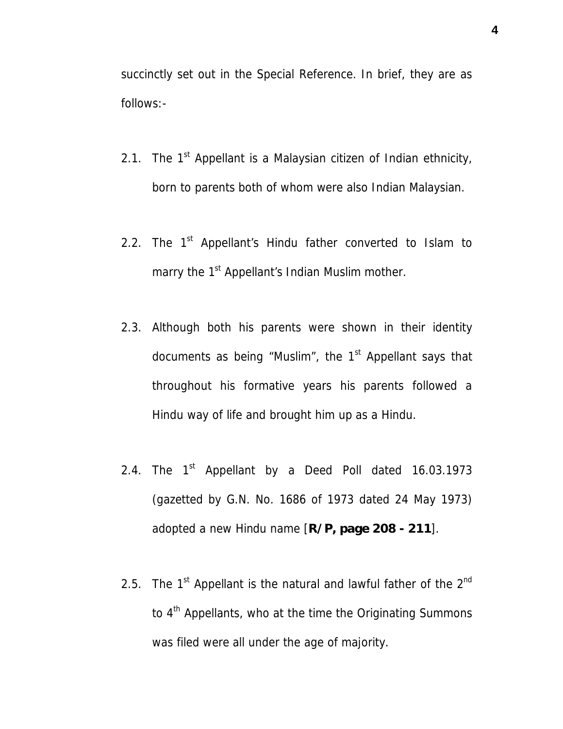succinctly set out in the Special Reference. In brief, they are as follows:-

2.1. The 1st Appellant is a Malaysian citizen of Indian ethnicity, born to parents both of whom were also Indian Malaysian.

2.2. The 1st Appellant's Hindu father converted to Islam to marry the 1st Appellant's Indian Muslim mother.

2.3. Although both his parents were shown in their identity documents as being "Muslim", the 1st Appellant says that throughout his formative years his parents followed a Hindu way of life and brought him up as a Hindu.

2.4. The 1st Appellant by a Deed Poll dated 16.03.1973 (gazetted by G.N. No. 1686 of 1973 dated 24 May 1973) adopted a new Hindu name [**R/P, page 208 - 211**].

2.5. The 1st Appellant is the natural and lawful father of the 2nd to 4th Appellants, who at the time the Originating Summons was filed were all under the age of majority.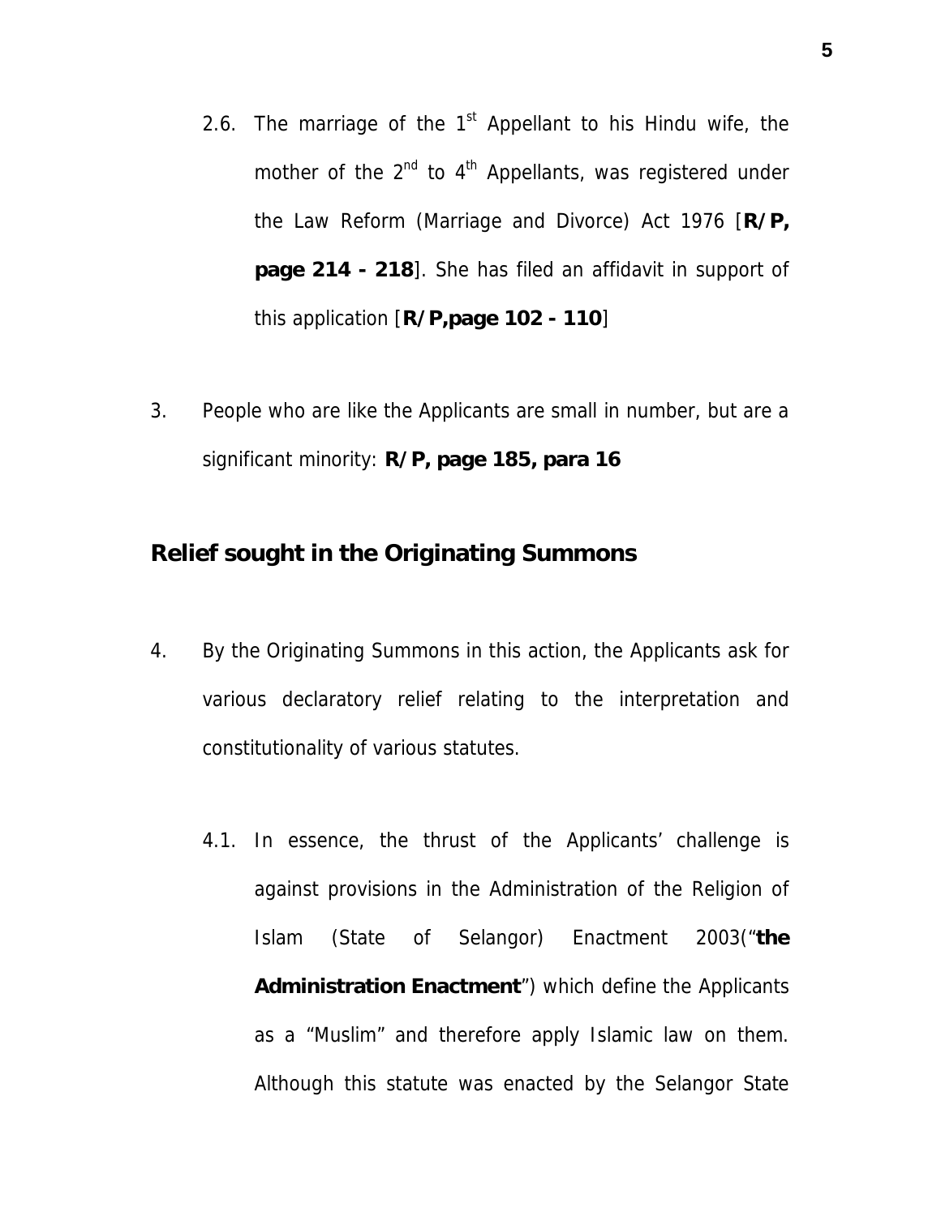2.6. The marriage of the 1st Appellant to his Hindu wife, the mother of the 2nd to 4th Appellants, was registered under the Law Reform (Marriage and Divorce) Act 1976 [**R/P, page 214 - 218**]. She has filed an affidavit in support of this application [**R/P,page 102 - 110**]

3. People who are like the Applicants are small in number, but are a significant minority: **R/P, page 185, para 16**

## Relief sought in the Originating Summons

4. By the Originating Summons in this action, the Applicants ask for various declaratory relief relating to the interpretation and constitutionality of various statutes.

4.1. In essence, the thrust of the Applicants' challenge is against provisions in the Administration of the Religion of Islam (State of Selangor) Enactment 2003("**the Administration Enactment**") which define the Applicants as a "Muslim" and therefore apply Islamic law on them. Although this statute was enacted by the Selangor State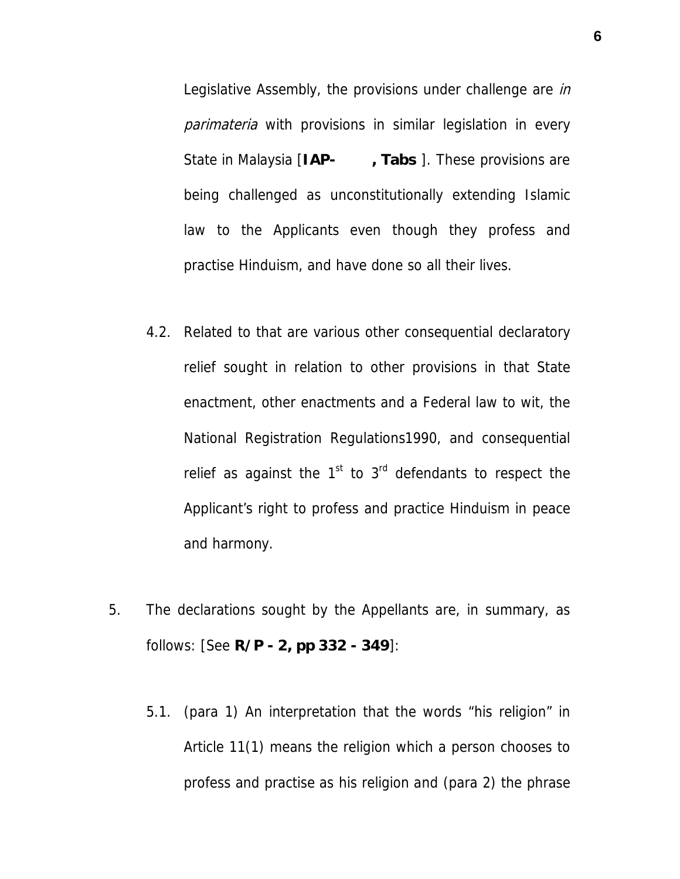Legislative Assembly, the provisions under challenge are *in parimateria* with provisions in similar legislation in every State in Malaysia [**IAP-        , Tabs** ]. These provisions are being challenged as unconstitutionally extending Islamic law to the Applicants even though they profess and practise Hinduism, and have done so all their lives.

4.2. Related to that are various other consequential declaratory relief sought in relation to other provisions in that State enactment, other enactments and a Federal law to wit, the National Registration Regulations1990, and consequential relief as against the 1st to 3rd defendants to respect the Applicant's right to profess and practice Hinduism in peace and harmony.

5. The declarations sought by the Appellants are, in summary, as follows: [See **R/P - 2, pp 332 - 349**]:

5.1. (para 1) An interpretation that the words "his religion" in Article 11(1) means the religion which a person chooses to profess and practise as his religion and (para 2) the phrase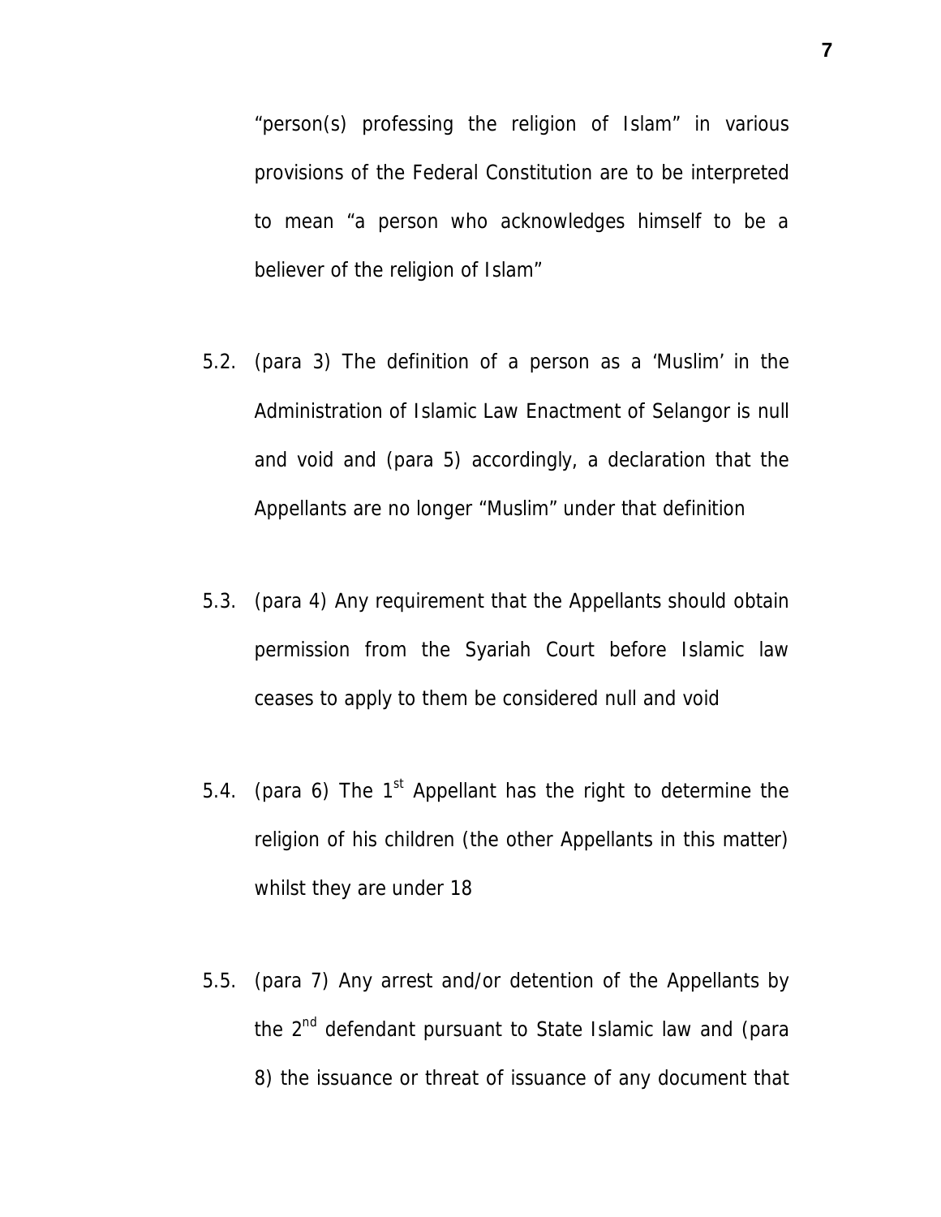"person(s) professing the religion of Islam" in various provisions of the Federal Constitution are to be interpreted to mean "a person who acknowledges himself to be a believer of the religion of Islam"

5.2. (para 3) The definition of a person as a 'Muslim' in the Administration of Islamic Law Enactment of Selangor is null and void and (para 5) accordingly, a declaration that the Appellants are no longer "Muslim" under that definition

5.3. (para 4) Any requirement that the Appellants should obtain permission from the Syariah Court before Islamic law ceases to apply to them be considered null and void

5.4. (para 6) The 1st Appellant has the right to determine the religion of his children (the other Appellants in this matter) whilst they are under 18

5.5. (para 7) Any arrest and/or detention of the Appellants by the 2nd defendant pursuant to State Islamic law and (para 8) the issuance or threat of issuance of any document that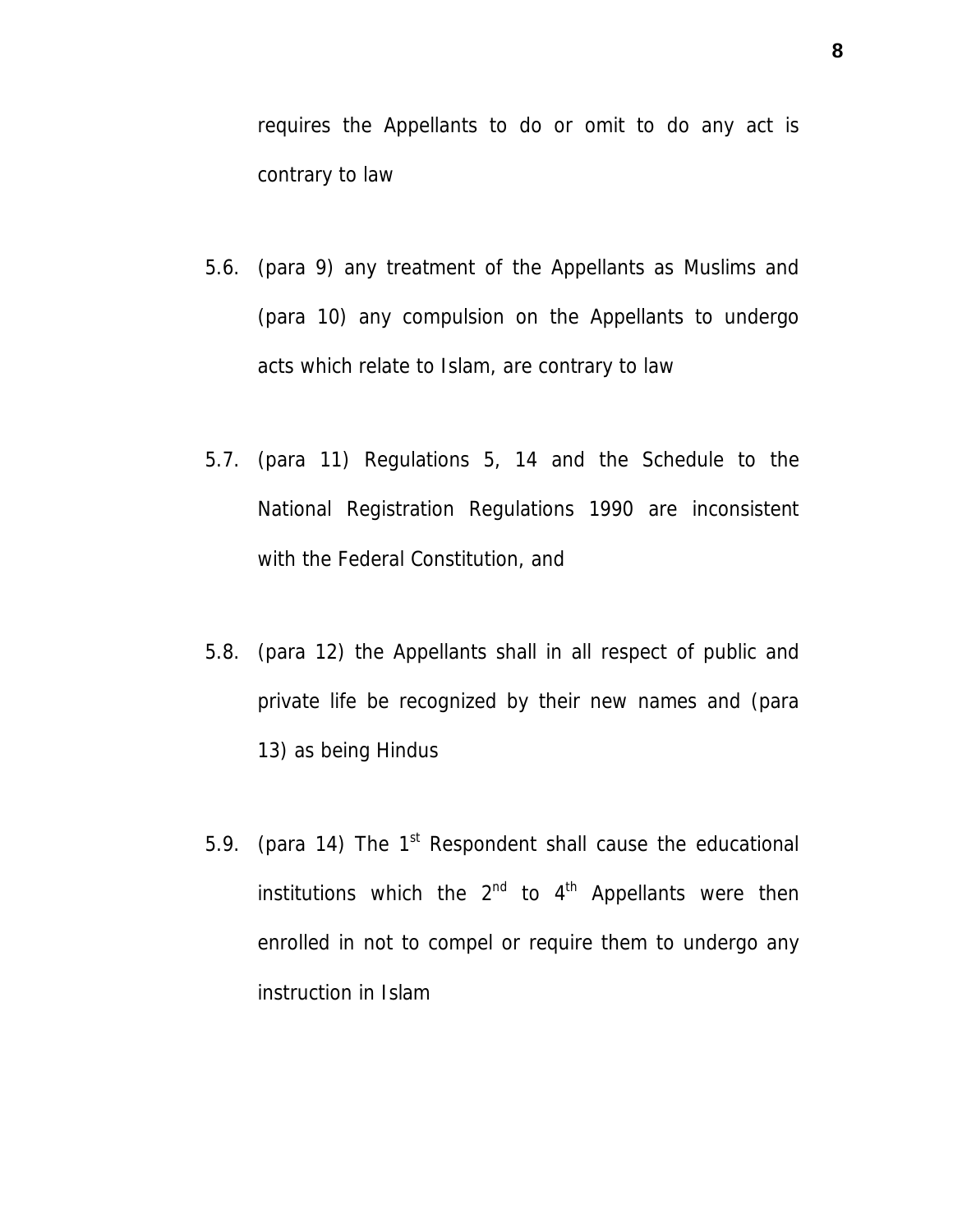requires the Appellants to do or omit to do any act is contrary to law

5.6. (para 9) any treatment of the Appellants as Muslims and (para 10) any compulsion on the Appellants to undergo acts which relate to Islam, are contrary to law

5.7. (para 11) Regulations 5, 14 and the Schedule to the National Registration Regulations 1990 are inconsistent with the Federal Constitution, and

5.8. (para 12) the Appellants shall in all respect of public and private life be recognized by their new names and (para 13) as being Hindus

5.9. (para 14) The 1st Respondent shall cause the educational institutions which the 2nd to 4th Appellants were then enrolled in not to compel or require them to undergo any instruction in Islam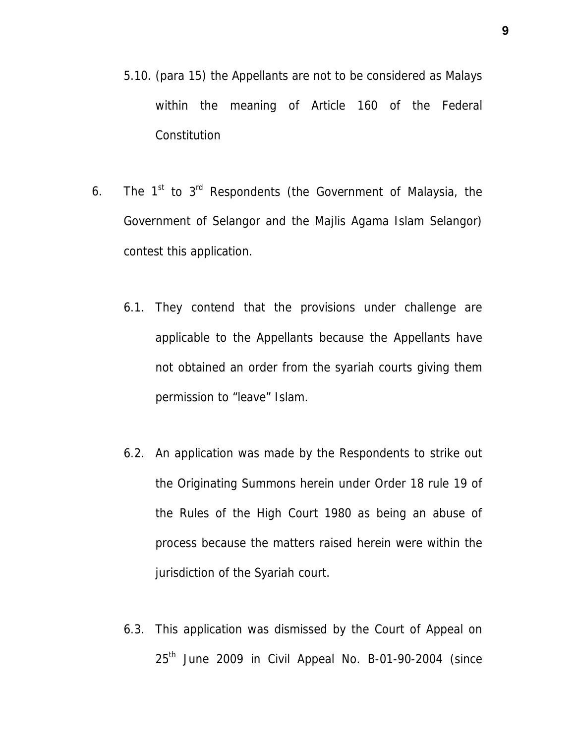5.10. (para 15) the Appellants are not to be considered as Malays within the meaning of Article 160 of the Federal Constitution

6. The 1st to 3rd Respondents (the Government of Malaysia, the Government of Selangor and the Majlis Agama Islam Selangor) contest this application.

   6.1. They contend that the provisions under challenge are applicable to the Appellants because the Appellants have not obtained an order from the syariah courts giving them permission to "leave" Islam.

   6.2. An application was made by the Respondents to strike out the Originating Summons herein under Order 18 rule 19 of the Rules of the High Court 1980 as being an abuse of process because the matters raised herein were within the jurisdiction of the Syariah court.

   6.3. This application was dismissed by the Court of Appeal on 25th June 2009 in Civil Appeal No. B-01-90-2004 (since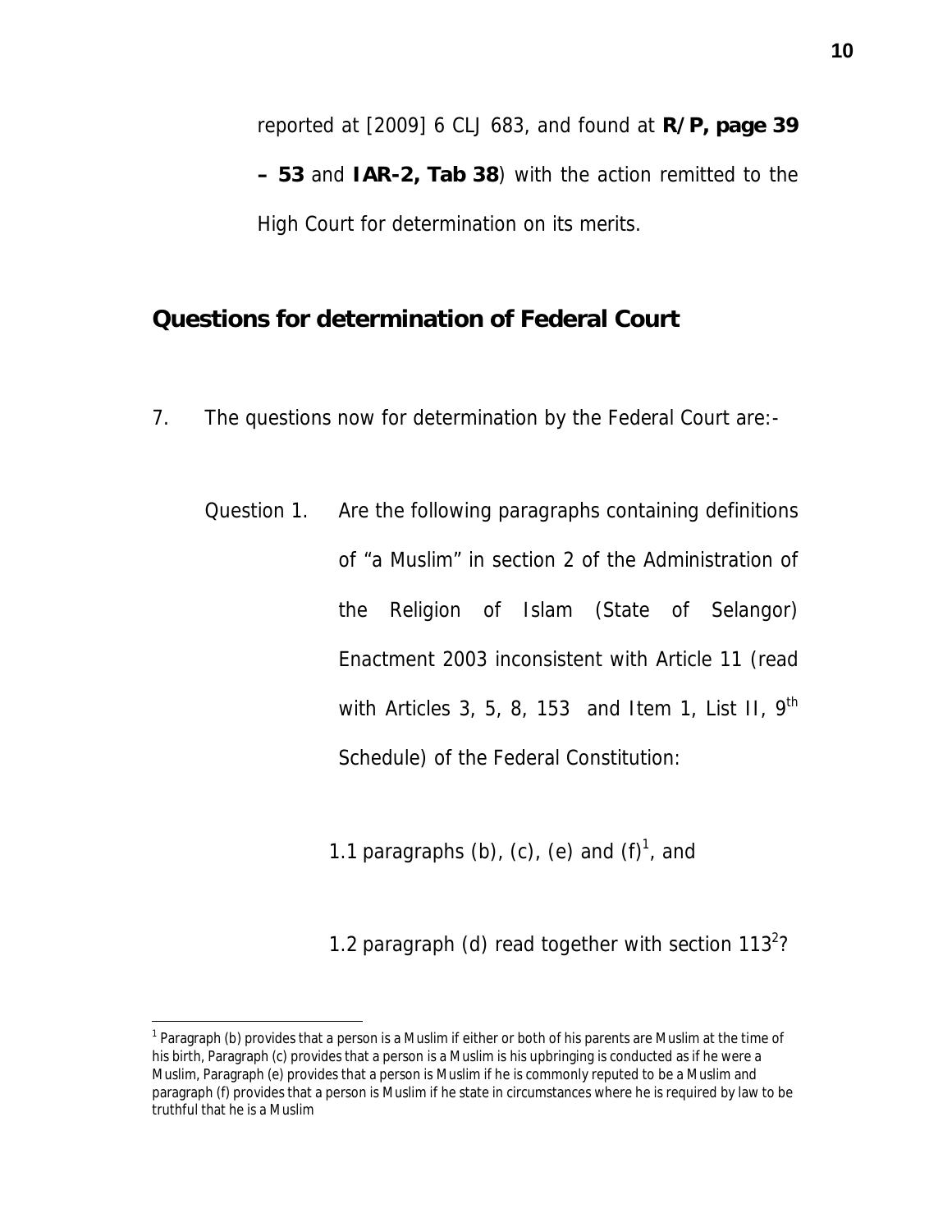reported at [2009] 6 CLJ 683, and found at **R/P, page 39 – 53** and **IAR-2, Tab 38**) with the action remitted to the High Court for determination on its merits.

## Questions for determination of Federal Court

7. The questions now for determination by the Federal Court are:-

Question 1. Are the following paragraphs containing definitions of "a Muslim" in section 2 of the Administration of the Religion of Islam (State of Selangor) Enactment 2003 inconsistent with Article 11 (read with Articles 3, 5, 8, 153 and Item 1, List II, 9th Schedule) of the Federal Constitution:

1.1 paragraphs (b), (c), (e) and (f)[1], and

1.2 paragraph (d) read together with section 113[2]?

---

[1] Paragraph (b) provides that a person is a Muslim if either or both of his parents are Muslim at the time of his birth, Paragraph (c) provides that a person is a Muslim is his upbringing is conducted as if he were a Muslim, Paragraph (e) provides that a person is Muslim if he is commonly reputed to be a Muslim and paragraph (f) provides that a person is Muslim if he state in circumstances where he is required by law to be truthful that he is a Muslim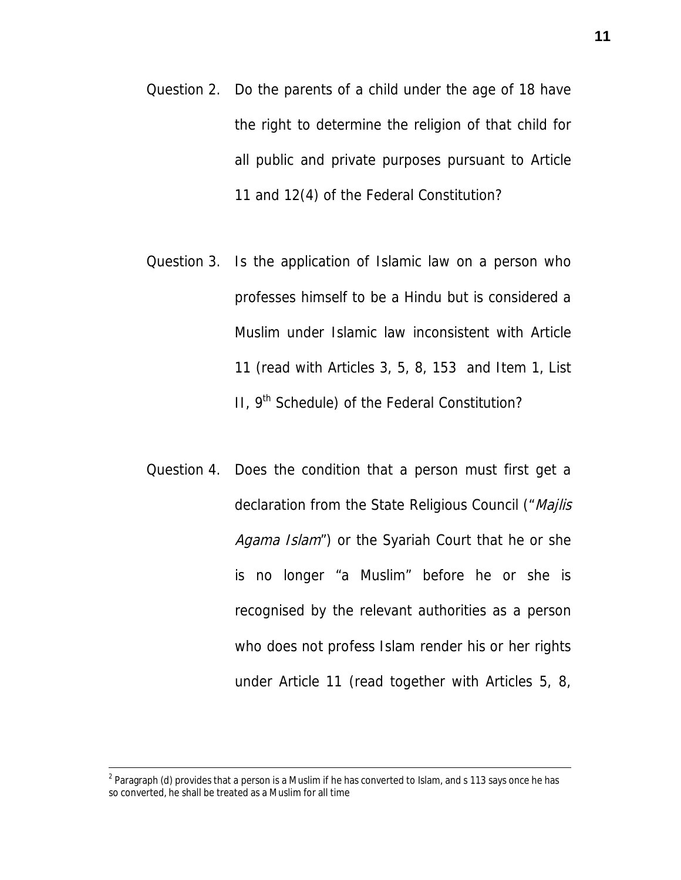Question 2. Do the parents of a child under the age of 18 have the right to determine the religion of that child for all public and private purposes pursuant to Article 11 and 12(4) of the Federal Constitution?

Question 3. Is the application of Islamic law on a person who professes himself to be a Hindu but is considered a Muslim under Islamic law inconsistent with Article 11 (read with Articles 3, 5, 8, 153 and Item 1, List II, 9th Schedule) of the Federal Constitution?

Question 4. Does the condition that a person must first get a declaration from the State Religious Council ("*Majlis Agama Islam*") or the Syariah Court that he or she is no longer "a Muslim" before he or she is recognised by the relevant authorities as a person who does not profess Islam render his or her rights under Article 11 (read together with Articles 5, 8,

---

[2] Paragraph (d) provides that a person is a Muslim if he has converted to Islam, and s 113 says once he has so converted, he shall be treated as a Muslim for all time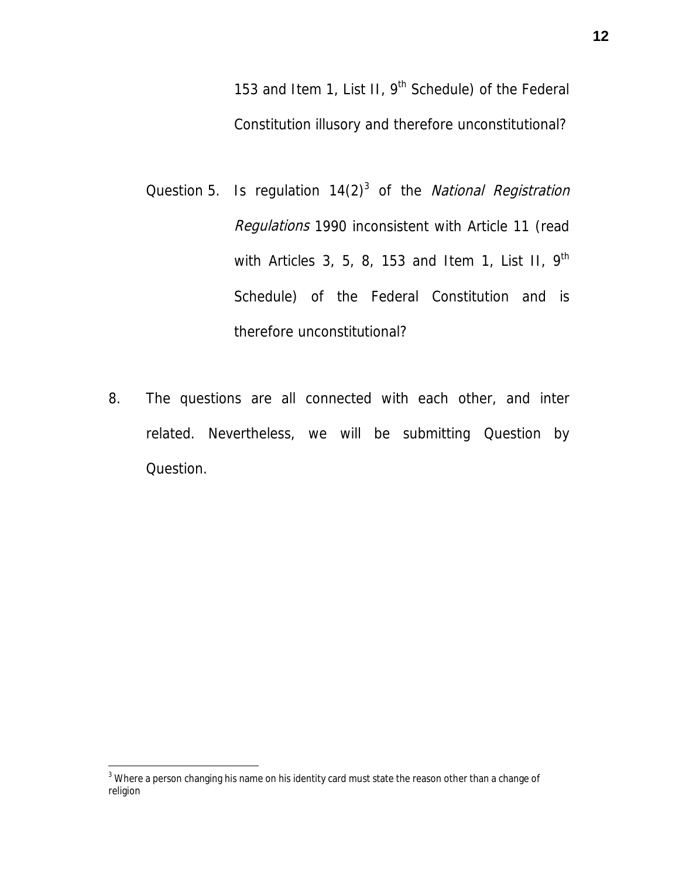153 and Item 1, List II, 9th Schedule) of the Federal Constitution illusory and therefore unconstitutional?

Question 5. Is regulation 14(2)[3] of the *National Registration Regulations* 1990 inconsistent with Article 11 (read with Articles 3, 5, 8, 153 and Item 1, List II, 9th Schedule) of the Federal Constitution and is therefore unconstitutional?

8. The questions are all connected with each other, and inter related. Nevertheless, we will be submitting Question by Question.

---

[3] Where a person changing his name on his identity card must state the reason other than a change of religion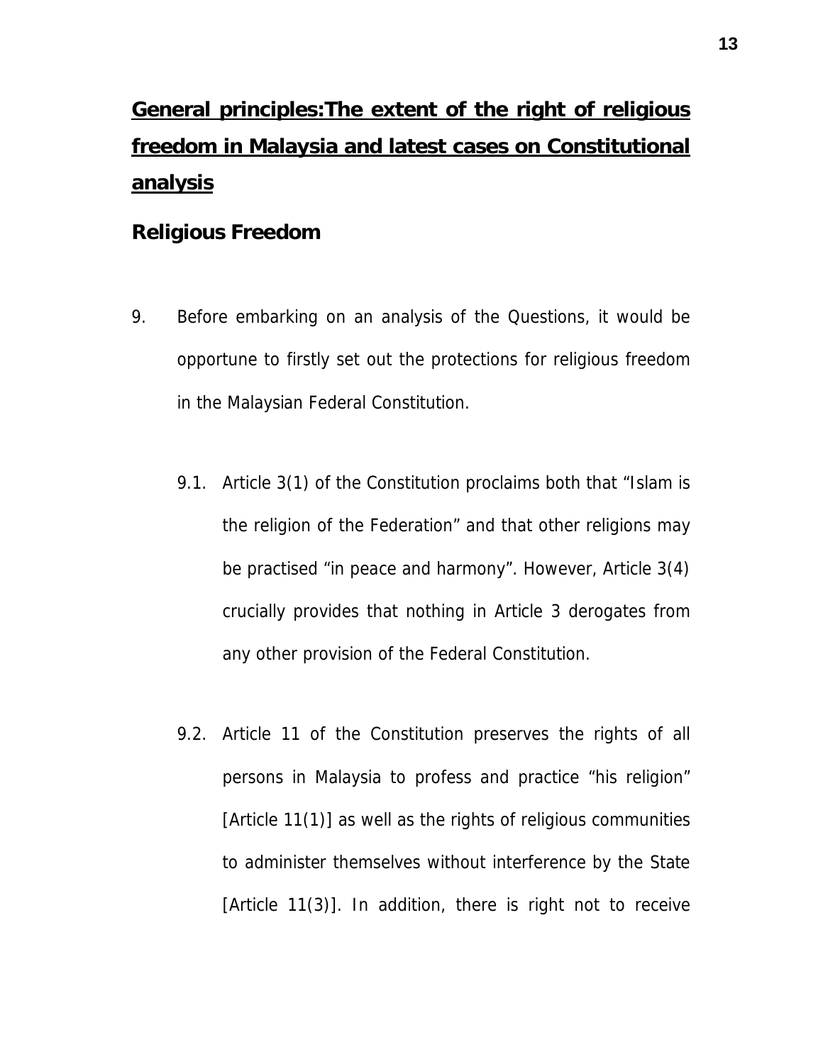## General principles:The extent of the right of religious freedom in Malaysia and latest cases on Constitutional analysis

### Religious Freedom

9. Before embarking on an analysis of the Questions, it would be opportune to firstly set out the protections for religious freedom in the Malaysian Federal Constitution.

   9.1. Article 3(1) of the Constitution proclaims both that "Islam is the religion of the Federation" and that other religions may be practised "in peace and harmony". However, Article 3(4) crucially provides that nothing in Article 3 derogates from any other provision of the Federal Constitution.

   9.2. Article 11 of the Constitution preserves the rights of all persons in Malaysia to profess and practice "his religion" [Article 11(1)] as well as the rights of religious communities to administer themselves without interference by the State [Article 11(3)]. In addition, there is right not to receive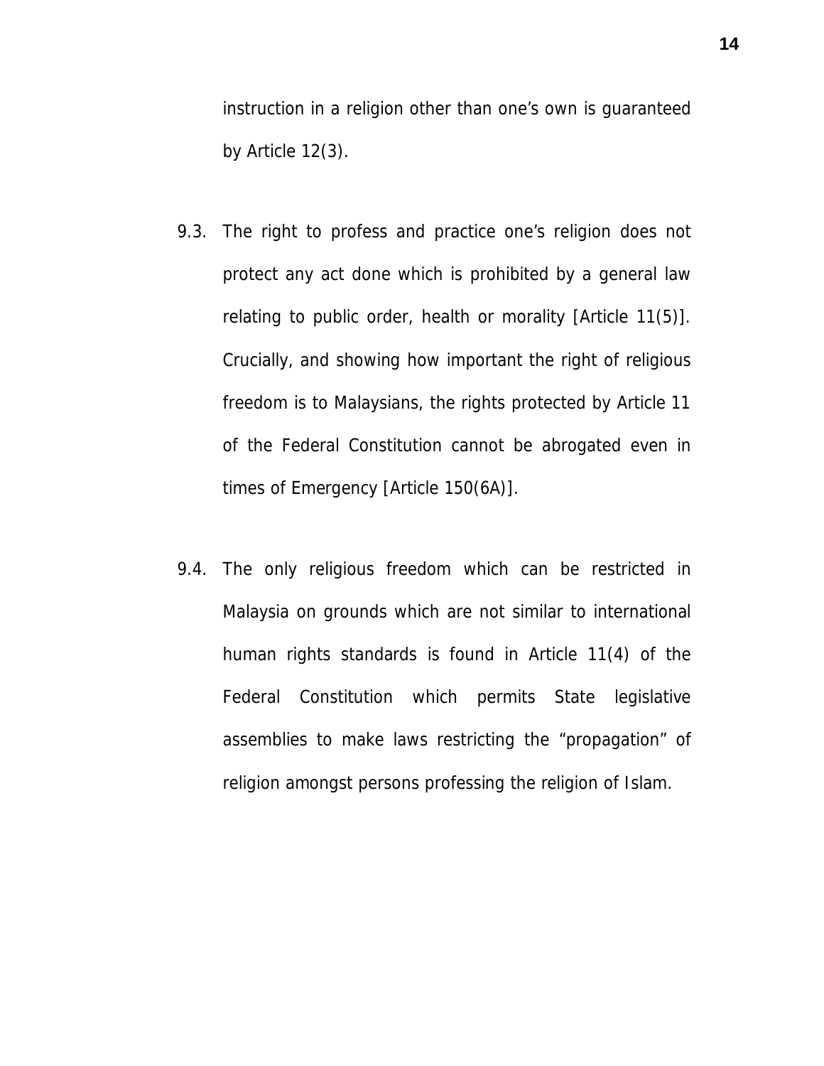instruction in a religion other than one's own is guaranteed by Article 12(3).

9.3. The right to profess and practice one's religion does not protect any act done which is prohibited by a general law relating to public order, health or morality [Article 11(5)]. Crucially, and showing how important the right of religious freedom is to Malaysians, the rights protected by Article 11 of the Federal Constitution cannot be abrogated even in times of Emergency [Article 150(6A)].

9.4. The only religious freedom which can be restricted in Malaysia on grounds which are not similar to international human rights standards is found in Article 11(4) of the Federal Constitution which permits State legislative assemblies to make laws restricting the "propagation" of religion amongst persons professing the religion of Islam.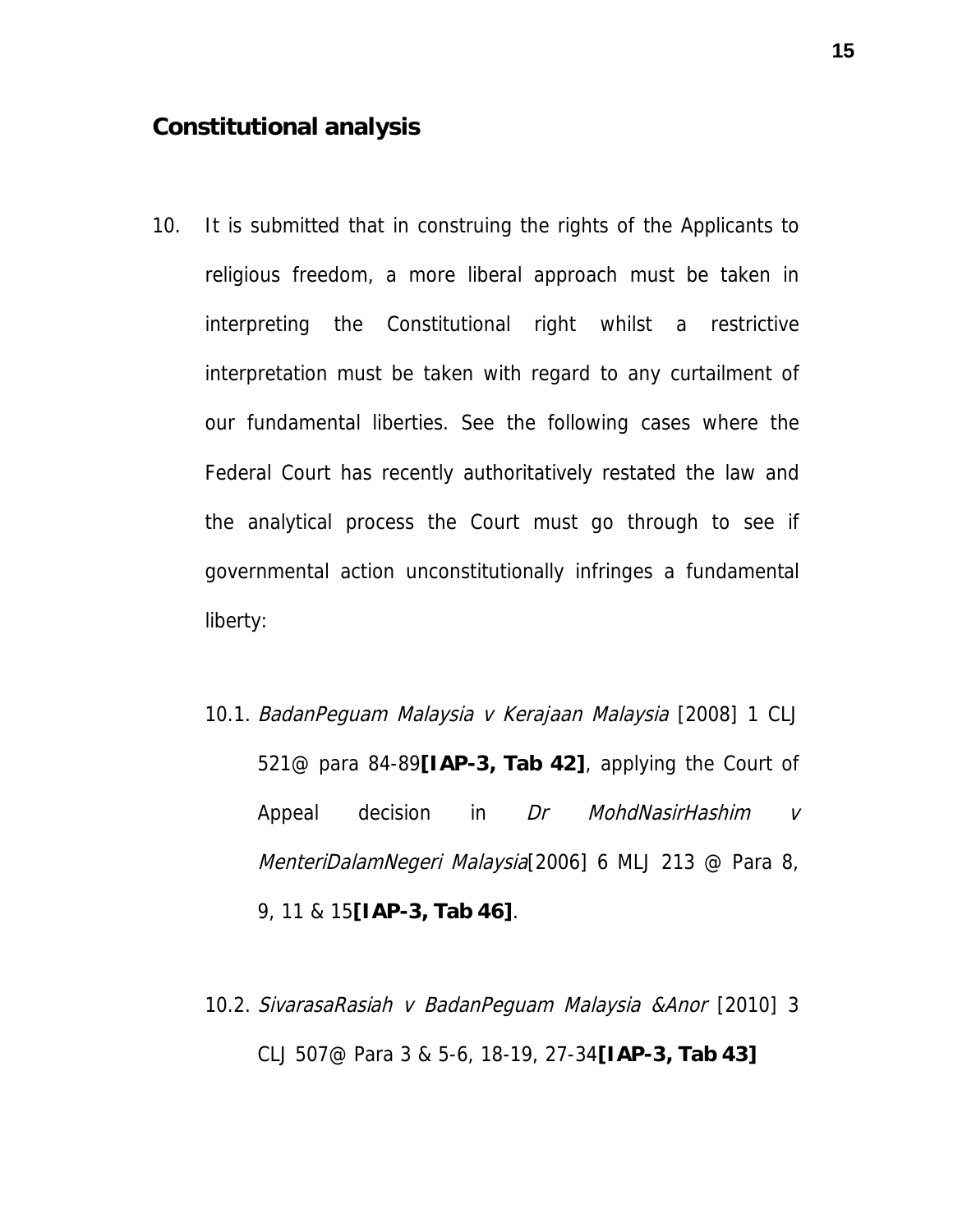## Constitutional analysis

10. It is submitted that in construing the rights of the Applicants to religious freedom, a more liberal approach must be taken in interpreting the Constitutional right whilst a restrictive interpretation must be taken with regard to any curtailment of our fundamental liberties. See the following cases where the Federal Court has recently authoritatively restated the law and the analytical process the Court must go through to see if governmental action unconstitutionally infringes a fundamental liberty:

    10.1. *BadanPeguam Malaysia v Kerajaan Malaysia* [2008] 1 CLJ 521@ para 84-89**[IAP-3, Tab 42]**, applying the Court of Appeal decision in *Dr MohdNasirHashim v MenteriDalamNegeri Malaysia*[2006] 6 MLJ 213 @ Para 8, 9, 11 & 15**[IAP-3, Tab 46]**.

    10.2. *SivarasaRasiah v BadanPeguam Malaysia &Anor* [2010] 3 CLJ 507@ Para 3 & 5-6, 18-19, 27-34**[IAP-3, Tab 43]**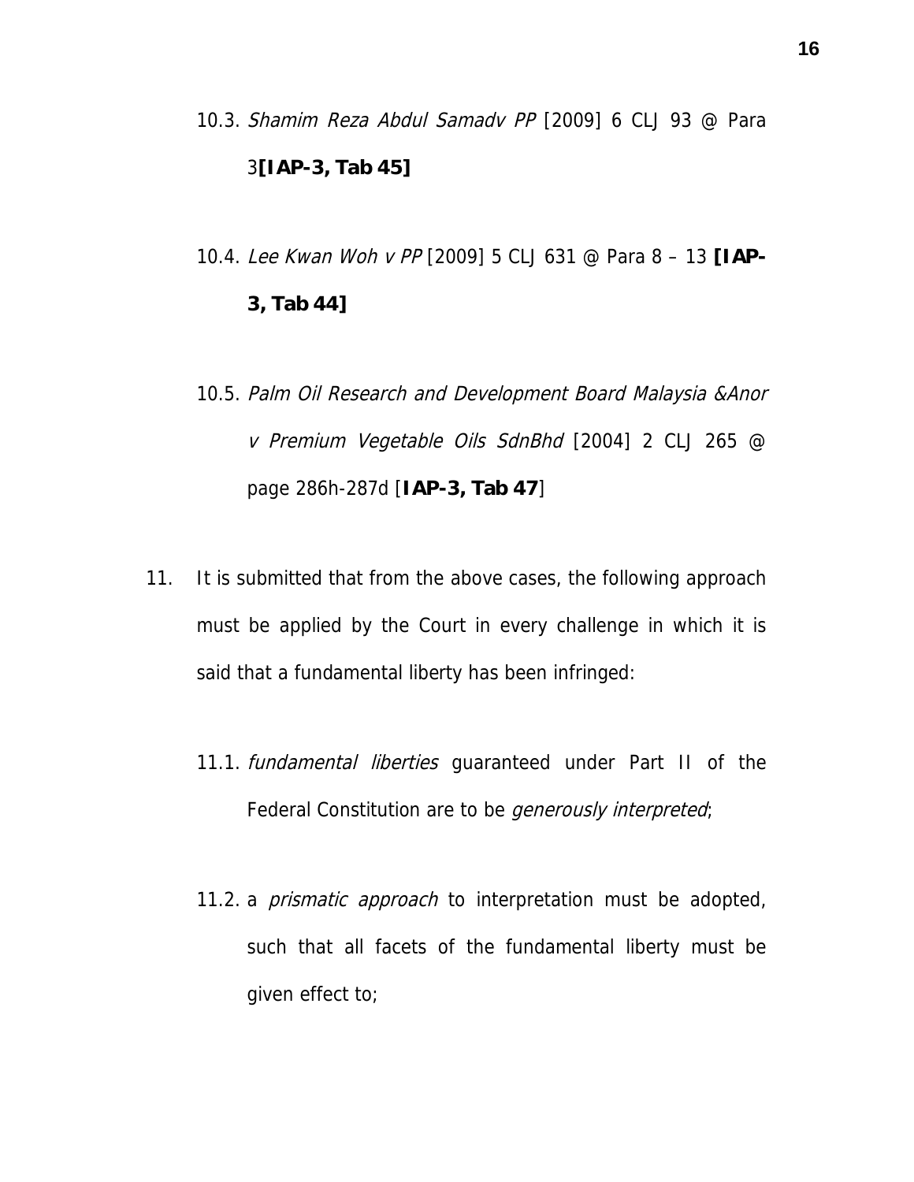10.3. *Shamim Reza Abdul Samadv PP* [2009] 6 CLJ 93 @ Para 3**[IAP-3, Tab 45]**

10.4. *Lee Kwan Woh v PP* [2009] 5 CLJ 631 @ Para 8 – 13 **[IAP-3, Tab 44]**

10.5. *Palm Oil Research and Development Board Malaysia &Anor v Premium Vegetable Oils SdnBhd* [2004] 2 CLJ 265 @ page 286h-287d [**IAP-3, Tab 47**]

11. It is submitted that from the above cases, the following approach must be applied by the Court in every challenge in which it is said that a fundamental liberty has been infringed:

    11.1. *fundamental liberties* guaranteed under Part II of the Federal Constitution are to be *generously interpreted*;

    11.2. a *prismatic approach* to interpretation must be adopted, such that all facets of the fundamental liberty must be given effect to;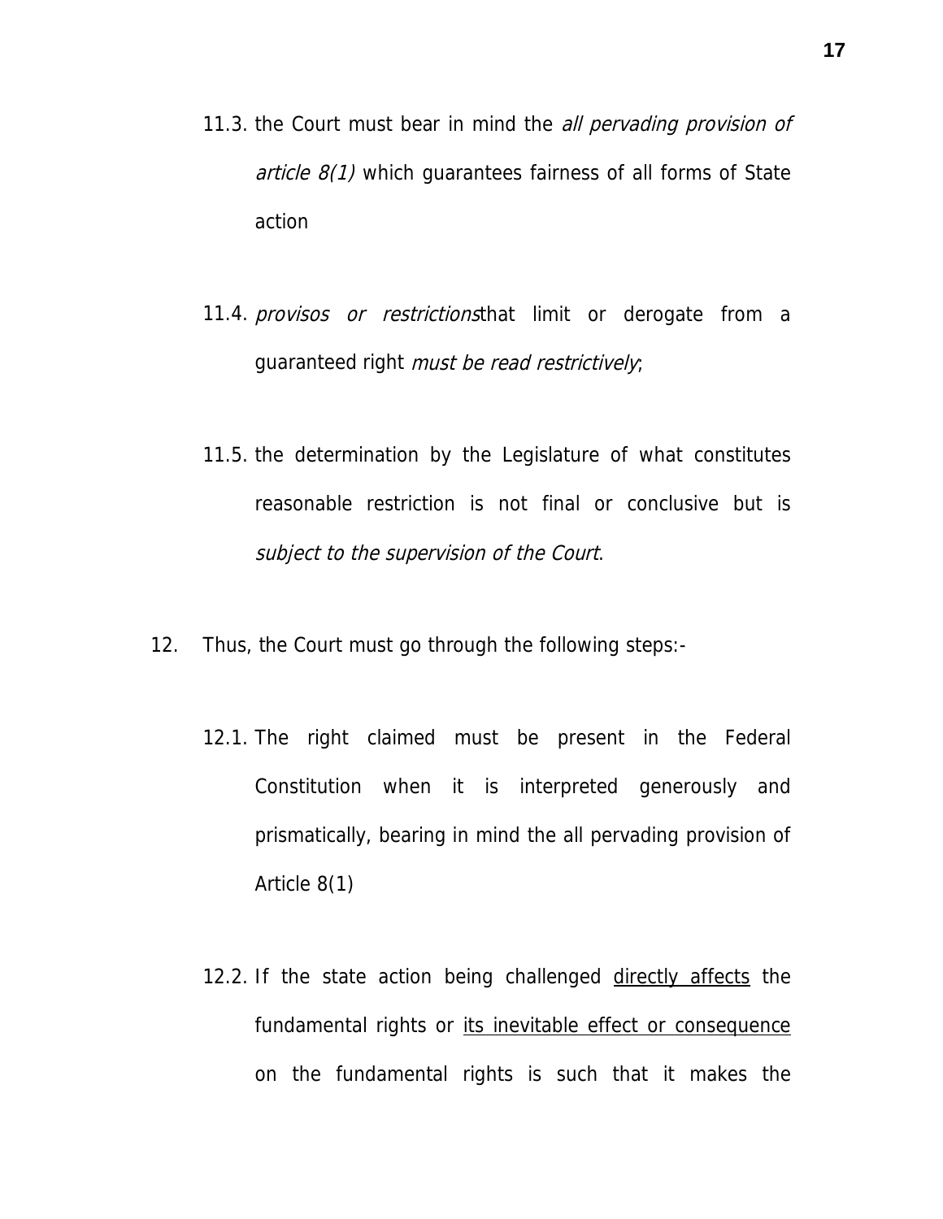11.3. the Court must bear in mind the *all pervading provision of article 8(1)* which guarantees fairness of all forms of State action

11.4. *provisos or restrictions*that limit or derogate from a guaranteed right *must be read restrictively*;

11.5. the determination by the Legislature of what constitutes reasonable restriction is not final or conclusive but is *subject to the supervision of the Court*.

12. Thus, the Court must go through the following steps:-

12.1. The right claimed must be present in the Federal Constitution when it is interpreted generously and prismatically, bearing in mind the all pervading provision of Article 8(1)

12.2. If the state action being challenged <u>directly affects</u> the fundamental rights or <u>its inevitable effect or consequence</u> on the fundamental rights is such that it makes the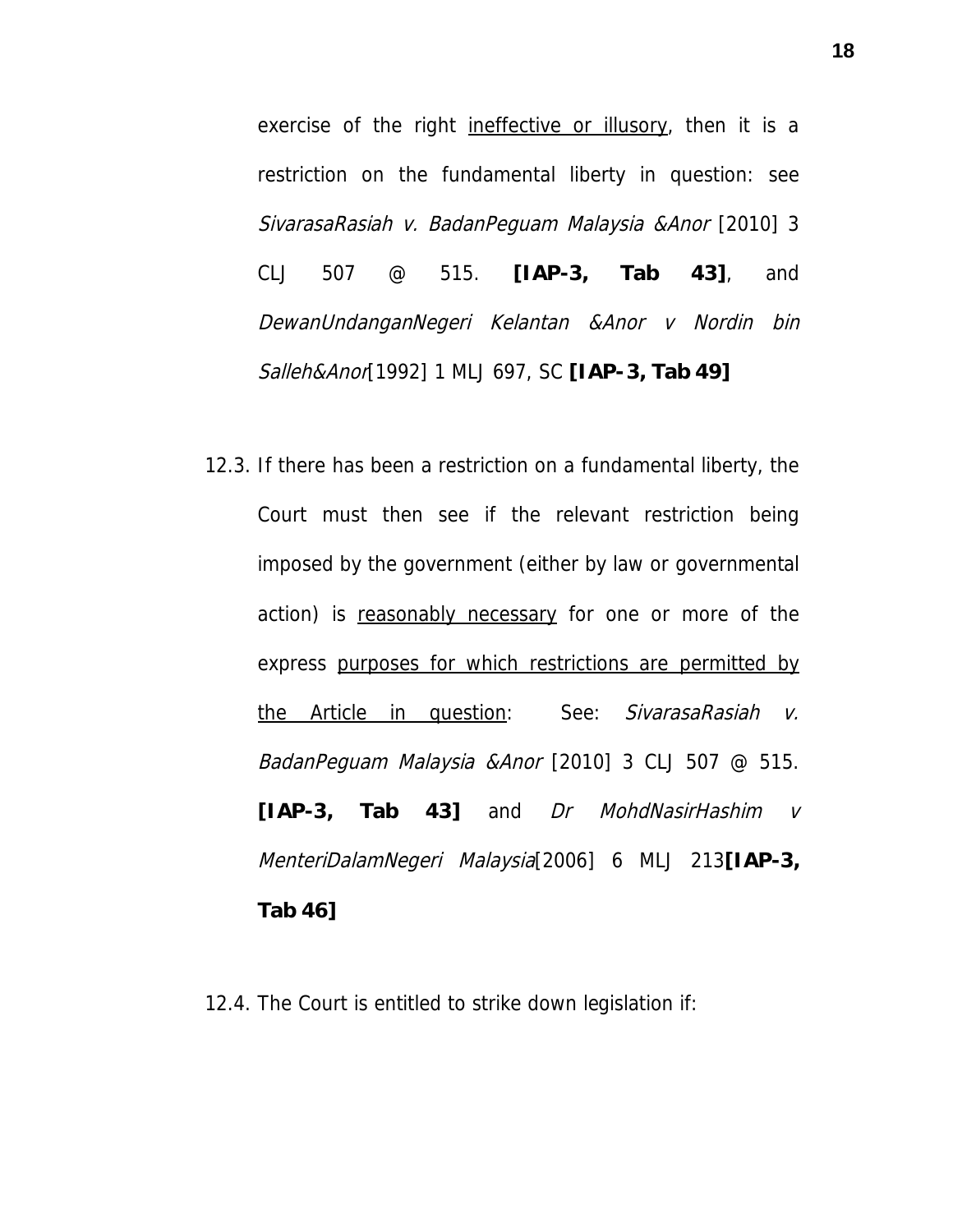exercise of the right <u>ineffective or illusory</u>, then it is a restriction on the fundamental liberty in question: see *SivarasaRasiah v. BadanPeguam Malaysia &Anor* [2010] 3 CLJ 507 @ 515. **[IAP-3, Tab 43]**, and *DewanUndanganNegeri Kelantan &Anor v Nordin bin Salleh&Anor*[1992] 1 MLJ 697, SC **[IAP-3, Tab 49]**

12.3. If there has been a restriction on a fundamental liberty, the Court must then see if the relevant restriction being imposed by the government (either by law or governmental action) is <u>reasonably necessary</u> for one or more of the express <u>purposes for which restrictions are permitted by the Article in question</u>: See: *SivarasaRasiah v. BadanPeguam Malaysia &Anor* [2010] 3 CLJ 507 @ 515. **[IAP-3, Tab 43]** and *Dr MohdNasirHashim v MenteriDalamNegeri Malaysia*[2006] 6 MLJ 213**[IAP-3, Tab 46]**

12.4. The Court is entitled to strike down legislation if: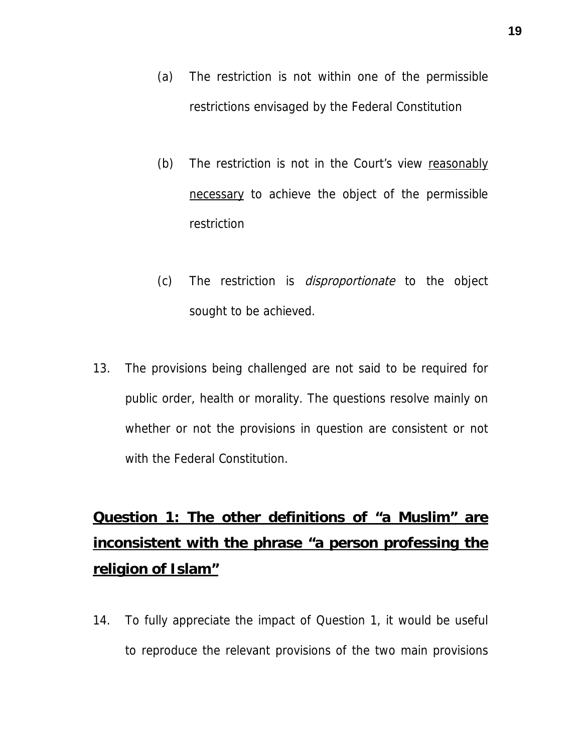(a) The restriction is not within one of the permissible restrictions envisaged by the Federal Constitution

(b) The restriction is not in the Court's view <u>reasonably necessary</u> to achieve the object of the permissible restriction

(c) The restriction is *disproportionate* to the object sought to be achieved.

13. The provisions being challenged are not said to be required for public order, health or morality. The questions resolve mainly on whether or not the provisions in question are consistent or not with the Federal Constitution.

## <u>Question 1: The other definitions of "a Muslim" are inconsistent with the phrase "a person professing the religion of Islam"</u>

14. To fully appreciate the impact of Question 1, it would be useful to reproduce the relevant provisions of the two main provisions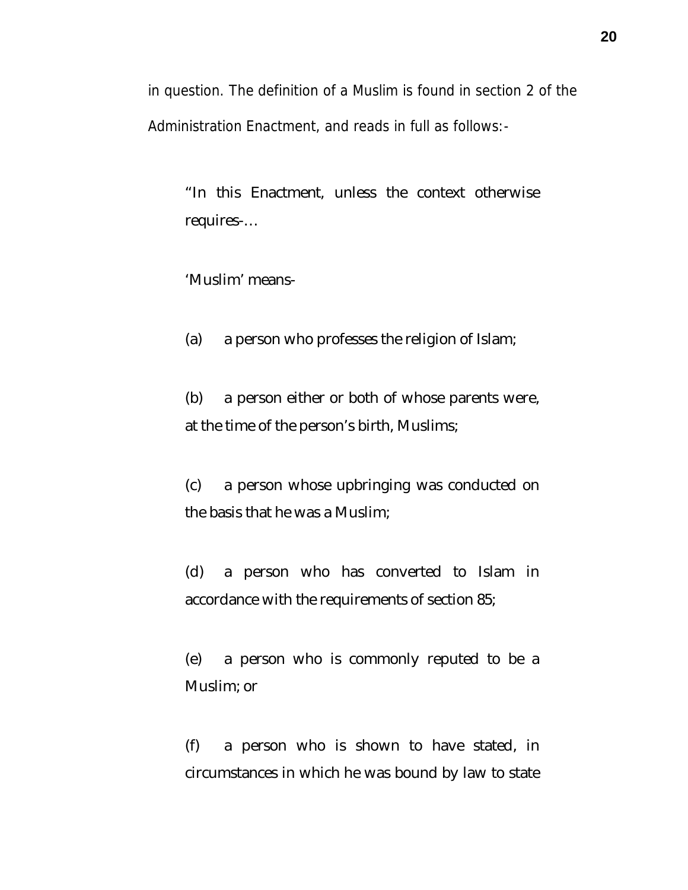in question. The definition of a Muslim is found in section 2 of the Administration Enactment, and reads in full as follows:-

> "In this Enactment, unless the context otherwise requires-…
>
> 'Muslim' means-
>
> (a) a person who professes the religion of Islam;
>
> (b) a person either or both of whose parents were, at the time of the person's birth, Muslims;
>
> (c) a person whose upbringing was conducted on the basis that he was a Muslim;
>
> (d) a person who has converted to Islam in accordance with the requirements of section 85;
>
> (e) a person who is commonly reputed to be a Muslim; or
>
> (f) a person who is shown to have stated, in circumstances in which he was bound by law to state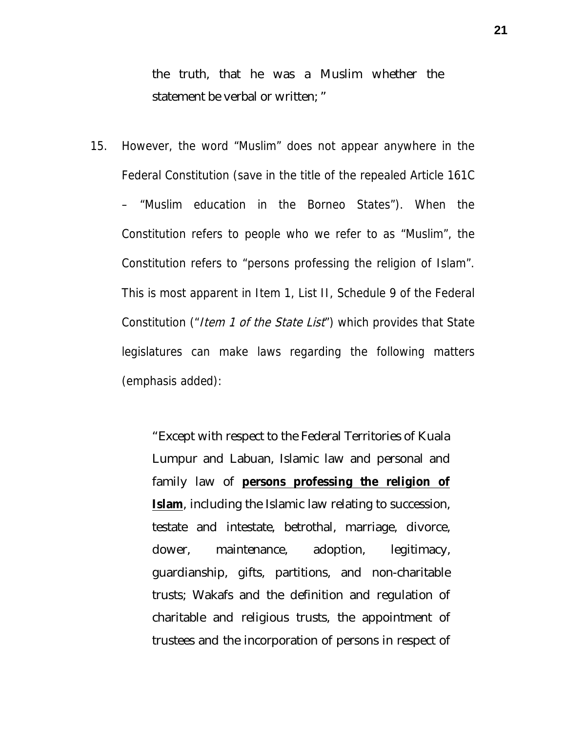the truth, that he was a Muslim whether the statement be verbal or written; "

15. However, the word "Muslim" does not appear anywhere in the Federal Constitution (save in the title of the repealed Article 161C – "Muslim education in the Borneo States"). When the Constitution refers to people who we refer to as "Muslim", the Constitution refers to "persons professing the religion of Islam". This is most apparent in Item 1, List II, Schedule 9 of the Federal Constitution ("*Item 1 of the State List*") which provides that State legislatures can make laws regarding the following matters (emphasis added):

> "Except with respect to the Federal Territories of Kuala Lumpur and Labuan, Islamic law and personal and family law of <u>**persons professing the religion of Islam**</u>, including the Islamic law relating to succession, testate and intestate, betrothal, marriage, divorce, dower, maintenance, adoption, legitimacy, guardianship, gifts, partitions, and non-charitable trusts; Wakafs and the definition and regulation of charitable and religious trusts, the appointment of trustees and the incorporation of persons in respect of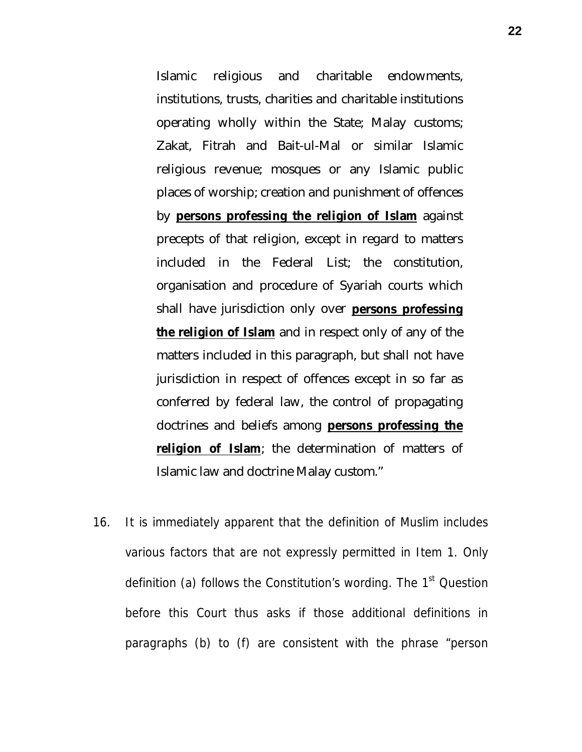> Islamic religious and charitable endowments, institutions, trusts, charities and charitable institutions operating wholly within the State; Malay customs; Zakat, Fitrah and Bait-ul-Mal or similar Islamic religious revenue; mosques or any Islamic public places of worship; creation and punishment of offences by **persons professing the religion of Islam** against precepts of that religion, except in regard to matters included in the Federal List; the constitution, organisation and procedure of Syariah courts which shall have jurisdiction only over **persons professing the religion of Islam** and in respect only of any of the matters included in this paragraph, but shall not have jurisdiction in respect of offences except in so far as conferred by federal law, the control of propagating doctrines and beliefs among **persons professing the religion of Islam**; the determination of matters of Islamic law and doctrine Malay custom."

16. It is immediately apparent that the definition of Muslim includes various factors that are not expressly permitted in Item 1. Only definition (a) follows the Constitution's wording. The 1st Question before this Court thus asks if those additional definitions in paragraphs (b) to (f) are consistent with the phrase "person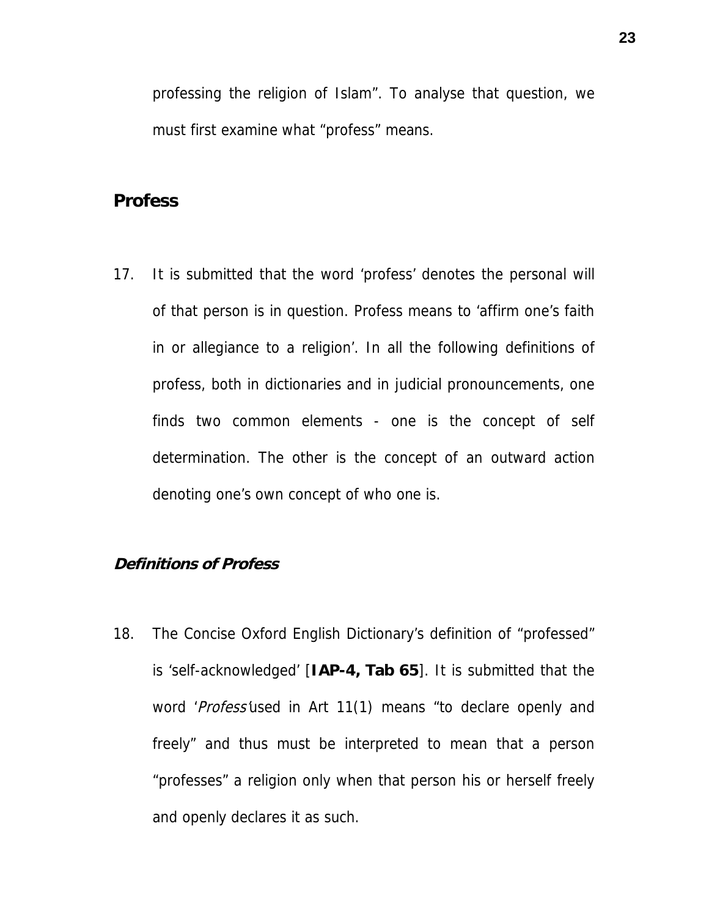professing the religion of Islam". To analyse that question, we must first examine what "profess" means.

## Profess

17. It is submitted that the word 'profess' denotes the personal will of that person is in question. Profess means to 'affirm one's faith in or allegiance to a religion'. In all the following definitions of profess, both in dictionaries and in judicial pronouncements, one finds two common elements - one is the concept of self determination. The other is the concept of an outward action denoting one's own concept of who one is.

### *Definitions of Profess*

18. The Concise Oxford English Dictionary's definition of "professed" is 'self-acknowledged' [**IAP-4, Tab 65**]. It is submitted that the word '*Profess*'used in Art 11(1) means "to declare openly and freely" and thus must be interpreted to mean that a person "professes" a religion only when that person his or herself freely and openly declares it as such.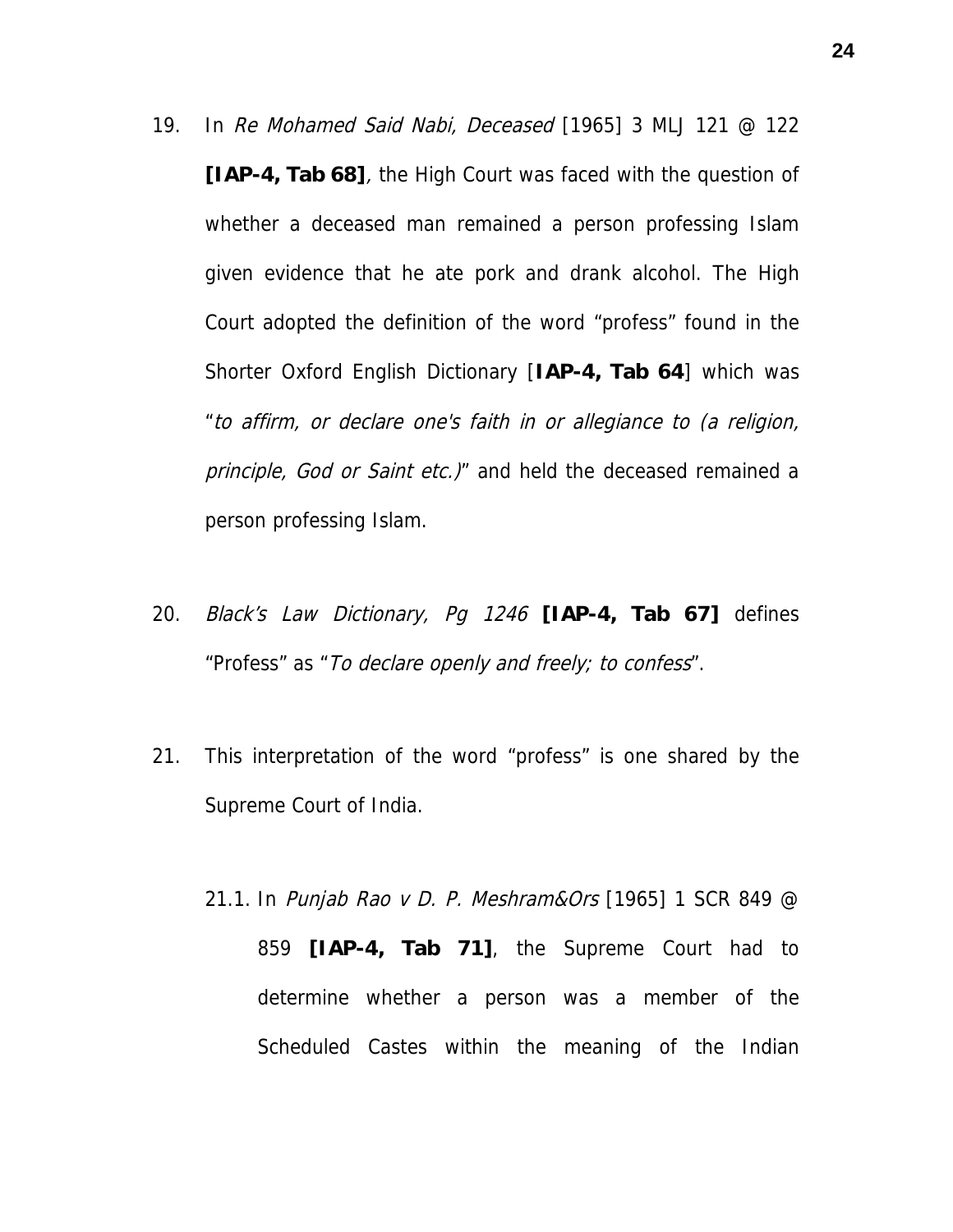19. In *Re Mohamed Said Nabi, Deceased* [1965] 3 MLJ 121 @ 122 **[IAP-4, Tab 68]**, the High Court was faced with the question of whether a deceased man remained a person professing Islam given evidence that he ate pork and drank alcohol. The High Court adopted the definition of the word "profess" found in the Shorter Oxford English Dictionary [**IAP-4, Tab 64**] which was "*to affirm, or declare one's faith in or allegiance to (a religion, principle, God or Saint etc.)*" and held the deceased remained a person professing Islam.

20. *Black's Law Dictionary, Pg 1246* **[IAP-4, Tab 67]** defines "Profess" as "*To declare openly and freely; to confess*".

21. This interpretation of the word "profess" is one shared by the Supreme Court of India.

    21.1. In *Punjab Rao v D. P. Meshram&Ors* [1965] 1 SCR 849 @ 859 **[IAP-4, Tab 71]**, the Supreme Court had to determine whether a person was a member of the Scheduled Castes within the meaning of the Indian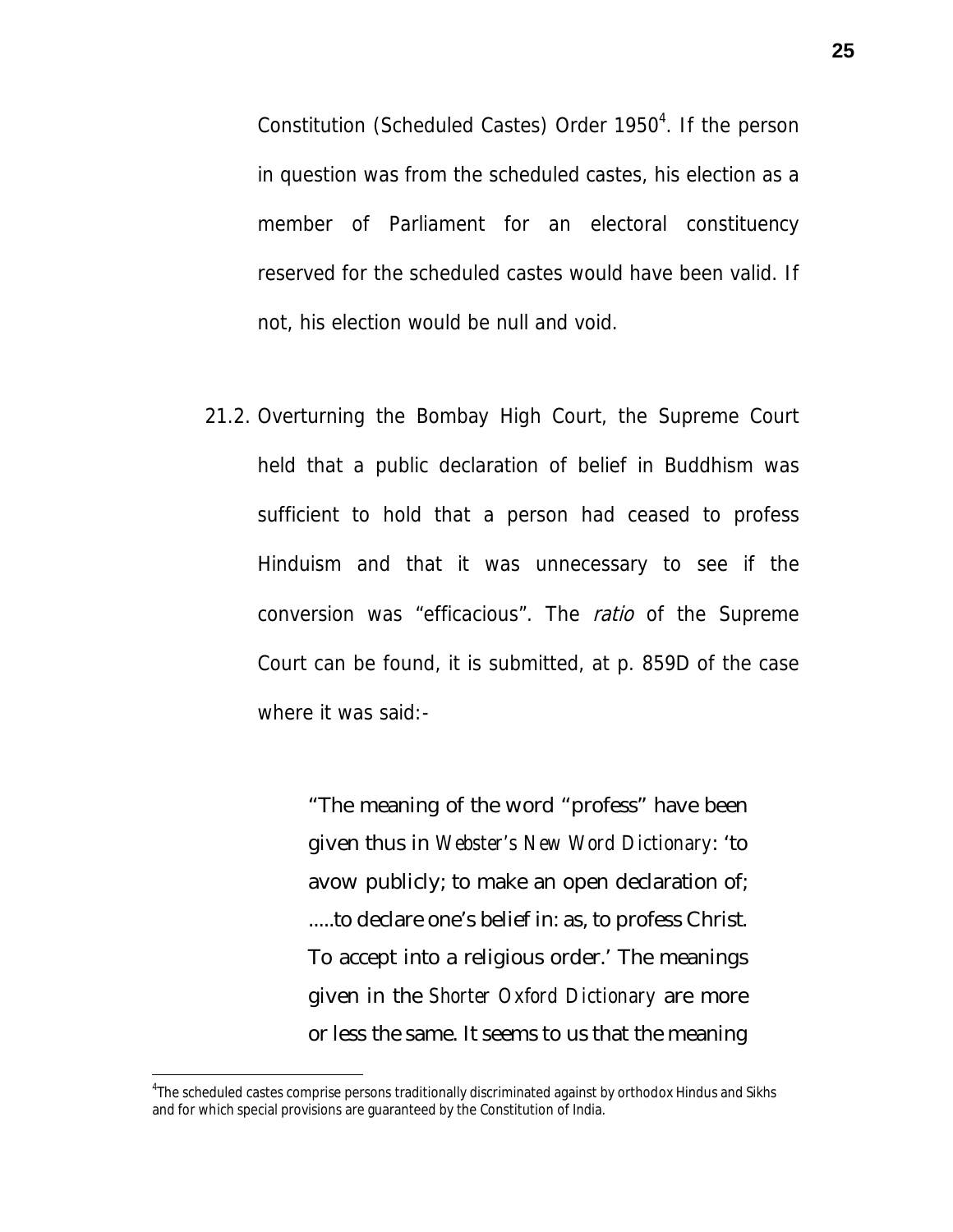Constitution (Scheduled Castes) Order 1950[4]. If the person in question was from the scheduled castes, his election as a member of Parliament for an electoral constituency reserved for the scheduled castes would have been valid. If not, his election would be null and void.

21.2. Overturning the Bombay High Court, the Supreme Court held that a public declaration of belief in Buddhism was sufficient to hold that a person had ceased to profess Hinduism and that it was unnecessary to see if the conversion was "efficacious". The *ratio* of the Supreme Court can be found, it is submitted, at p. 859D of the case where it was said:-

> "The meaning of the word "profess" have been given thus in *Webster's New Word Dictionary*: 'to avow publicly; to make an open declaration of; .....to declare one's belief in: as, to profess Christ. To accept into a religious order.' The meanings given in the *Shorter Oxford Dictionary* are more or less the same. It seems to us that the meaning

[4] The scheduled castes comprise persons traditionally discriminated against by orthodox Hindus and Sikhs and for which special provisions are guaranteed by the Constitution of India.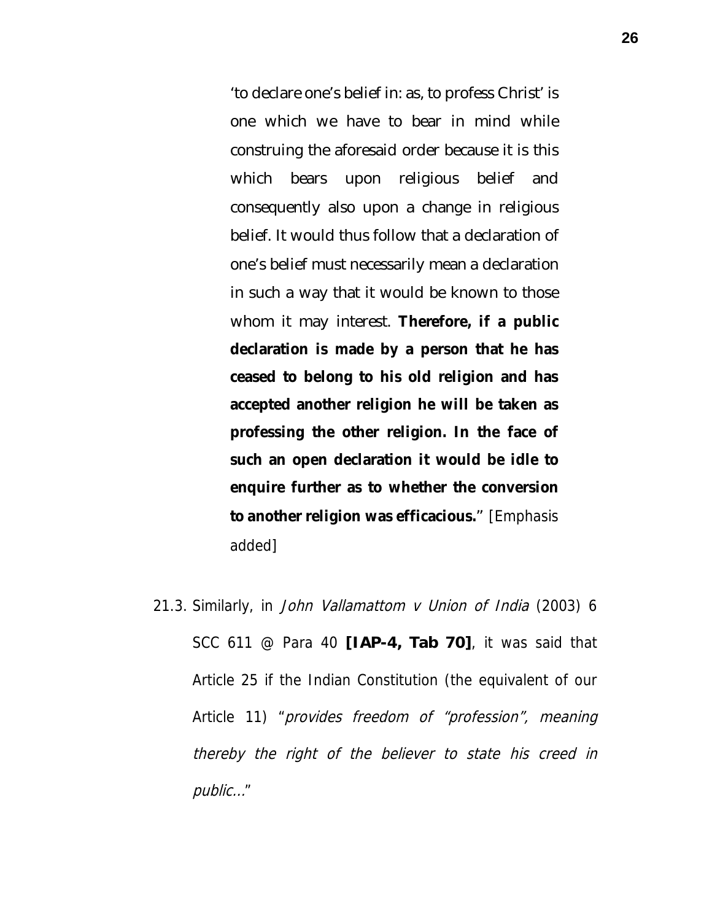'to declare one's belief in: as, to profess Christ' is one which we have to bear in mind while construing the aforesaid order because it is this which bears upon religious belief and consequently also upon a change in religious belief. It would thus follow that a declaration of one's belief must necessarily mean a declaration in such a way that it would be known to those whom it may interest. **Therefore, if a public declaration is made by a person that he has ceased to belong to his old religion and has accepted another religion he will be taken as professing the other religion. In the face of such an open declaration it would be idle to enquire further as to whether the conversion to another religion was efficacious.**" [Emphasis added]

21.3. Similarly, in *John Vallamattom v Union of India* (2003) 6 SCC 611 @ Para 40 **[IAP-4, Tab 70]**, it was said that Article 25 if the Indian Constitution (the equivalent of our Article 11) "*provides freedom of "profession", meaning thereby the right of the believer to state his creed in public...*"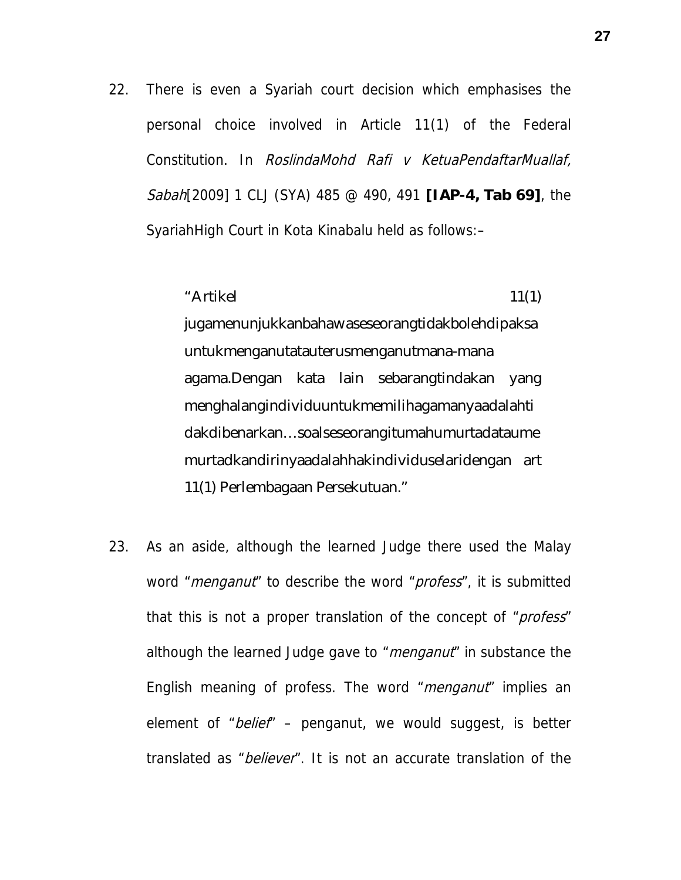22. There is even a Syariah court decision which emphasises the personal choice involved in Article 11(1) of the Federal Constitution. In *RoslindaMohd Rafi v KetuaPendaftarMuallaf, Sabah*[2009] 1 CLJ (SYA) 485 @ 490, 491 **[IAP-4, Tab 69]**, the SyariahHigh Court in Kota Kinabalu held as follows:–

> "Artikel 11(1) jugamenunjukkanbahawaseseorangtidakbolehdipaksa untukmenganutatauterusmenganutmana-mana agama.Dengan kata lain sebarangtindakan yang menghalangindividuuntukmemilihagamanyaadalahti dakdibenarkan…soalseseorangitumahumurtadataume murtadkandirinyaadalahhakindividuselaridengan art 11(1) Perlembagaan Persekutuan."

23. As an aside, although the learned Judge there used the Malay word "*menganut*" to describe the word "*profess*", it is submitted that this is not a proper translation of the concept of "*profess*" although the learned Judge gave to "*menganut*" in substance the English meaning of profess. The word "*menganut*" implies an element of "*belief*" – penganut, we would suggest, is better translated as "*believer*". It is not an accurate translation of the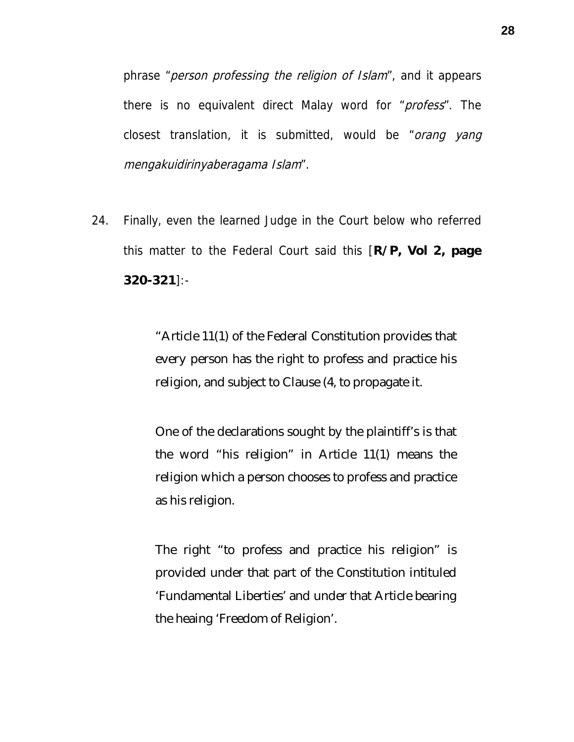phrase "*person professing the religion of Islam*", and it appears there is no equivalent direct Malay word for "*profess*". The closest translation, it is submitted, would be "*orang yang mengakuidirinyaberagama Islam*".

24. Finally, even the learned Judge in the Court below who referred this matter to the Federal Court said this [**R/P, Vol 2, page 320-321**]:-

> "Article 11(1) of the Federal Constitution provides that every person has the right to profess and practice his religion, and subject to Clause (4, to propagate it.
>
> One of the declarations sought by the plaintiff's is that the word "his religion" in Article 11(1) means the religion which a person chooses to profess and practice as his religion.
>
> The right "to profess and practice his religion" is provided under that part of the Constitution intituled 'Fundamental Liberties' and under that Article bearing the heaing 'Freedom of Religion'.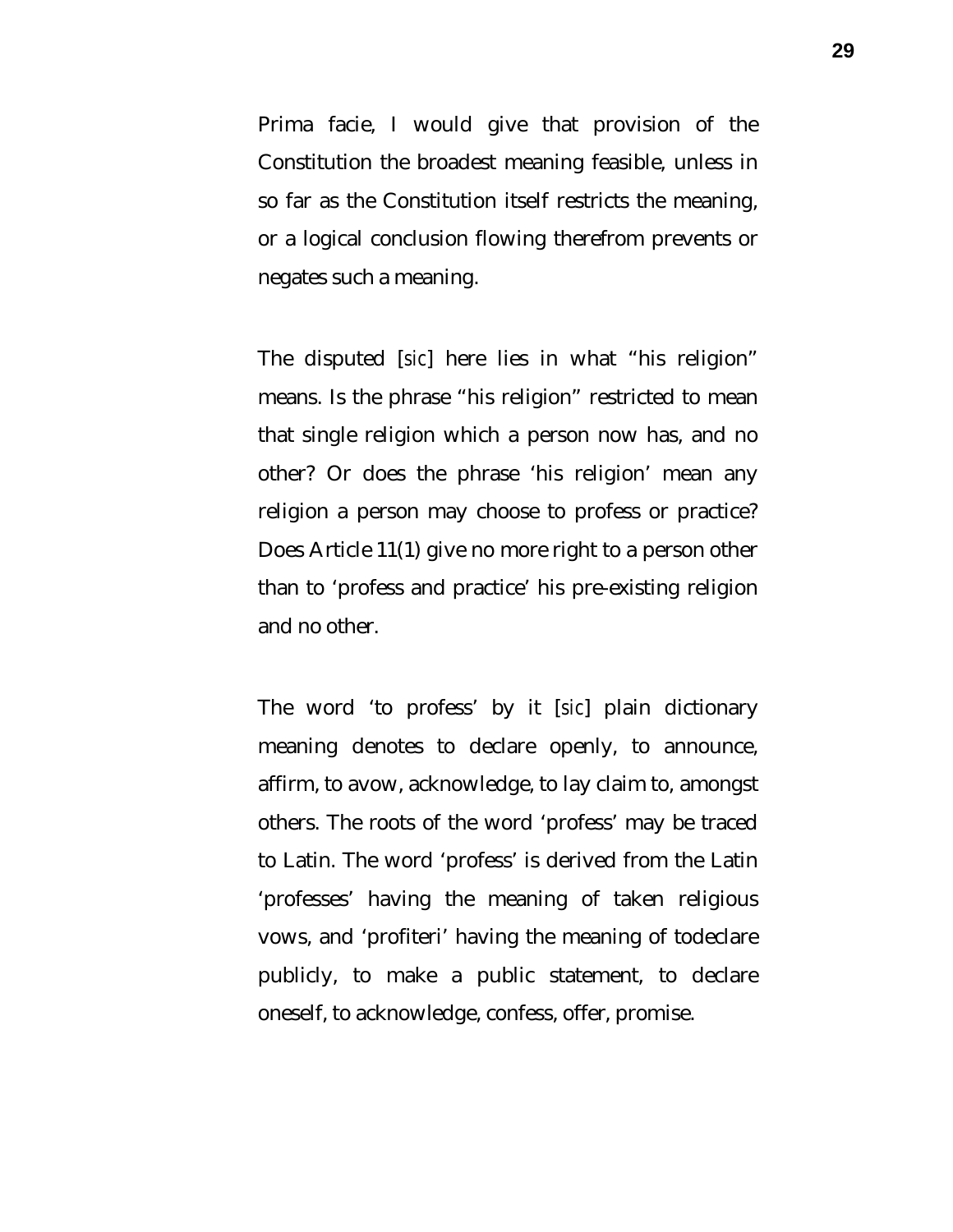Prima facie, I would give that provision of the Constitution the broadest meaning feasible, unless in so far as the Constitution itself restricts the meaning, or a logical conclusion flowing therefrom prevents or negates such a meaning.

The disputed [*sic*] here lies in what "his religion" means. Is the phrase "his religion" restricted to mean that single religion which a person now has, and no other? Or does the phrase 'his religion' mean any religion a person may choose to profess or practice? Does Article 11(1) give no more right to a person other than to 'profess and practice' his pre-existing religion and no other.

The word 'to profess' by it [*sic*] plain dictionary meaning denotes to declare openly, to announce, affirm, to avow, acknowledge, to lay claim to, amongst others. The roots of the word 'profess' may be traced to Latin. The word 'profess' is derived from the Latin 'professes' having the meaning of taken religious vows, and 'profiteri' having the meaning of todeclare publicly, to make a public statement, to declare oneself, to acknowledge, confess, offer, promise.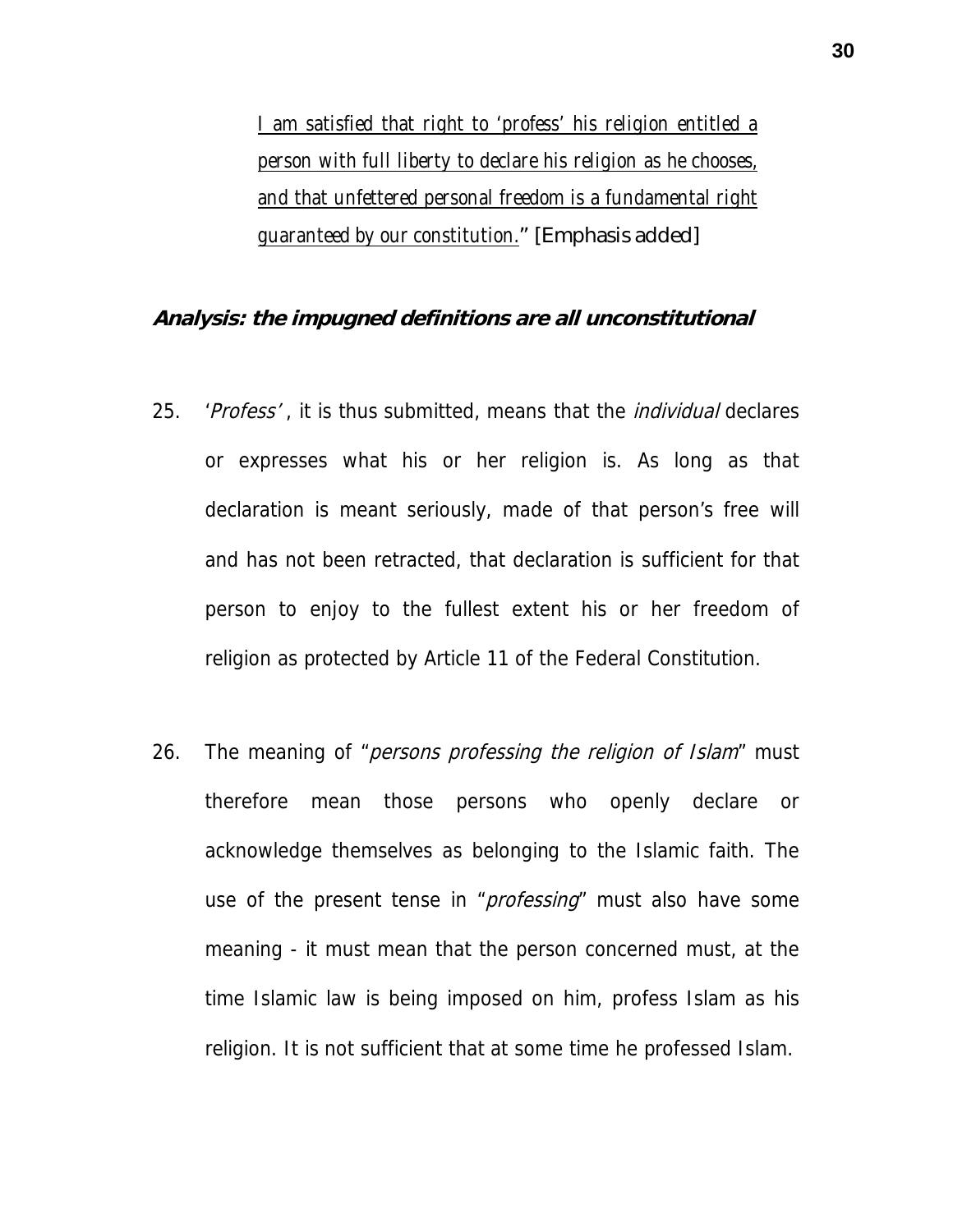*I am satisfied that right to 'profess' his religion entitled a person with full liberty to declare his religion as he chooses, and that unfettered personal freedom is a fundamental right guaranteed by our constitution.*" [Emphasis added]

### **Analysis: the impugned definitions are all unconstitutional**

25. '*Profess*', it is thus submitted, means that the *individual* declares or expresses what his or her religion is. As long as that declaration is meant seriously, made of that person's free will and has not been retracted, that declaration is sufficient for that person to enjoy to the fullest extent his or her freedom of religion as protected by Article 11 of the Federal Constitution.

26. The meaning of "*persons professing the religion of Islam*" must therefore mean those persons who openly declare or acknowledge themselves as belonging to the Islamic faith. The use of the present tense in "*professing*" must also have some meaning - it must mean that the person concerned must, at the time Islamic law is being imposed on him, profess Islam as his religion. It is not sufficient that at some time he professed Islam.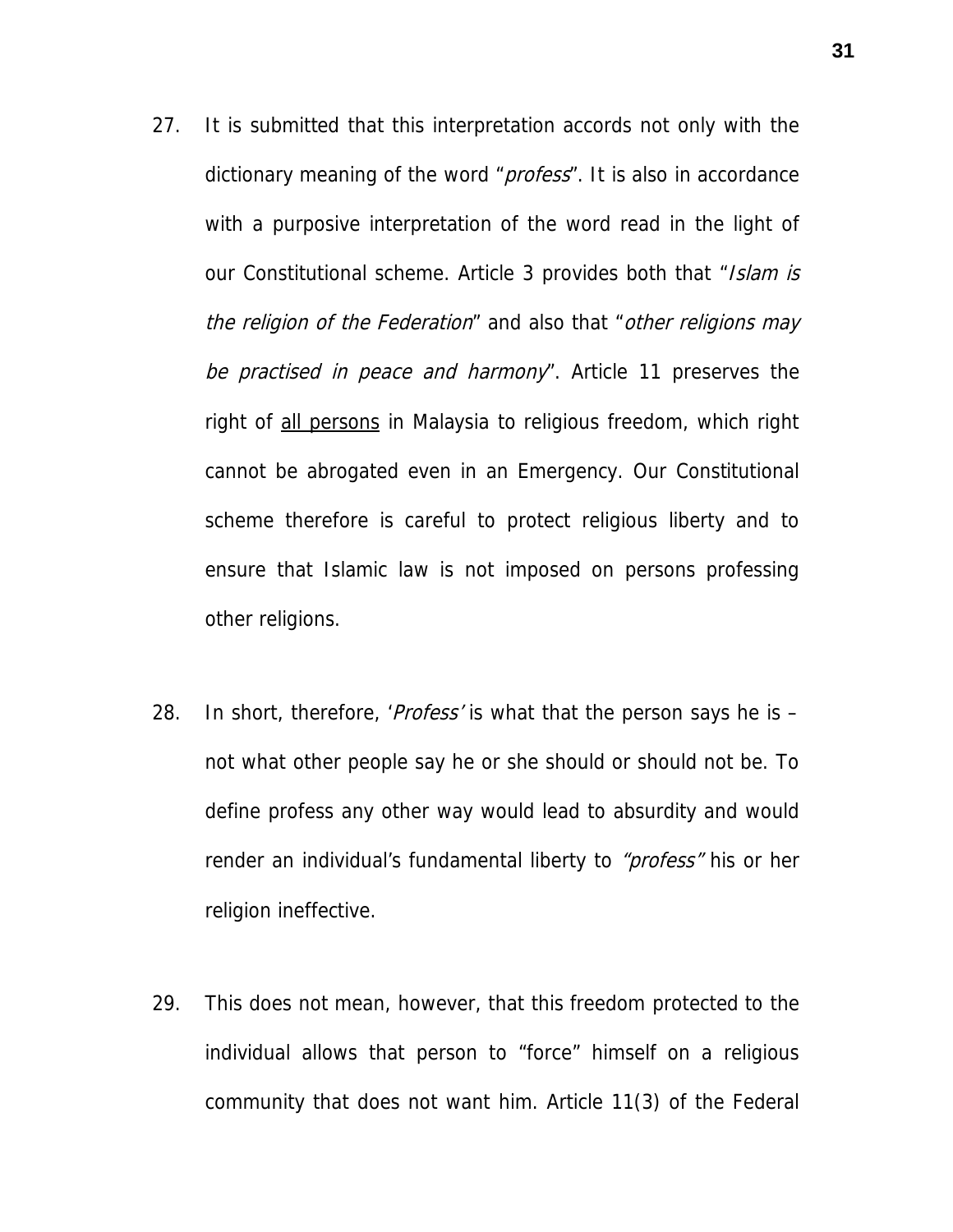27. It is submitted that this interpretation accords not only with the dictionary meaning of the word "*profess*". It is also in accordance with a purposive interpretation of the word read in the light of our Constitutional scheme. Article 3 provides both that "*Islam is the religion of the Federation*" and also that "*other religions may be practised in peace and harmony*". Article 11 preserves the right of <u>all persons</u> in Malaysia to religious freedom, which right cannot be abrogated even in an Emergency. Our Constitutional scheme therefore is careful to protect religious liberty and to ensure that Islamic law is not imposed on persons professing other religions.

28. In short, therefore, '*Profess*' is what that the person says he is – not what other people say he or she should or should not be. To define profess any other way would lead to absurdity and would render an individual's fundamental liberty to *"profess"* his or her religion ineffective.

29. This does not mean, however, that this freedom protected to the individual allows that person to "force" himself on a religious community that does not want him. Article 11(3) of the Federal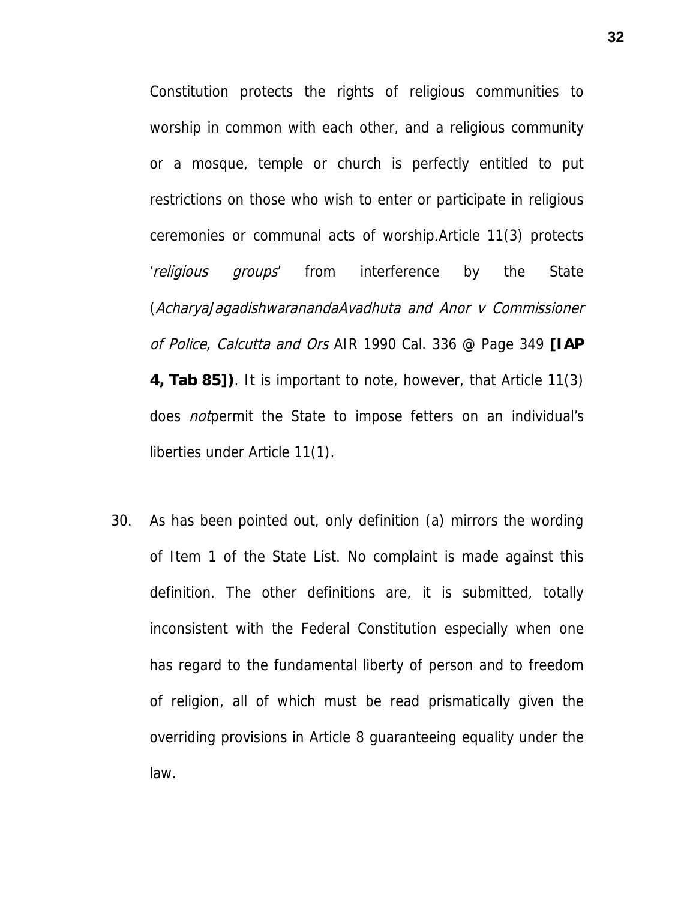Constitution protects the rights of religious communities to worship in common with each other, and a religious community or a mosque, temple or church is perfectly entitled to put restrictions on those who wish to enter or participate in religious ceremonies or communal acts of worship.Article 11(3) protects '*religious groups*' from interference by the State (*AcharyaJagadishwaranandaAvadhuta and Anor v Commissioner of Police, Calcutta and Ors* AIR 1990 Cal. 336 @ Page 349 **[IAP 4, Tab 85])**. It is important to note, however, that Article 11(3) does *not*permit the State to impose fetters on an individual's liberties under Article 11(1).

30. As has been pointed out, only definition (a) mirrors the wording of Item 1 of the State List. No complaint is made against this definition. The other definitions are, it is submitted, totally inconsistent with the Federal Constitution especially when one has regard to the fundamental liberty of person and to freedom of religion, all of which must be read prismatically given the overriding provisions in Article 8 guaranteeing equality under the law.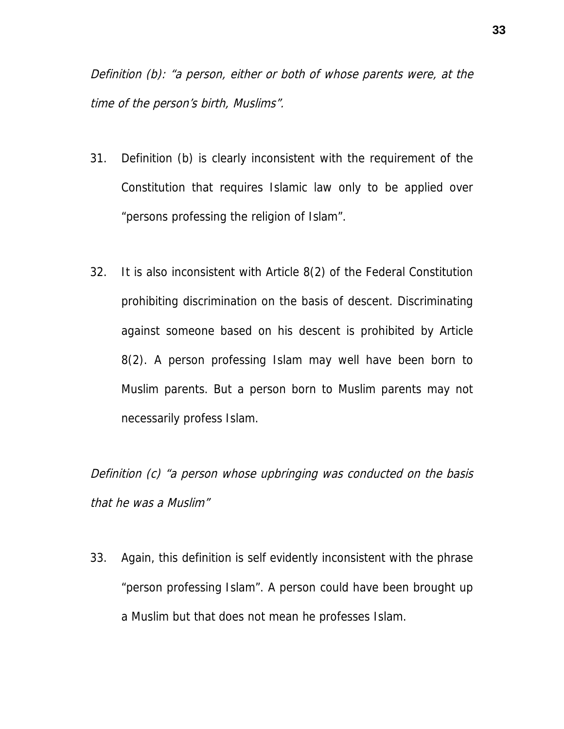*Definition (b): "a person, either or both of whose parents were, at the time of the person's birth, Muslims".*

31. Definition (b) is clearly inconsistent with the requirement of the Constitution that requires Islamic law only to be applied over "persons professing the religion of Islam".

32. It is also inconsistent with Article 8(2) of the Federal Constitution prohibiting discrimination on the basis of descent. Discriminating against someone based on his descent is prohibited by Article 8(2). A person professing Islam may well have been born to Muslim parents. But a person born to Muslim parents may not necessarily profess Islam.

*Definition (c) "a person whose upbringing was conducted on the basis that he was a Muslim"*

33. Again, this definition is self evidently inconsistent with the phrase "person professing Islam". A person could have been brought up a Muslim but that does not mean he professes Islam.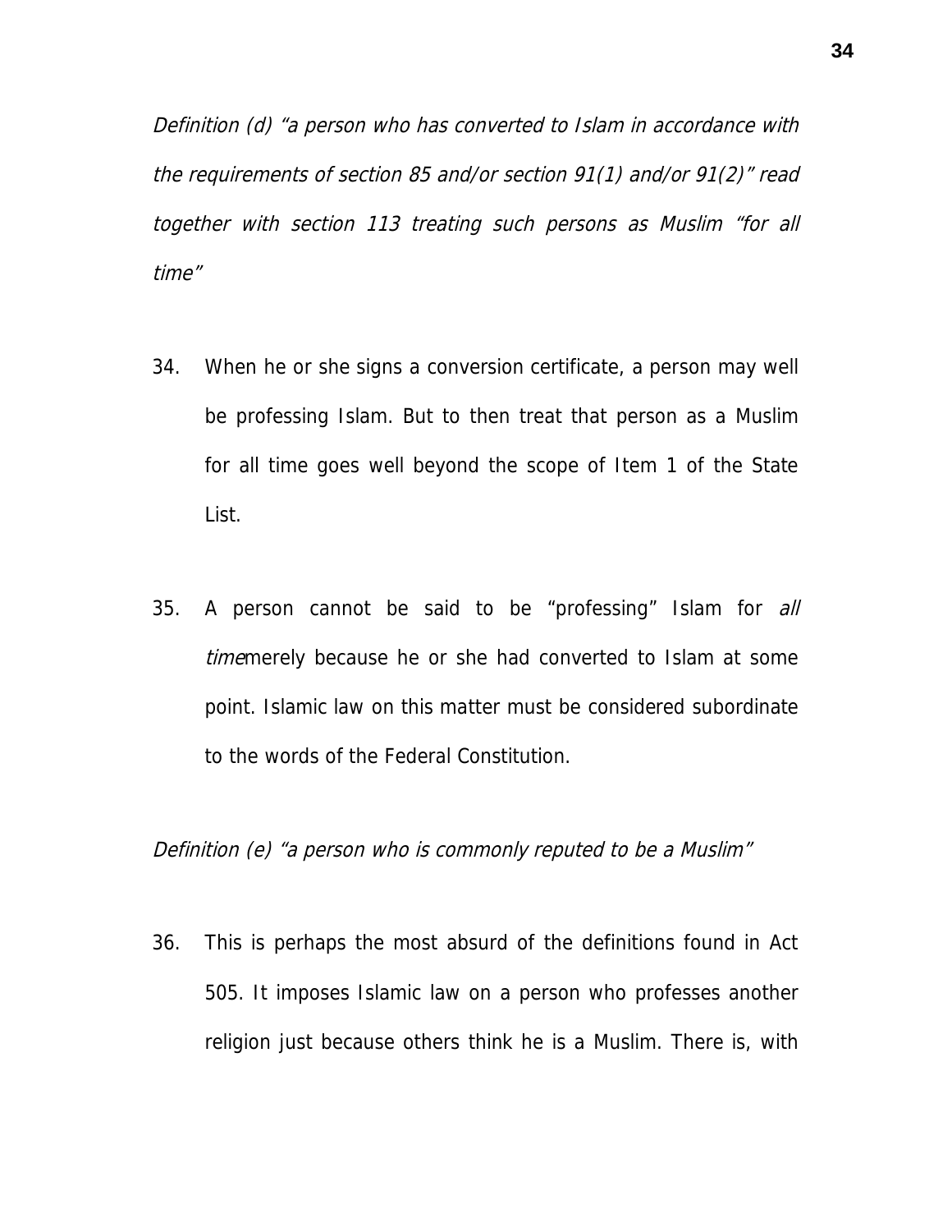*Definition (d) "a person who has converted to Islam in accordance with the requirements of section 85 and/or section 91(1) and/or 91(2)" read together with section 113 treating such persons as Muslim "for all time"*

34. When he or she signs a conversion certificate, a person may well be professing Islam. But to then treat that person as a Muslim for all time goes well beyond the scope of Item 1 of the State List.

35. A person cannot be said to be "professing" Islam for *all time*merely because he or she had converted to Islam at some point. Islamic law on this matter must be considered subordinate to the words of the Federal Constitution.

*Definition (e) "a person who is commonly reputed to be a Muslim"*

36. This is perhaps the most absurd of the definitions found in Act 505. It imposes Islamic law on a person who professes another religion just because others think he is a Muslim. There is, with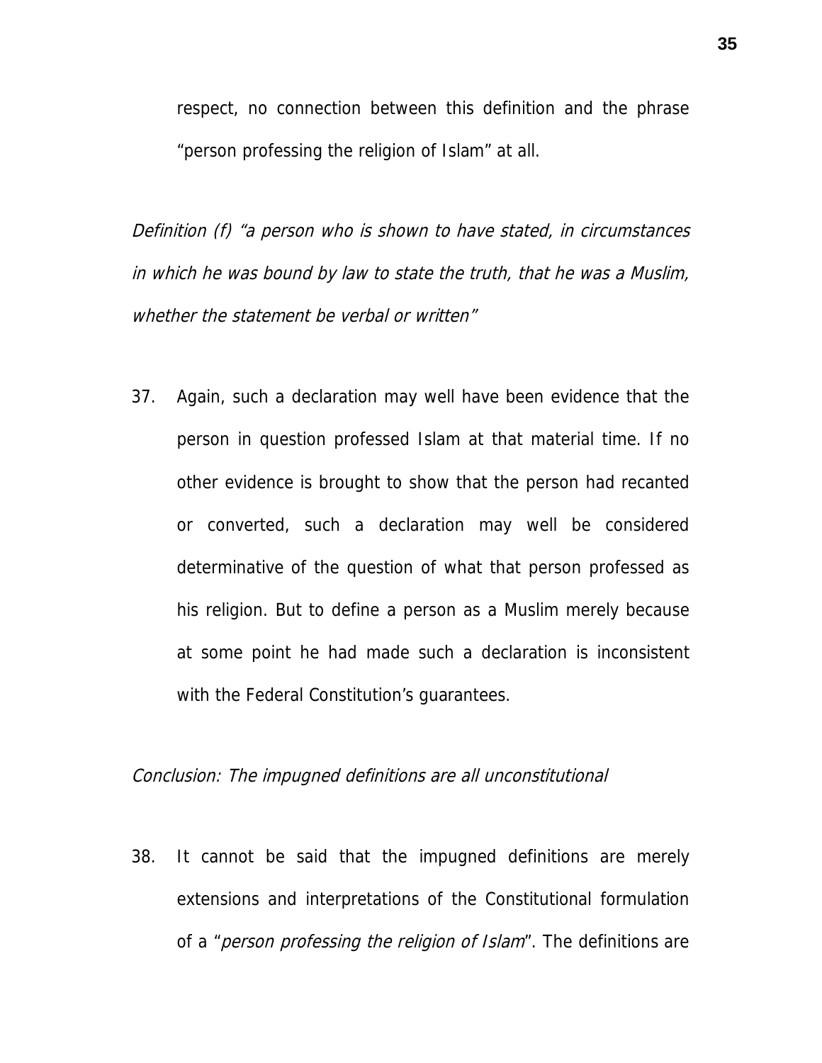respect, no connection between this definition and the phrase "person professing the religion of Islam" at all.

*Definition (f) "a person who is shown to have stated, in circumstances in which he was bound by law to state the truth, that he was a Muslim, whether the statement be verbal or written"*

37. Again, such a declaration may well have been evidence that the person in question professed Islam at that material time. If no other evidence is brought to show that the person had recanted or converted, such a declaration may well be considered determinative of the question of what that person professed as his religion. But to define a person as a Muslim merely because at some point he had made such a declaration is inconsistent with the Federal Constitution's guarantees.

*Conclusion: The impugned definitions are all unconstitutional*

38. It cannot be said that the impugned definitions are merely extensions and interpretations of the Constitutional formulation of a "*person professing the religion of Islam*". The definitions are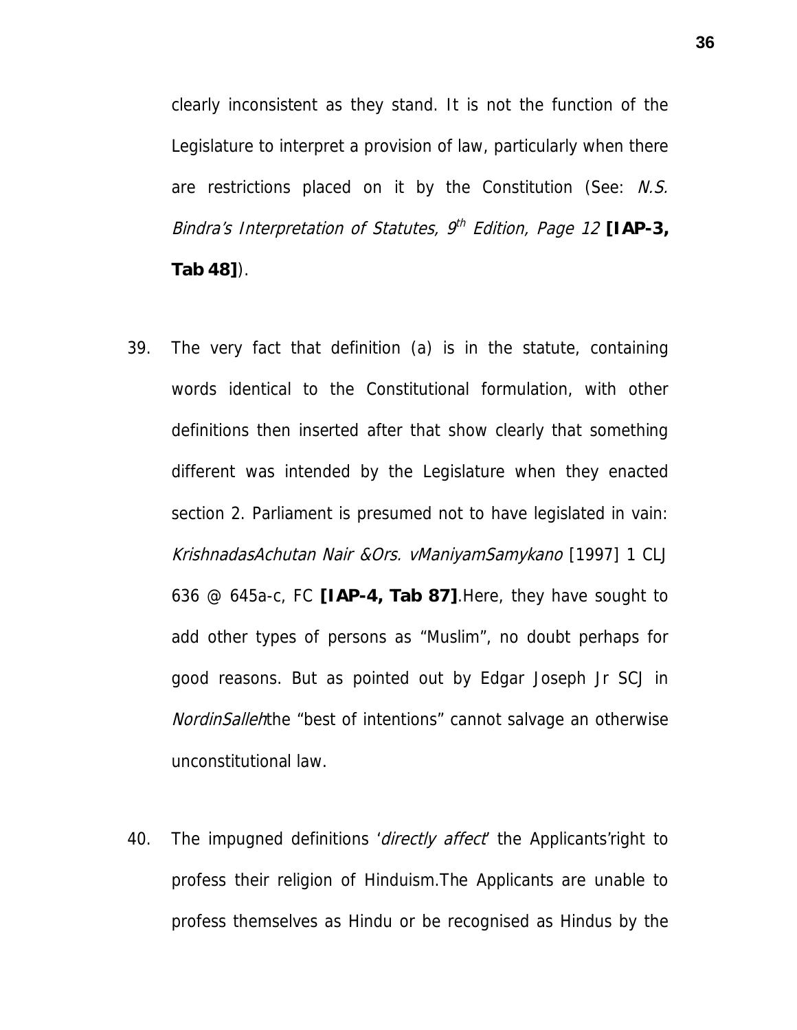clearly inconsistent as they stand. It is not the function of the Legislature to interpret a provision of law, particularly when there are restrictions placed on it by the Constitution (See: *N.S. Bindra's Interpretation of Statutes, 9th Edition, Page 12* **[IAP-3, Tab 48]**).

39. The very fact that definition (a) is in the statute, containing words identical to the Constitutional formulation, with other definitions then inserted after that show clearly that something different was intended by the Legislature when they enacted section 2. Parliament is presumed not to have legislated in vain: *KrishnadasAchutan Nair &Ors. vManiyamSamykano* [1997] 1 CLJ 636 @ 645a-c, FC **[IAP-4, Tab 87]**.Here, they have sought to add other types of persons as "Muslim", no doubt perhaps for good reasons. But as pointed out by Edgar Joseph Jr SCJ in *NordinSalleh*the "best of intentions" cannot salvage an otherwise unconstitutional law.

40. The impugned definitions '*directly affect*' the Applicants'right to profess their religion of Hinduism.The Applicants are unable to profess themselves as Hindu or be recognised as Hindus by the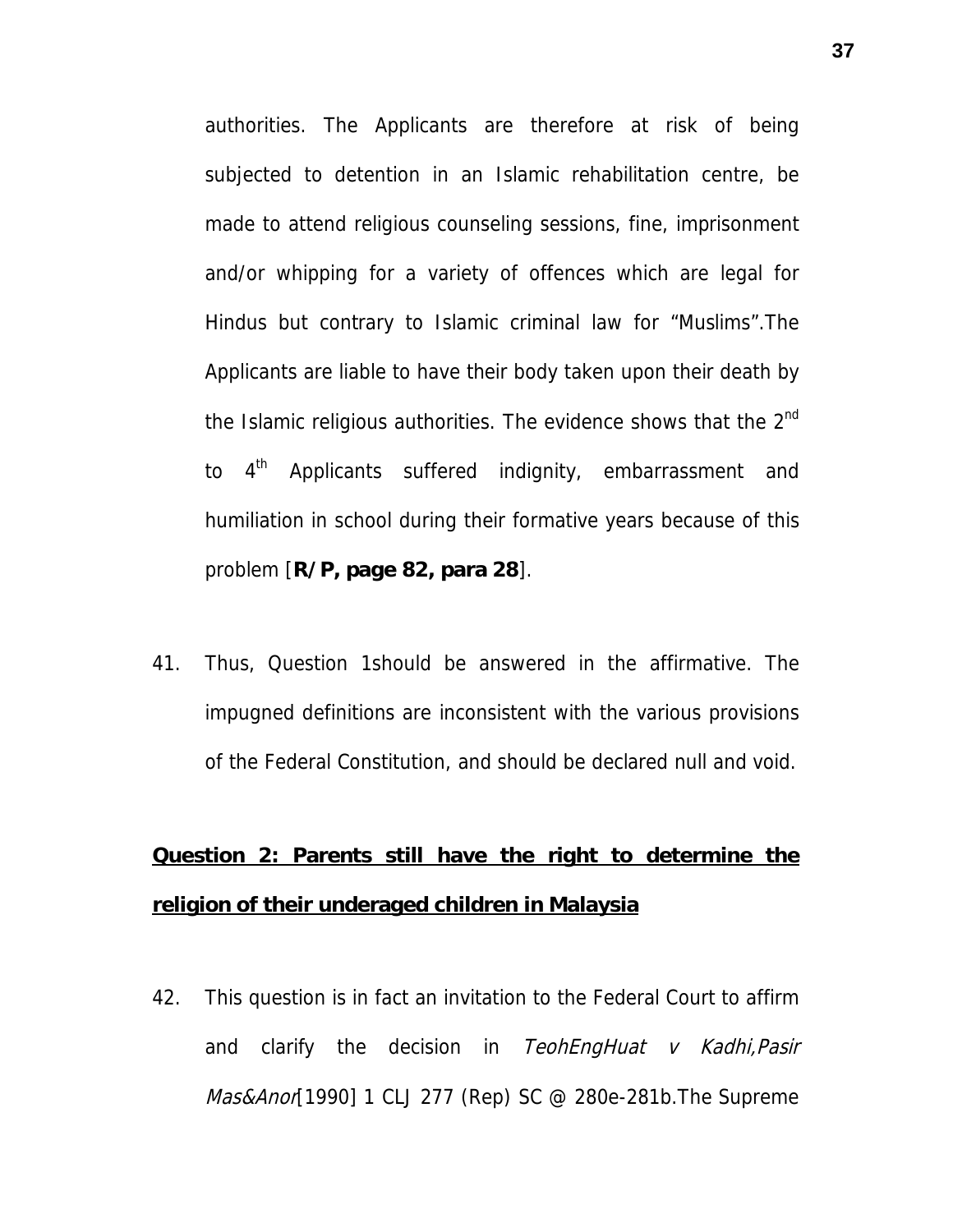authorities. The Applicants are therefore at risk of being subjected to detention in an Islamic rehabilitation centre, be made to attend religious counseling sessions, fine, imprisonment and/or whipping for a variety of offences which are legal for Hindus but contrary to Islamic criminal law for "Muslims".The Applicants are liable to have their body taken upon their death by the Islamic religious authorities. The evidence shows that the 2nd to 4th Applicants suffered indignity, embarrassment and humiliation in school during their formative years because of this problem [**R/P, page 82, para 28**].

41. Thus, Question 1should be answered in the affirmative. The impugned definitions are inconsistent with the various provisions of the Federal Constitution, and should be declared null and void.

<u>**Question 2: Parents still have the right to determine the religion of their underaged children in Malaysia**</u>

42. This question is in fact an invitation to the Federal Court to affirm and clarify the decision in *TeohEngHuat v Kadhi,Pasir Mas&Anor*[1990] 1 CLJ 277 (Rep) SC @ 280e-281b.The Supreme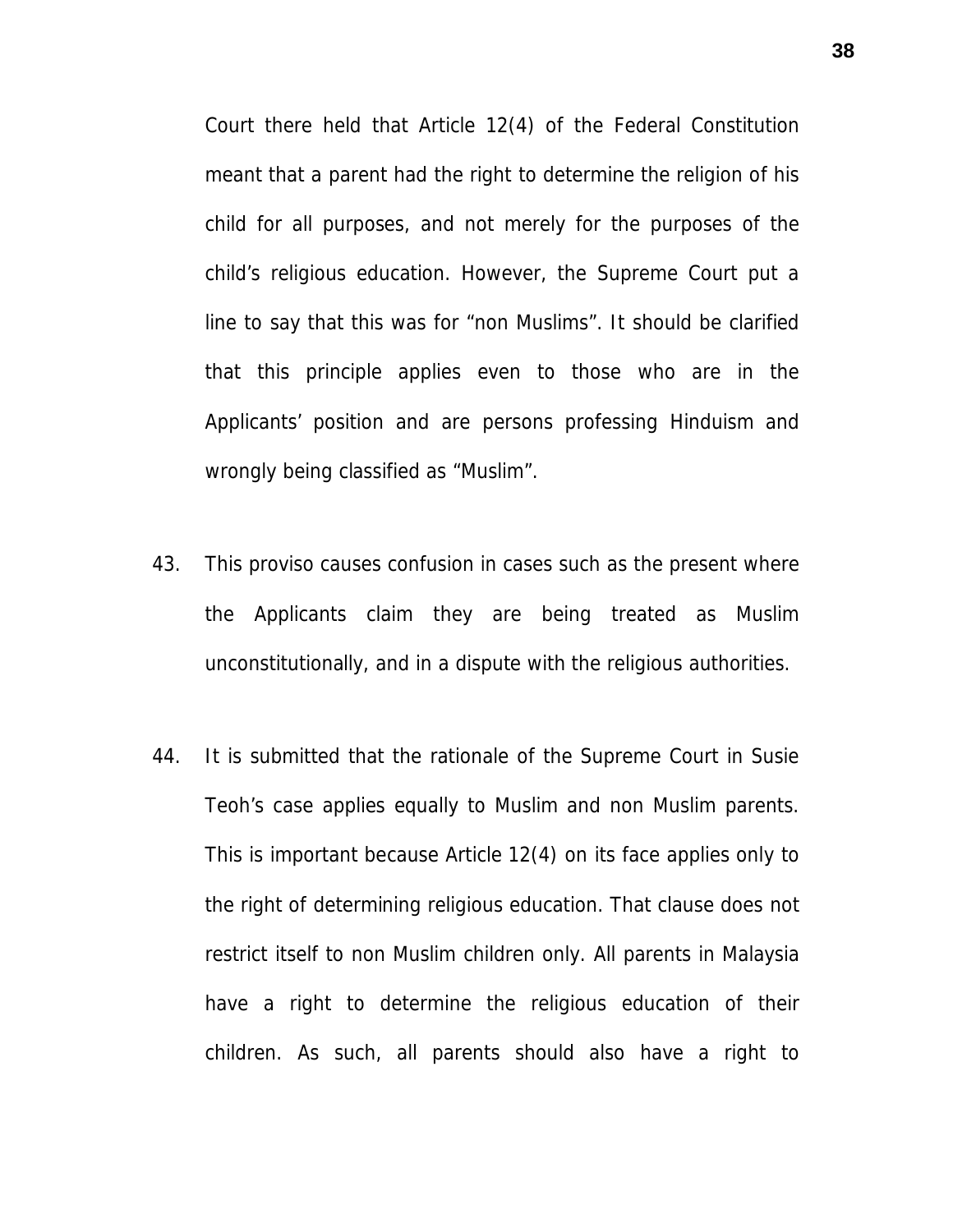Court there held that Article 12(4) of the Federal Constitution meant that a parent had the right to determine the religion of his child for all purposes, and not merely for the purposes of the child's religious education. However, the Supreme Court put a line to say that this was for "non Muslims". It should be clarified that this principle applies even to those who are in the Applicants' position and are persons professing Hinduism and wrongly being classified as "Muslim".

43. This proviso causes confusion in cases such as the present where the Applicants claim they are being treated as Muslim unconstitutionally, and in a dispute with the religious authorities.

44. It is submitted that the rationale of the Supreme Court in Susie Teoh's case applies equally to Muslim and non Muslim parents. This is important because Article 12(4) on its face applies only to the right of determining religious education. That clause does not restrict itself to non Muslim children only. All parents in Malaysia have a right to determine the religious education of their children. As such, all parents should also have a right to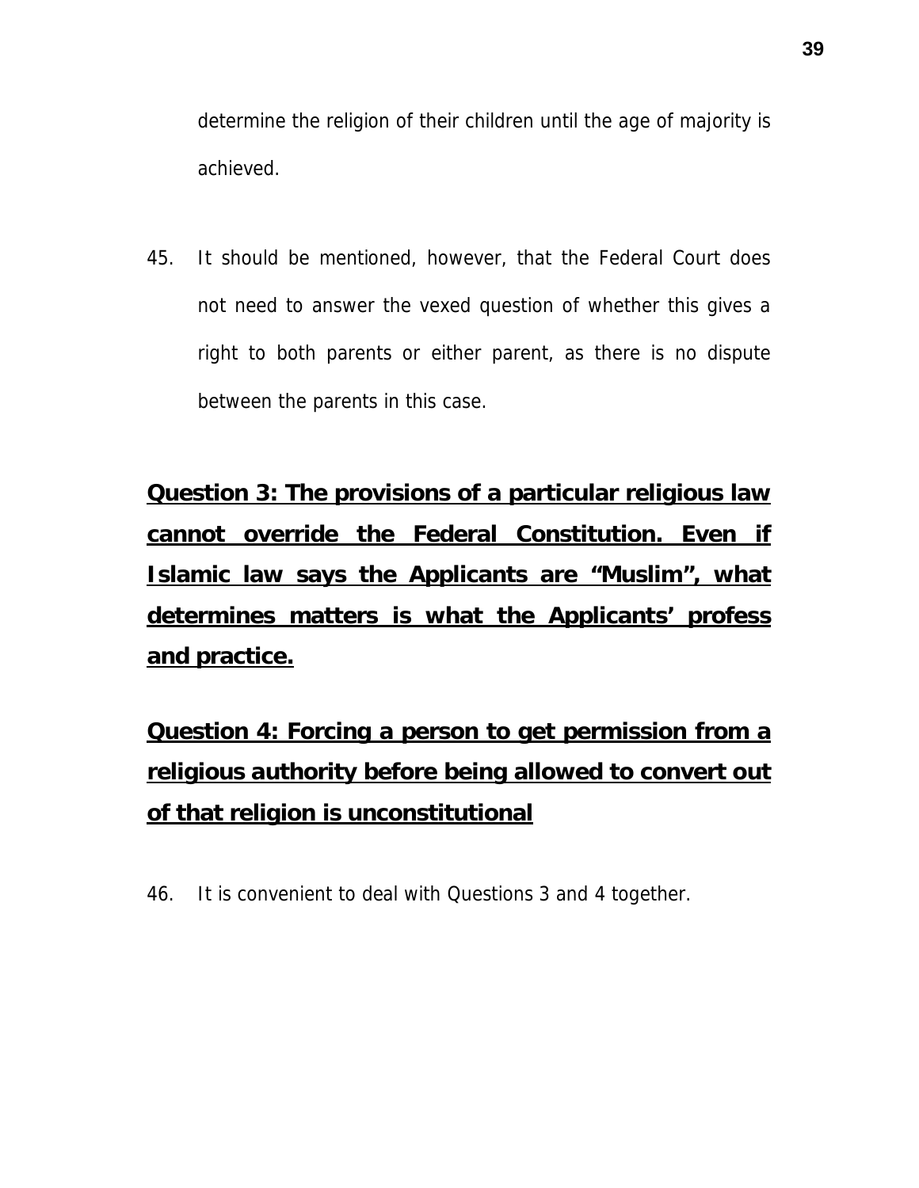determine the religion of their children until the age of majority is achieved.

45. It should be mentioned, however, that the Federal Court does not need to answer the vexed question of whether this gives a right to both parents or either parent, as there is no dispute between the parents in this case.

**Question 3: The provisions of a particular religious law cannot override the Federal Constitution. Even if Islamic law says the Applicants are "Muslim", what determines matters is what the Applicants' profess and practice.**

**Question 4: Forcing a person to get permission from a religious authority before being allowed to convert out of that religion is unconstitutional**

46. It is convenient to deal with Questions 3 and 4 together.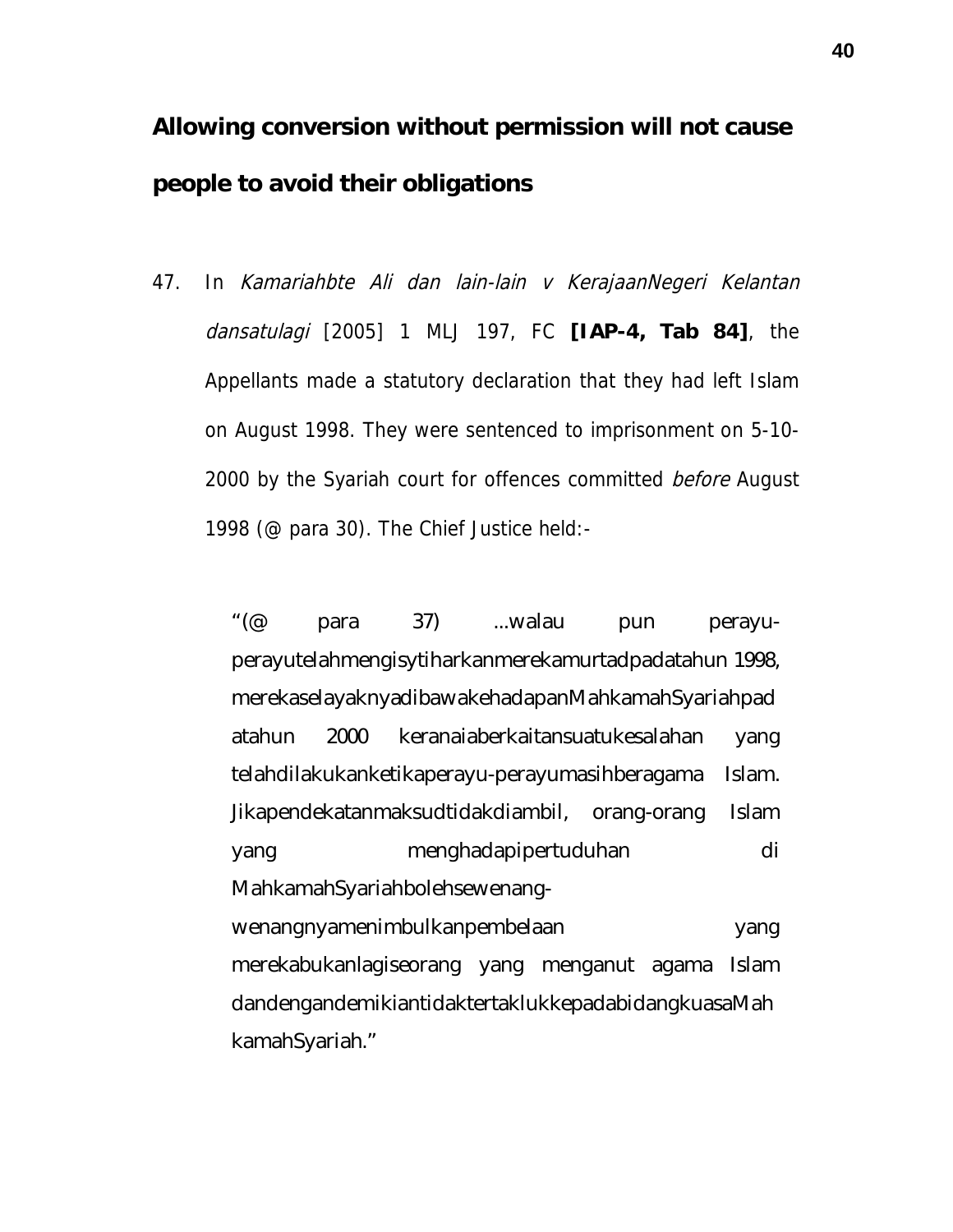**Allowing conversion without permission will not cause people to avoid their obligations**

47. In *Kamariahbte Ali dan lain-lain v KerajaanNegeri Kelantan dansatulagi* [2005] 1 MLJ 197, FC **[IAP-4, Tab 84]**, the Appellants made a statutory declaration that they had left Islam on August 1998. They were sentenced to imprisonment on 5-10-2000 by the Syariah court for offences committed *before* August 1998 (@ para 30). The Chief Justice held:-

> "(@ para 37) ...walau pun perayu-perayutelahmengisytiharkanmerekamurtadpadatahun 1998, merekaselayaknyadibawakehadapanMahkamahSyariahpadatahun 2000 keranaiaberkaitansuatukesalahan yang telahdilakukanketikaperayu-perayumasihberagama Islam. Jikapendekatanmaksudtidakdiambil, orang-orang Islam yang menghadapipertuduhan di MahkamahSyariahbolehsewenang-wenangnyamenimbulkanpembelaan yang merekabukanlagiseorang yang menganut agama Islam dandengandemikiantidaktertaklukkepadabidangkuasaMahkamahSyariah."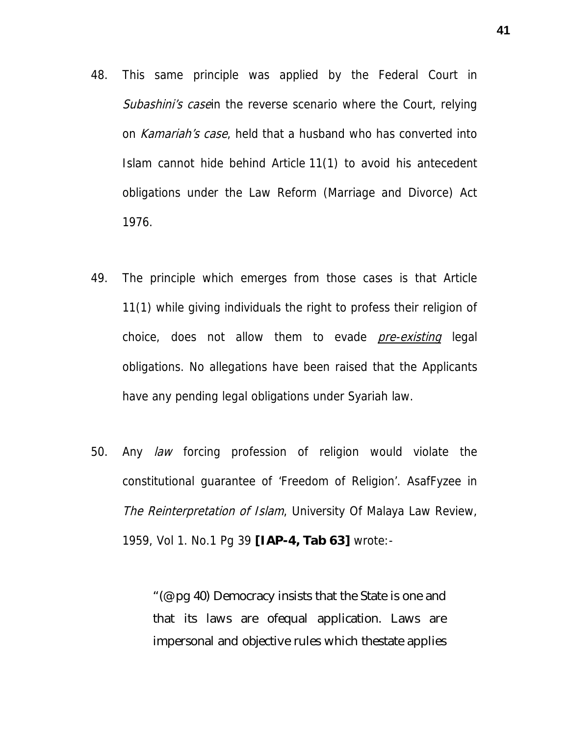48. This same principle was applied by the Federal Court in *Subashini's case*in the reverse scenario where the Court, relying on *Kamariah's case*, held that a husband who has converted into Islam cannot hide behind Article 11(1) to avoid his antecedent obligations under the Law Reform (Marriage and Divorce) Act 1976.

49. The principle which emerges from those cases is that Article 11(1) while giving individuals the right to profess their religion of choice, does not allow them to evade *<u>pre-existing</u>* legal obligations. No allegations have been raised that the Applicants have any pending legal obligations under Syariah law.

50. Any *law* forcing profession of religion would violate the constitutional guarantee of 'Freedom of Religion'. AsafFyzee in *The Reinterpretation of Islam*, University Of Malaya Law Review, 1959, Vol 1. No.1 Pg 39 **[IAP-4, Tab 63]** wrote:-

> "(@pg 40) Democracy insists that the State is one and that its laws are ofequal application. Laws are impersonal and objective rules which thestate applies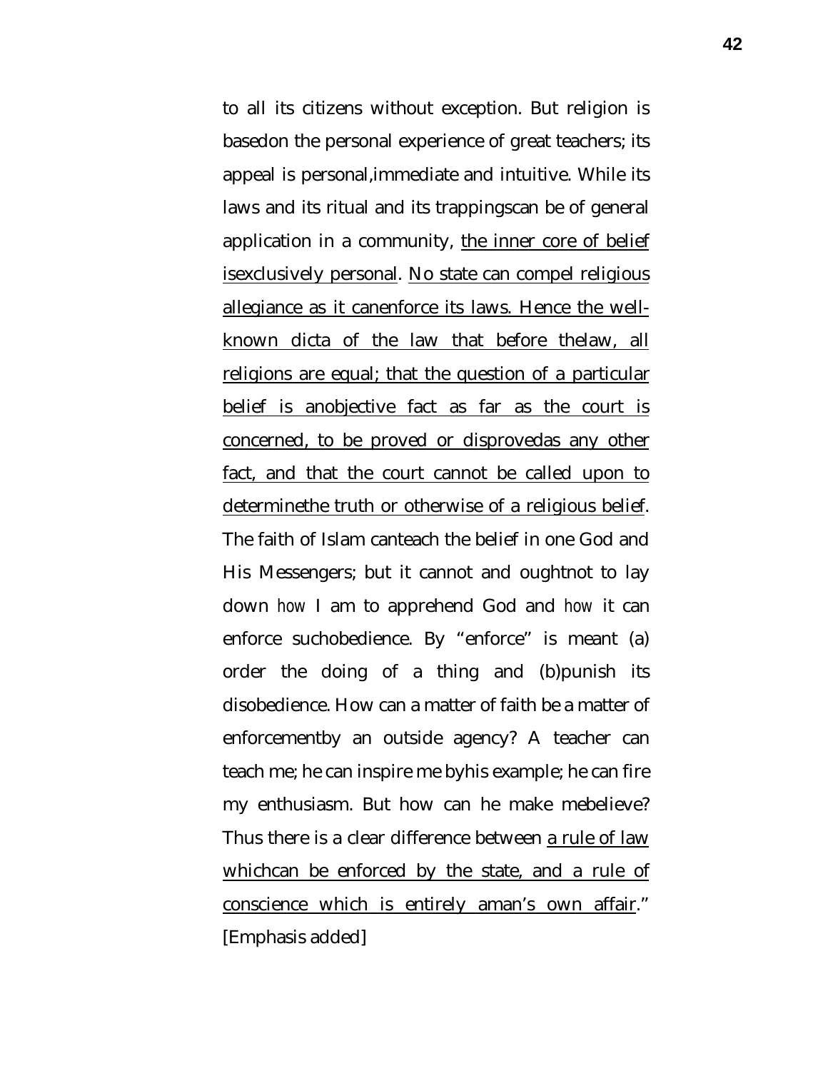to all its citizens without exception. But religion is basedon the personal experience of great teachers; its appeal is personal,immediate and intuitive. While its laws and its ritual and its trappingscan be of general application in a community, <u>the inner core of belief isexclusively personal</u>. <u>No state can compel religious allegiance as it canenforce its laws. Hence the well-known dicta of the law that before thelaw, all religions are equal; that the question of a particular belief is anobjective fact as far as the court is concerned, to be proved or disprovedas any other fact, and that the court cannot be called upon to determinethe truth or otherwise of a religious belief</u>. The faith of Islam canteach the belief in one God and His Messengers; but it cannot and oughtnot to lay down *how* I am to apprehend God and *how* it can enforce suchobedience. By "enforce" is meant (a) order the doing of a thing and (b)punish its disobedience. How can a matter of faith be a matter of enforcementby an outside agency? A teacher can teach me; he can inspire me byhis example; he can fire my enthusiasm. But how can he make mebelieve? Thus there is a clear difference between <u>a rule of law whichcan be enforced by the state, and a rule of conscience which is entirely aman's own affair</u>." [Emphasis added]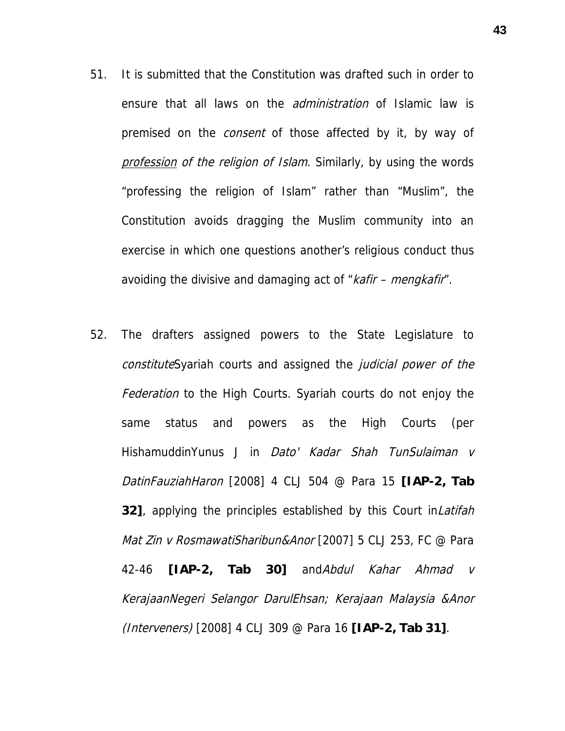51. It is submitted that the Constitution was drafted such in order to ensure that all laws on the *administration* of Islamic law is premised on the *consent* of those affected by it, by way of *profession of the religion of Islam*. Similarly, by using the words "professing the religion of Islam" rather than "Muslim", the Constitution avoids dragging the Muslim community into an exercise in which one questions another's religious conduct thus avoiding the divisive and damaging act of "*kafir – mengkafir*".

52. The drafters assigned powers to the State Legislature to *constitute*Syariah courts and assigned the *judicial power of the Federation* to the High Courts. Syariah courts do not enjoy the same status and powers as the High Courts (per HishamuddinYunus J in *Dato' Kadar Shah TunSulaiman v DatinFauziahHaron* [2008] 4 CLJ 504 @ Para 15 **[IAP-2, Tab 32]**, applying the principles established by this Court in*Latifah Mat Zin v RosmawatiSharibun&Anor* [2007] 5 CLJ 253, FC @ Para 42-46 **[IAP-2, Tab 30]** and*Abdul Kahar Ahmad v KerajaanNegeri Selangor DarulEhsan; Kerajaan Malaysia &Anor (Interveners)* [2008] 4 CLJ 309 @ Para 16 **[IAP-2, Tab 31]**.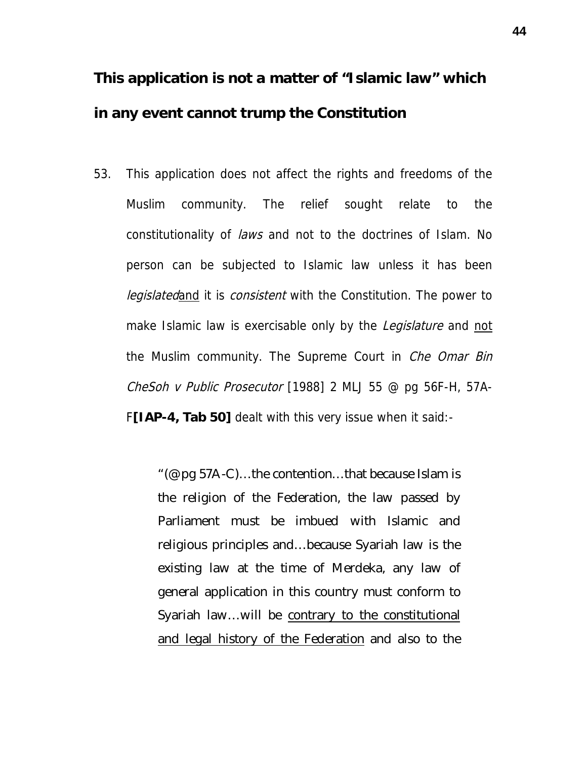## This application is not a matter of "Islamic law" which in any event cannot trump the Constitution

53. This application does not affect the rights and freedoms of the Muslim community. The relief sought relate to the constitutionality of *laws* and not to the doctrines of Islam. No person can be subjected to Islamic law unless it has been *legislated*<u>and</u> it is *consistent* with the Constitution. The power to make Islamic law is exercisable only by the *Legislature* and <u>not</u> the Muslim community. The Supreme Court in *Che Omar Bin CheSoh v Public Prosecutor* [1988] 2 MLJ 55 @ pg 56F-H, 57A-F**[IAP-4, Tab 50]** dealt with this very issue when it said:-

> "(@pg 57A-C)…the contention…that because Islam is the religion of the Federation, the law passed by Parliament must be imbued with Islamic and religious principles and…because Syariah law is the existing law at the time of Merdeka, any law of general application in this country must conform to Syariah law…will be <u>contrary to the constitutional and legal history of the Federation</u> and also to the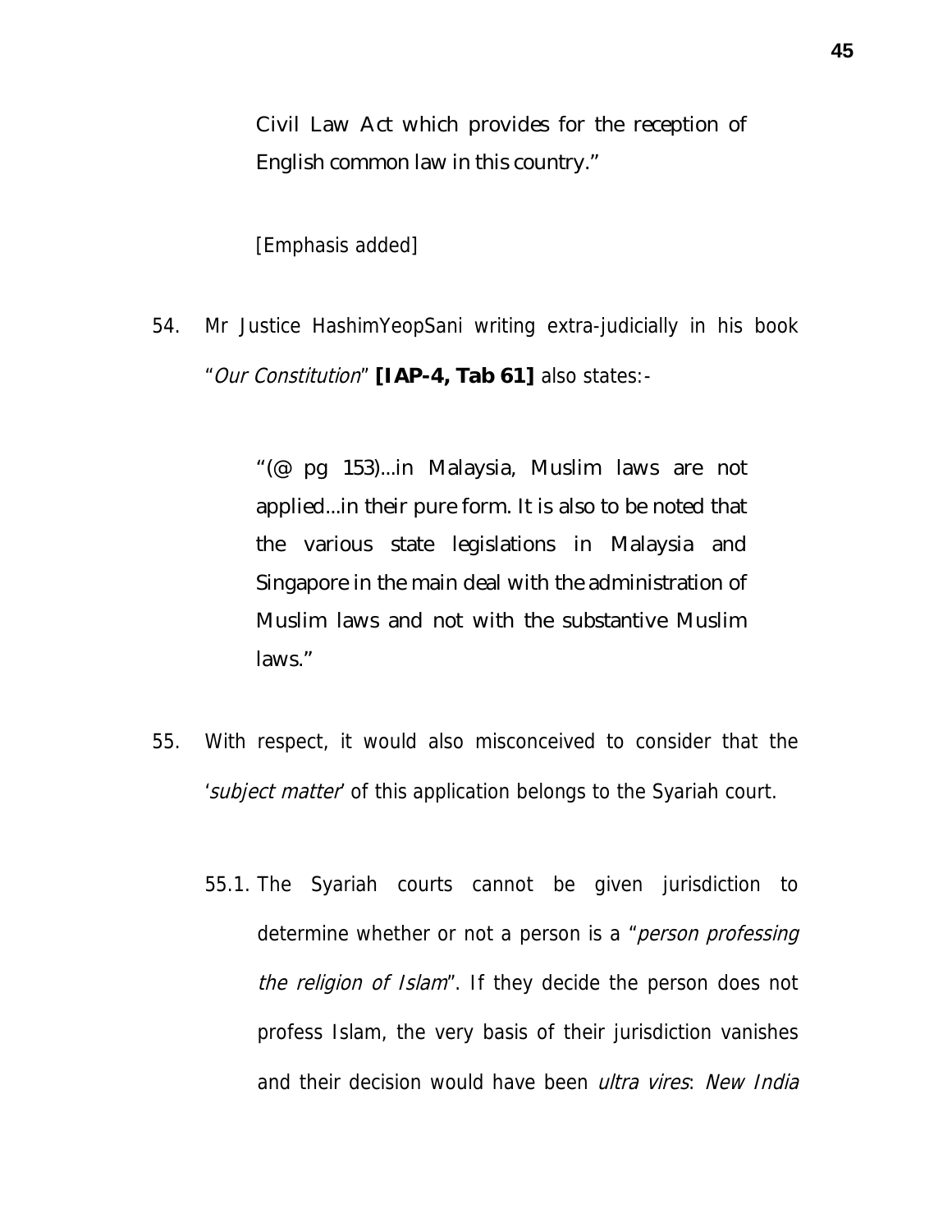> Civil Law Act which provides for the reception of English common law in this country."

[Emphasis added]

54. Mr Justice HashimYeopSani writing extra-judicially in his book "*Our Constitution*" **[IAP-4, Tab 61]** also states:-

> "(@ pg 153)...in Malaysia, Muslim laws are not applied...in their pure form. It is also to be noted that the various state legislations in Malaysia and Singapore in the main deal with the administration of Muslim laws and not with the substantive Muslim laws."

55. With respect, it would also misconceived to consider that the '*subject matter*' of this application belongs to the Syariah court.

    55.1. The Syariah courts cannot be given jurisdiction to determine whether or not a person is a "*person professing the religion of Islam*". If they decide the person does not profess Islam, the very basis of their jurisdiction vanishes and their decision would have been *ultra vires*: *New India*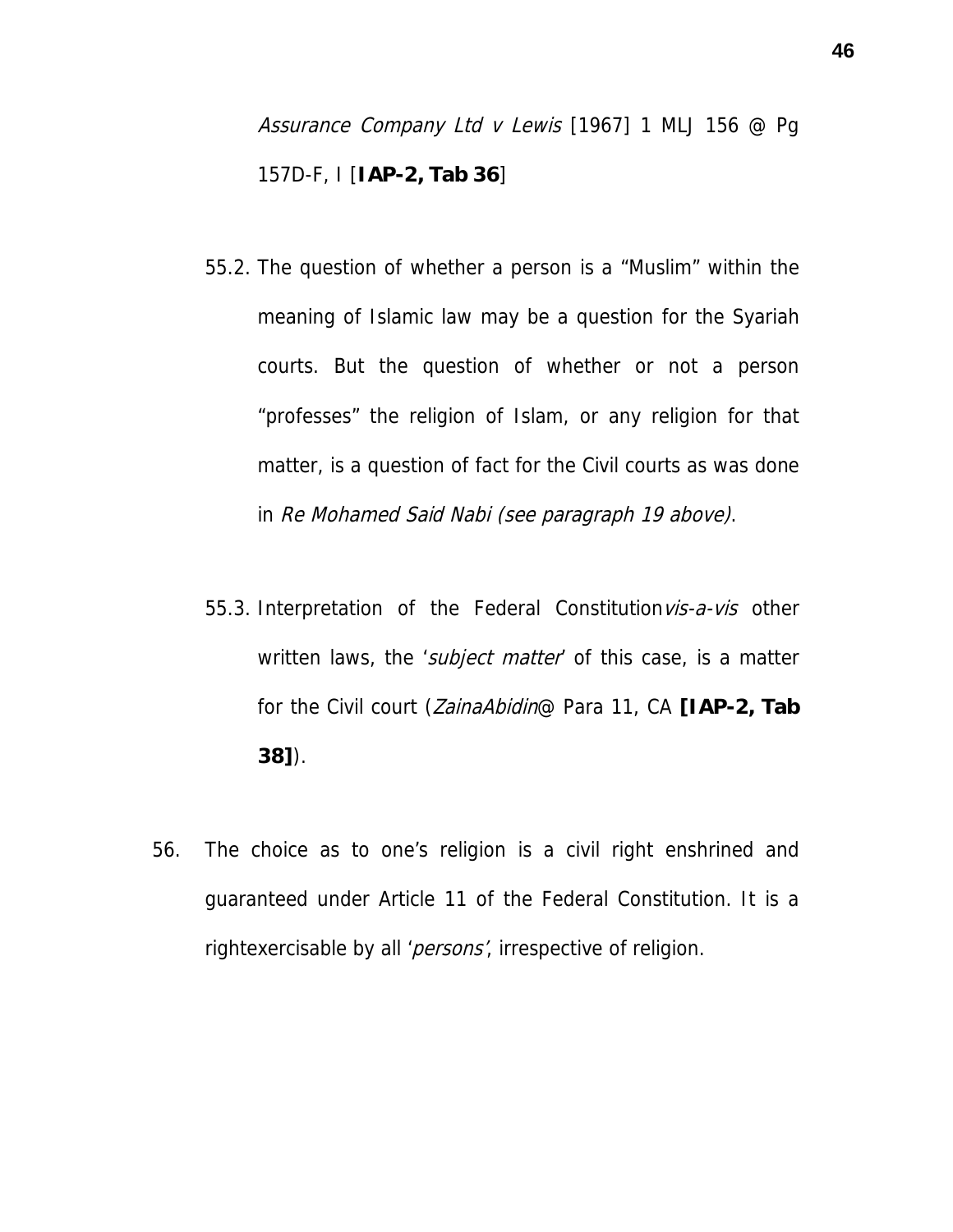*Assurance Company Ltd v Lewis* [1967] 1 MLJ 156 @ Pg 157D-F, I [**IAP-2, Tab 36**]

55.2. The question of whether a person is a "Muslim" within the meaning of Islamic law may be a question for the Syariah courts. But the question of whether or not a person "professes" the religion of Islam, or any religion for that matter, is a question of fact for the Civil courts as was done in *Re Mohamed Said Nabi (see paragraph 19 above)*.

55.3. Interpretation of the Federal Constitution *vis-a-vis* other written laws, the '*subject matter*' of this case, is a matter for the Civil court (*ZainaAbidin* @ Para 11, CA **[IAP-2, Tab 38]**).

56. The choice as to one's religion is a civil right enshrined and guaranteed under Article 11 of the Federal Constitution. It is a rightexercisable by all '*persons*', irrespective of religion.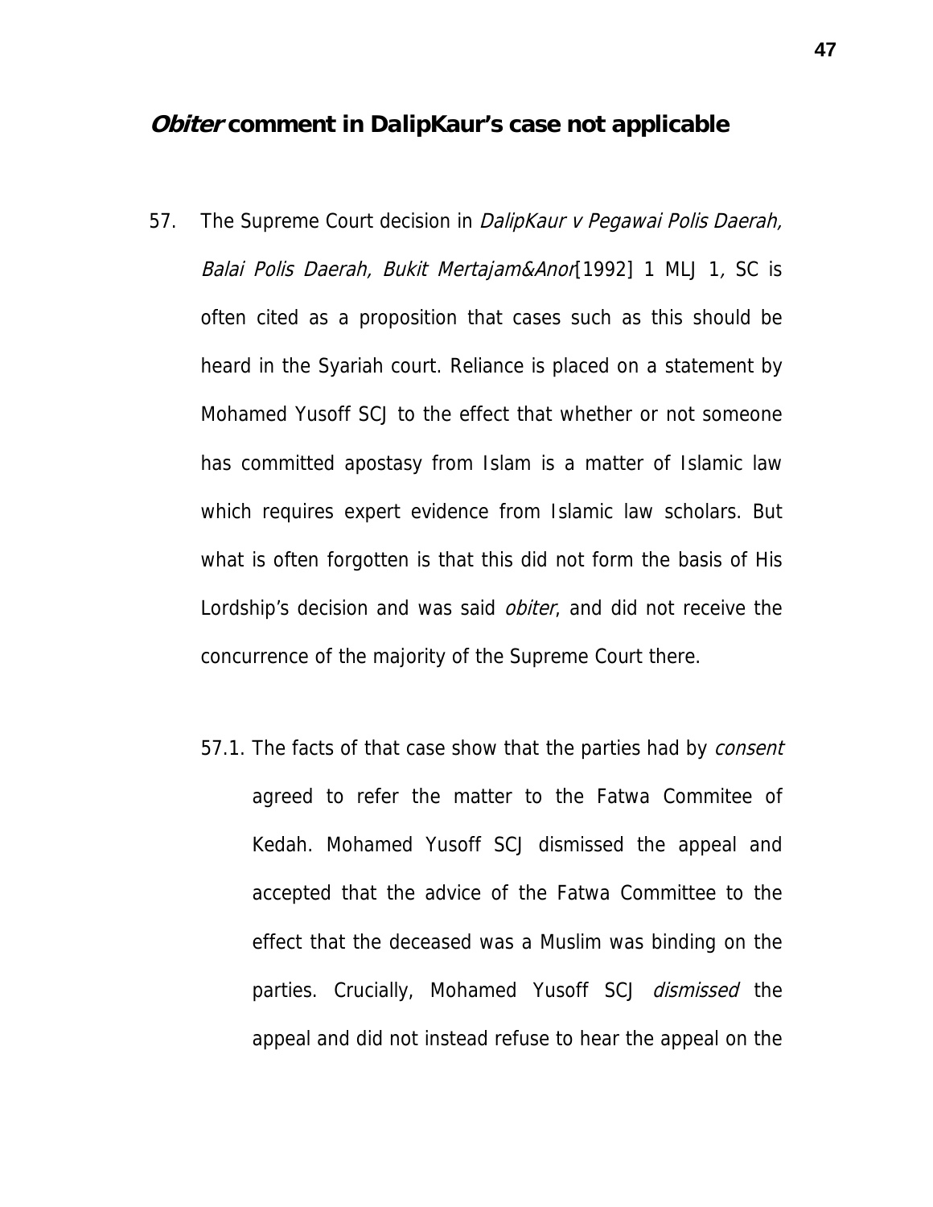## *Obiter* comment in DalipKaur's case not applicable

57. The Supreme Court decision in *DalipKaur v Pegawai Polis Daerah, Balai Polis Daerah, Bukit Mertajam&Anor*[1992] 1 MLJ 1, SC is often cited as a proposition that cases such as this should be heard in the Syariah court. Reliance is placed on a statement by Mohamed Yusoff SCJ to the effect that whether or not someone has committed apostasy from Islam is a matter of Islamic law which requires expert evidence from Islamic law scholars. But what is often forgotten is that this did not form the basis of His Lordship's decision and was said *obiter*, and did not receive the concurrence of the majority of the Supreme Court there.

    57.1. The facts of that case show that the parties had by *consent* agreed to refer the matter to the Fatwa Commitee of Kedah. Mohamed Yusoff SCJ dismissed the appeal and accepted that the advice of the Fatwa Committee to the effect that the deceased was a Muslim was binding on the parties. Crucially, Mohamed Yusoff SCJ *dismissed* the appeal and did not instead refuse to hear the appeal on the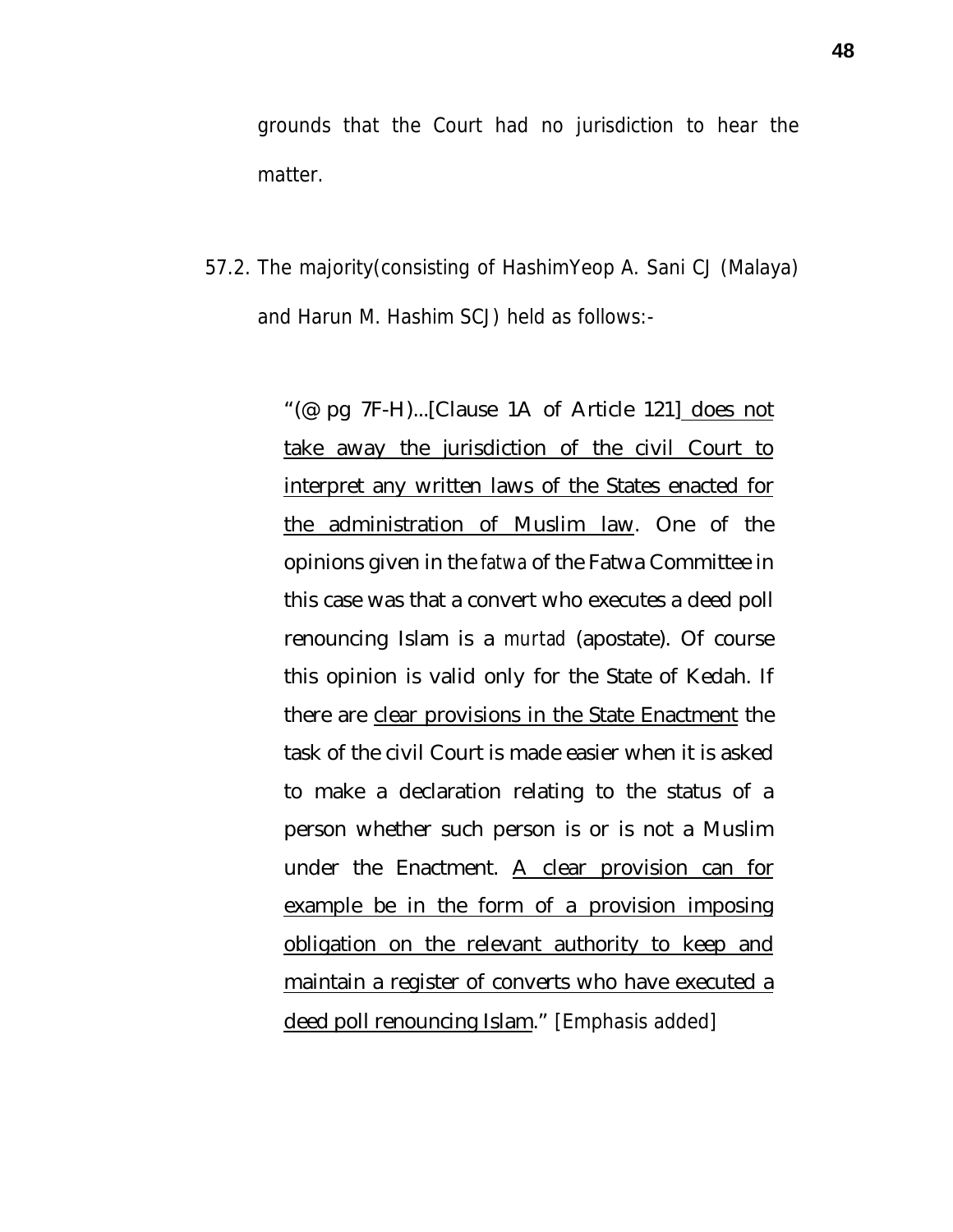grounds that the Court had no jurisdiction to hear the matter.

57.2. The majority(consisting of HashimYeop A. Sani CJ (Malaya) and Harun M. Hashim SCJ) held as follows:-

> "(@ pg 7F-H)...[Clause 1A of Article 121] <u>does not take away the jurisdiction of the civil Court to interpret any written laws of the States enacted for the administration of Muslim law</u>. One of the opinions given in the *fatwa* of the Fatwa Committee in this case was that a convert who executes a deed poll renouncing Islam is a *murtad* (apostate). Of course this opinion is valid only for the State of Kedah. If there are <u>clear provisions in the State Enactment</u> the task of the civil Court is made easier when it is asked to make a declaration relating to the status of a person whether such person is or is not a Muslim under the Enactment. <u>A clear provision can for example be in the form of a provision imposing obligation on the relevant authority to keep and maintain a register of converts who have executed a deed poll renouncing Islam</u>." [Emphasis added]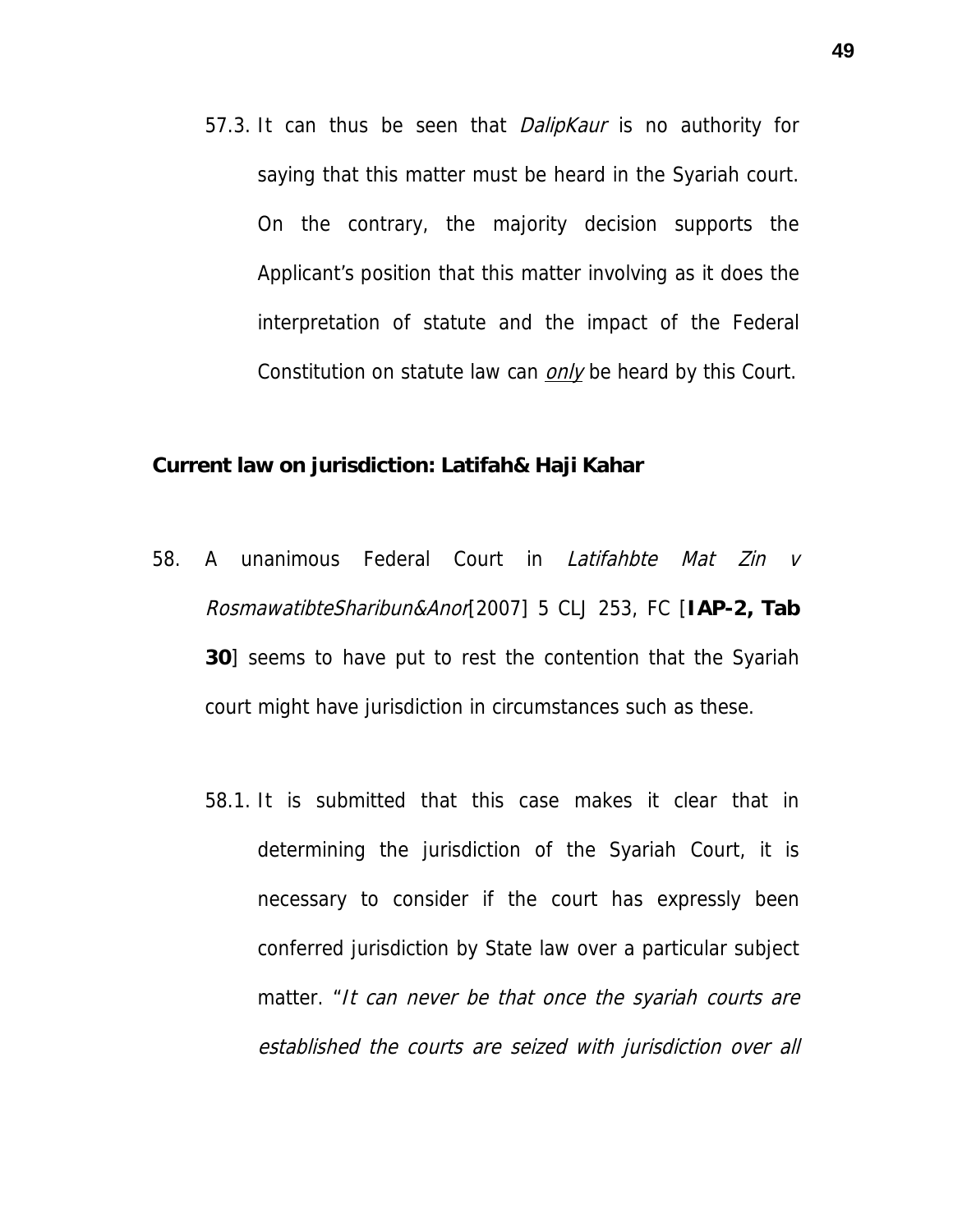57.3. It can thus be seen that *DalipKaur* is no authority for saying that this matter must be heard in the Syariah court. On the contrary, the majority decision supports the Applicant's position that this matter involving as it does the interpretation of statute and the impact of the Federal Constitution on statute law can *only* be heard by this Court.

**Current law on jurisdiction: Latifah& Haji Kahar**

58. A unanimous Federal Court in *Latifahbte Mat Zin v RosmawatibteSharibun&Anor*[2007] 5 CLJ 253, FC [**IAP-2, Tab 30**] seems to have put to rest the contention that the Syariah court might have jurisdiction in circumstances such as these.

58.1. It is submitted that this case makes it clear that in determining the jurisdiction of the Syariah Court, it is necessary to consider if the court has expressly been conferred jurisdiction by State law over a particular subject matter. "*It can never be that once the syariah courts are established the courts are seized with jurisdiction over all*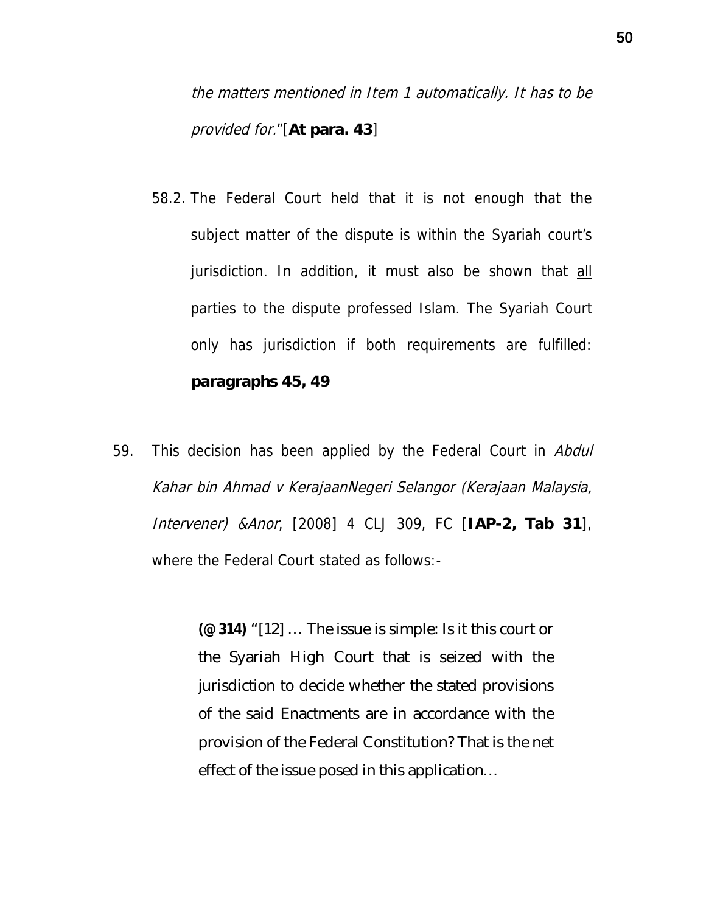*the matters mentioned in Item 1 automatically. It has to be provided for."*[**At para. 43**]

58.2. The Federal Court held that it is not enough that the subject matter of the dispute is within the Syariah court's jurisdiction. In addition, it must also be shown that <u>all</u> parties to the dispute professed Islam. The Syariah Court only has jurisdiction if <u>both</u> requirements are fulfilled: **paragraphs 45, 49**

59. This decision has been applied by the Federal Court in *Abdul Kahar bin Ahmad v KerajaanNegeri Selangor (Kerajaan Malaysia, Intervener) &Anor*, [2008] 4 CLJ 309, FC [**IAP-2, Tab 31**], where the Federal Court stated as follows:-

> **(@ 314)** "[12] … The issue is simple: Is it this court or the Syariah High Court that is seized with the jurisdiction to decide whether the stated provisions of the said Enactments are in accordance with the provision of the Federal Constitution? That is the net effect of the issue posed in this application…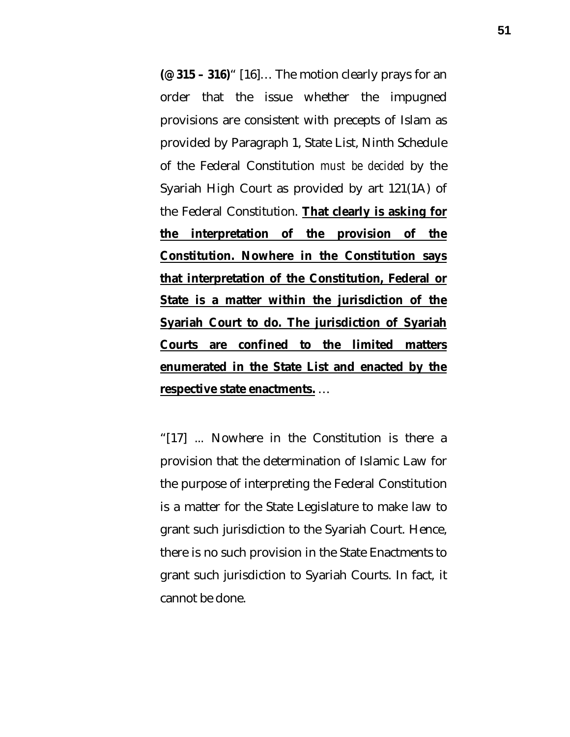**(@ 315 – 316)**" [16]… The motion clearly prays for an order that the issue whether the impugned provisions are consistent with precepts of Islam as provided by Paragraph 1, State List, Ninth Schedule of the Federal Constitution *must be decided* by the Syariah High Court as provided by art 121(1A) of the Federal Constitution. **<u>That clearly is asking for the interpretation of the provision of the Constitution. Nowhere in the Constitution says that interpretation of the Constitution, Federal or State is a matter within the jurisdiction of the Syariah Court to do. The jurisdiction of Syariah Courts are confined to the limited matters enumerated in the State List and enacted by the respective state enactments.</u>** …

"[17] ... Nowhere in the Constitution is there a provision that the determination of Islamic Law for the purpose of interpreting the Federal Constitution is a matter for the State Legislature to make law to grant such jurisdiction to the Syariah Court. Hence, there is no such provision in the State Enactments to grant such jurisdiction to Syariah Courts. In fact, it cannot be done.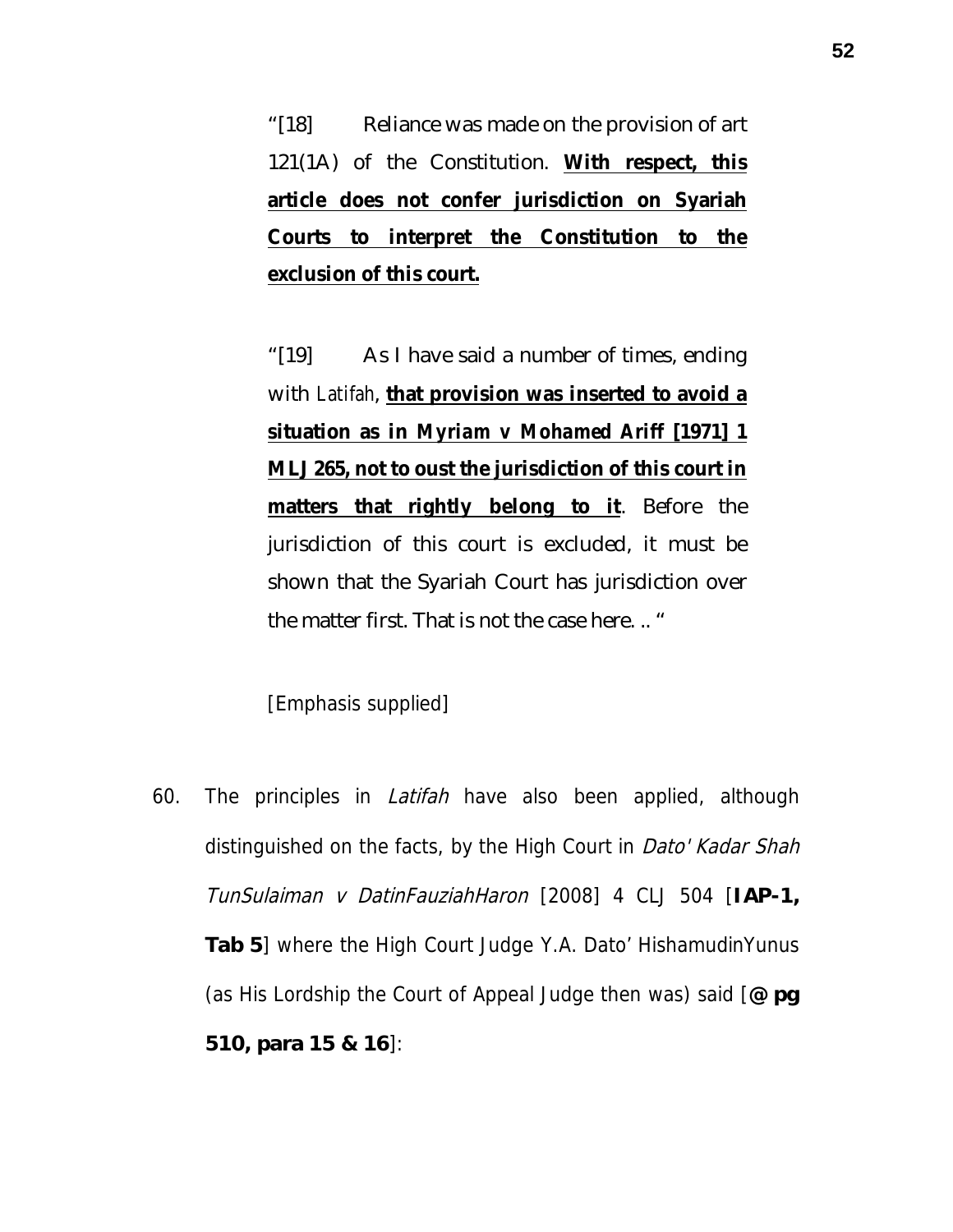> "[18] Reliance was made on the provision of art 121(1A) of the Constitution. **<u>With respect, this article does not confer jurisdiction on Syariah Courts to interpret the Constitution to the exclusion of this court.</u>**
>
> "[19] As I have said a number of times, ending with *Latifah*, **<u>that provision was inserted to avoid a situation as in *Myriam v Mohamed Ariff* [1971] 1 MLJ 265, not to oust the jurisdiction of this court in matters that rightly belong to it</u>**. Before the jurisdiction of this court is excluded, it must be shown that the Syariah Court has jurisdiction over the matter first. That is not the case here. .. "
>
> [Emphasis supplied]

60. The principles in *Latifah* have also been applied, although distinguished on the facts, by the High Court in *Dato' Kadar Shah TunSulaiman v DatinFauziahHaron* [2008] 4 CLJ 504 [**IAP-1, Tab 5**] where the High Court Judge Y.A. Dato' HishamudinYunus (as His Lordship the Court of Appeal Judge then was) said [**@ pg 510, para 15 & 16**]: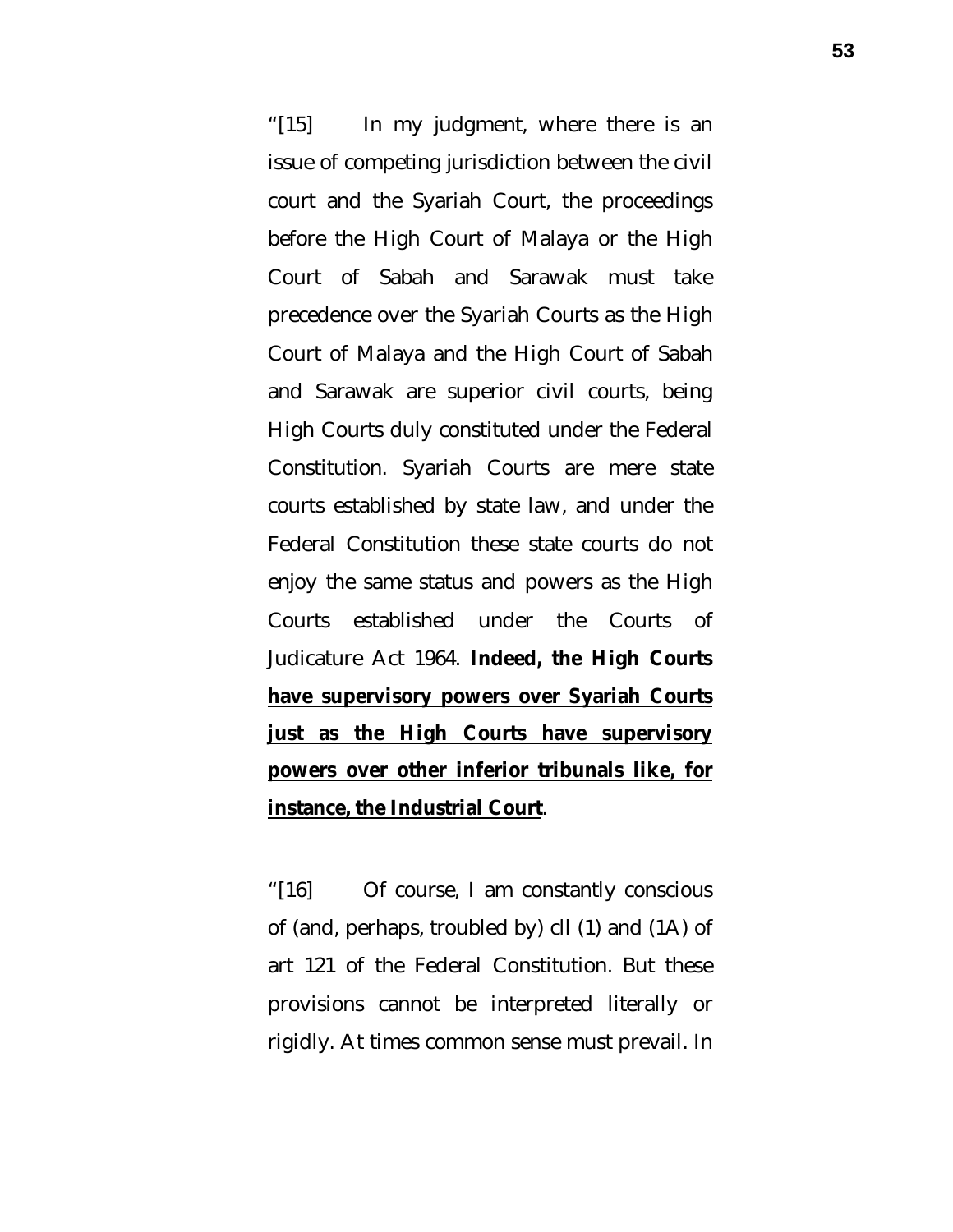"[15] In my judgment, where there is an issue of competing jurisdiction between the civil court and the Syariah Court, the proceedings before the High Court of Malaya or the High Court of Sabah and Sarawak must take precedence over the Syariah Courts as the High Court of Malaya and the High Court of Sabah and Sarawak are superior civil courts, being High Courts duly constituted under the Federal Constitution. Syariah Courts are mere state courts established by state law, and under the Federal Constitution these state courts do not enjoy the same status and powers as the High Courts established under the Courts of Judicature Act 1964. **<u>Indeed, the High Courts have supervisory powers over Syariah Courts just as the High Courts have supervisory powers over other inferior tribunals like, for instance, the Industrial Court</u>**.

"[16] Of course, I am constantly conscious of (and, perhaps, troubled by) cll (1) and (1A) of art 121 of the Federal Constitution. But these provisions cannot be interpreted literally or rigidly. At times common sense must prevail. In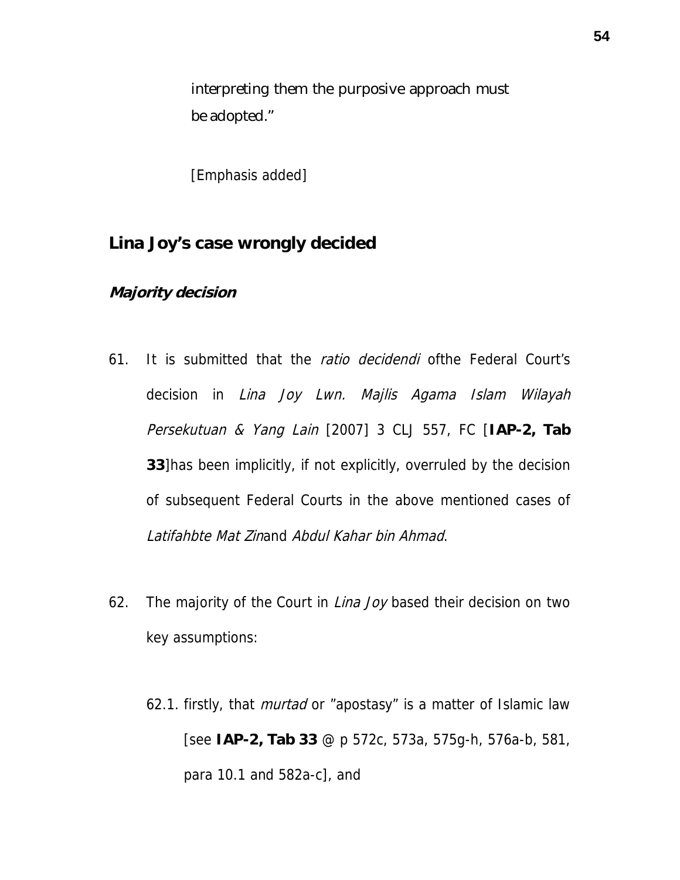interpreting them the purposive approach must be adopted."

[Emphasis added]

## Lina Joy's case wrongly decided

### *Majority decision*

61. It is submitted that the *ratio decidendi* ofthe Federal Court's decision in *Lina Joy Lwn. Majlis Agama Islam Wilayah Persekutuan & Yang Lain* [2007] 3 CLJ 557, FC [**IAP-2, Tab 33**]has been implicitly, if not explicitly, overruled by the decision of subsequent Federal Courts in the above mentioned cases of *Latifahbte Mat Zin*and *Abdul Kahar bin Ahmad*.

62. The majority of the Court in *Lina Joy* based their decision on two key assumptions:

    62.1. firstly, that *murtad* or "apostasy" is a matter of Islamic law [see **IAP-2, Tab 33** @ p 572c, 573a, 575g-h, 576a-b, 581, para 10.1 and 582a-c], and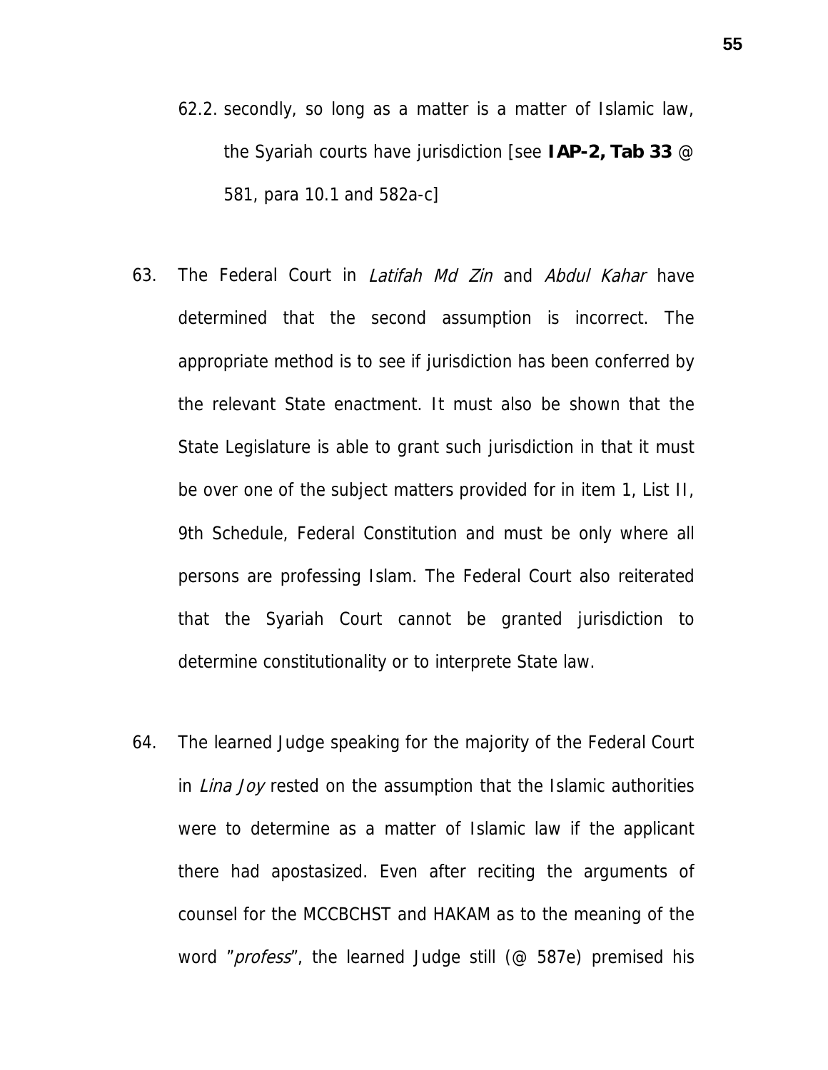62.2. secondly, so long as a matter is a matter of Islamic law, the Syariah courts have jurisdiction [see **IAP-2, Tab 33** @ 581, para 10.1 and 582a-c]

63. The Federal Court in *Latifah Md Zin* and *Abdul Kahar* have determined that the second assumption is incorrect. The appropriate method is to see if jurisdiction has been conferred by the relevant State enactment. It must also be shown that the State Legislature is able to grant such jurisdiction in that it must be over one of the subject matters provided for in item 1, List II, 9th Schedule, Federal Constitution and must be only where all persons are professing Islam. The Federal Court also reiterated that the Syariah Court cannot be granted jurisdiction to determine constitutionality or to interprete State law.

64. The learned Judge speaking for the majority of the Federal Court in *Lina Joy* rested on the assumption that the Islamic authorities were to determine as a matter of Islamic law if the applicant there had apostasized. Even after reciting the arguments of counsel for the MCCBCHST and HAKAM as to the meaning of the word "*profess*", the learned Judge still (@ 587e) premised his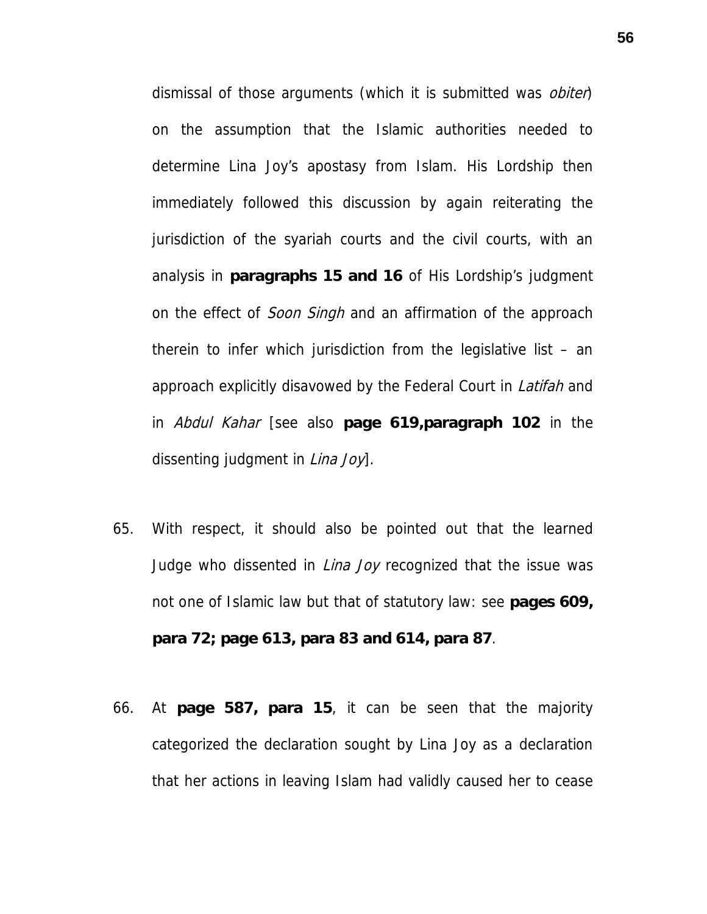dismissal of those arguments (which it is submitted was *obiter*) on the assumption that the Islamic authorities needed to determine Lina Joy's apostasy from Islam. His Lordship then immediately followed this discussion by again reiterating the jurisdiction of the syariah courts and the civil courts, with an analysis in **paragraphs 15 and 16** of His Lordship's judgment on the effect of *Soon Singh* and an affirmation of the approach therein to infer which jurisdiction from the legislative list – an approach explicitly disavowed by the Federal Court in *Latifah* and in *Abdul Kahar* [see also **page 619,paragraph 102** in the dissenting judgment in *Lina Joy*].

65. With respect, it should also be pointed out that the learned Judge who dissented in *Lina Joy* recognized that the issue was not one of Islamic law but that of statutory law: see **pages 609, para 72; page 613, para 83 and 614, para 87**.

66. At **page 587, para 15**, it can be seen that the majority categorized the declaration sought by Lina Joy as a declaration that her actions in leaving Islam had validly caused her to cease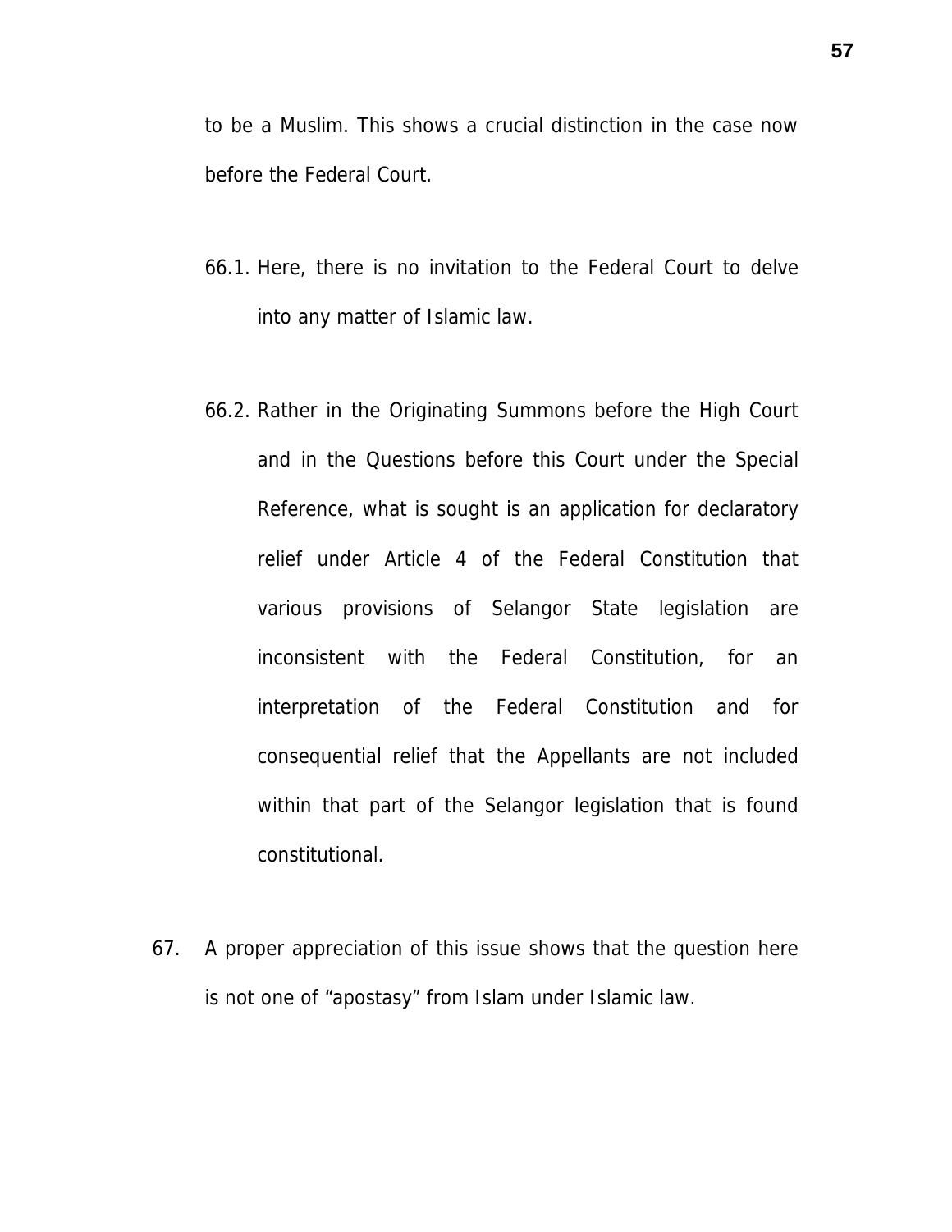to be a Muslim. This shows a crucial distinction in the case now before the Federal Court.

66.1. Here, there is no invitation to the Federal Court to delve into any matter of Islamic law.

66.2. Rather in the Originating Summons before the High Court and in the Questions before this Court under the Special Reference, what is sought is an application for declaratory relief under Article 4 of the Federal Constitution that various provisions of Selangor State legislation are inconsistent with the Federal Constitution, for an interpretation of the Federal Constitution and for consequential relief that the Appellants are not included within that part of the Selangor legislation that is found constitutional.

67. A proper appreciation of this issue shows that the question here is not one of "apostasy" from Islam under Islamic law.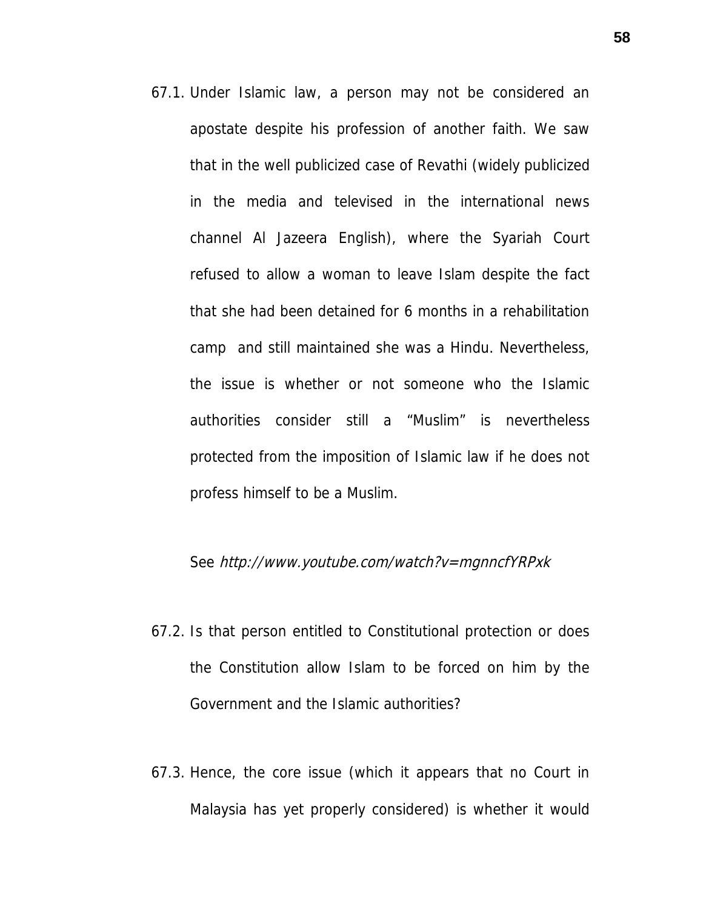67.1. Under Islamic law, a person may not be considered an apostate despite his profession of another faith. We saw that in the well publicized case of Revathi (widely publicized in the media and televised in the international news channel Al Jazeera English), where the Syariah Court refused to allow a woman to leave Islam despite the fact that she had been detained for 6 months in a rehabilitation camp and still maintained she was a Hindu. Nevertheless, the issue is whether or not someone who the Islamic authorities consider still a "Muslim" is nevertheless protected from the imposition of Islamic law if he does not profess himself to be a Muslim.

See *http://www.youtube.com/watch?v=mgnncfYRPxk*

67.2. Is that person entitled to Constitutional protection or does the Constitution allow Islam to be forced on him by the Government and the Islamic authorities?

67.3. Hence, the core issue (which it appears that no Court in Malaysia has yet properly considered) is whether it would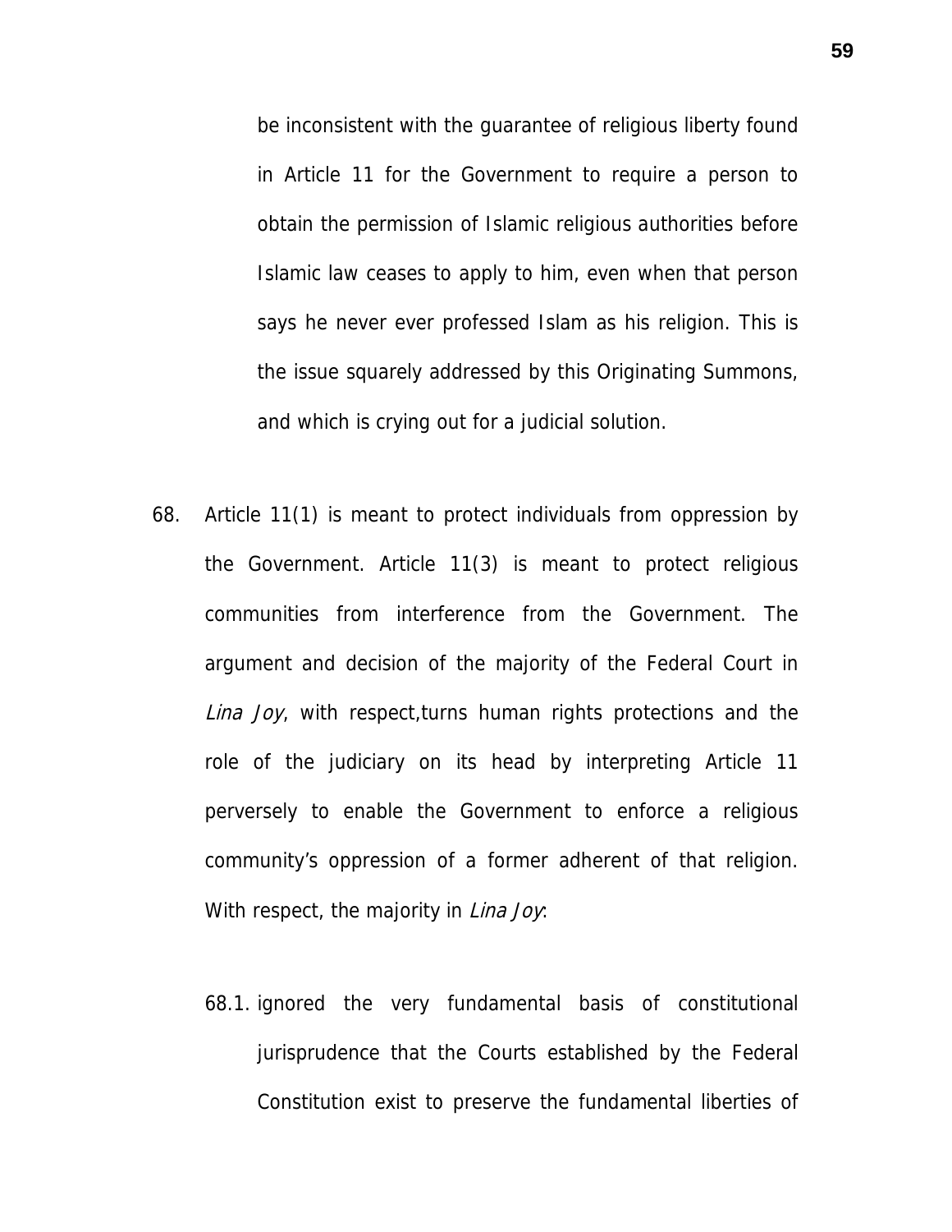be inconsistent with the guarantee of religious liberty found in Article 11 for the Government to require a person to obtain the permission of Islamic religious authorities before Islamic law ceases to apply to him, even when that person says he never ever professed Islam as his religion. This is the issue squarely addressed by this Originating Summons, and which is crying out for a judicial solution.

68. Article 11(1) is meant to protect individuals from oppression by the Government. Article 11(3) is meant to protect religious communities from interference from the Government. The argument and decision of the majority of the Federal Court in *Lina Joy*, with respect,turns human rights protections and the role of the judiciary on its head by interpreting Article 11 perversely to enable the Government to enforce a religious community's oppression of a former adherent of that religion. With respect, the majority in *Lina Joy*:

    68.1. ignored the very fundamental basis of constitutional jurisprudence that the Courts established by the Federal Constitution exist to preserve the fundamental liberties of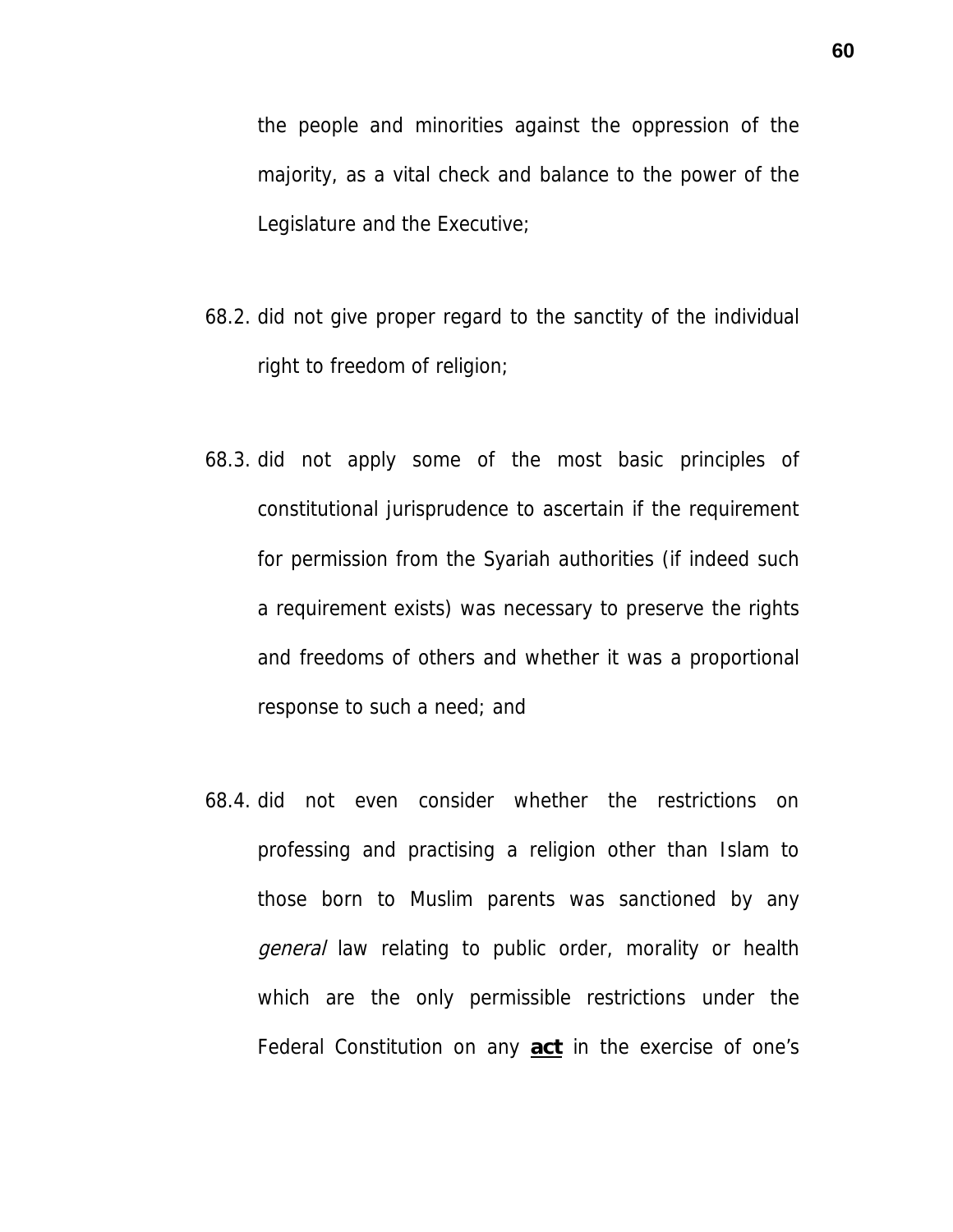the people and minorities against the oppression of the majority, as a vital check and balance to the power of the Legislature and the Executive;

68.2. did not give proper regard to the sanctity of the individual right to freedom of religion;

68.3. did not apply some of the most basic principles of constitutional jurisprudence to ascertain if the requirement for permission from the Syariah authorities (if indeed such a requirement exists) was necessary to preserve the rights and freedoms of others and whether it was a proportional response to such a need; and

68.4. did not even consider whether the restrictions on professing and practising a religion other than Islam to those born to Muslim parents was sanctioned by any *general* law relating to public order, morality or health which are the only permissible restrictions under the Federal Constitution on any **act** in the exercise of one's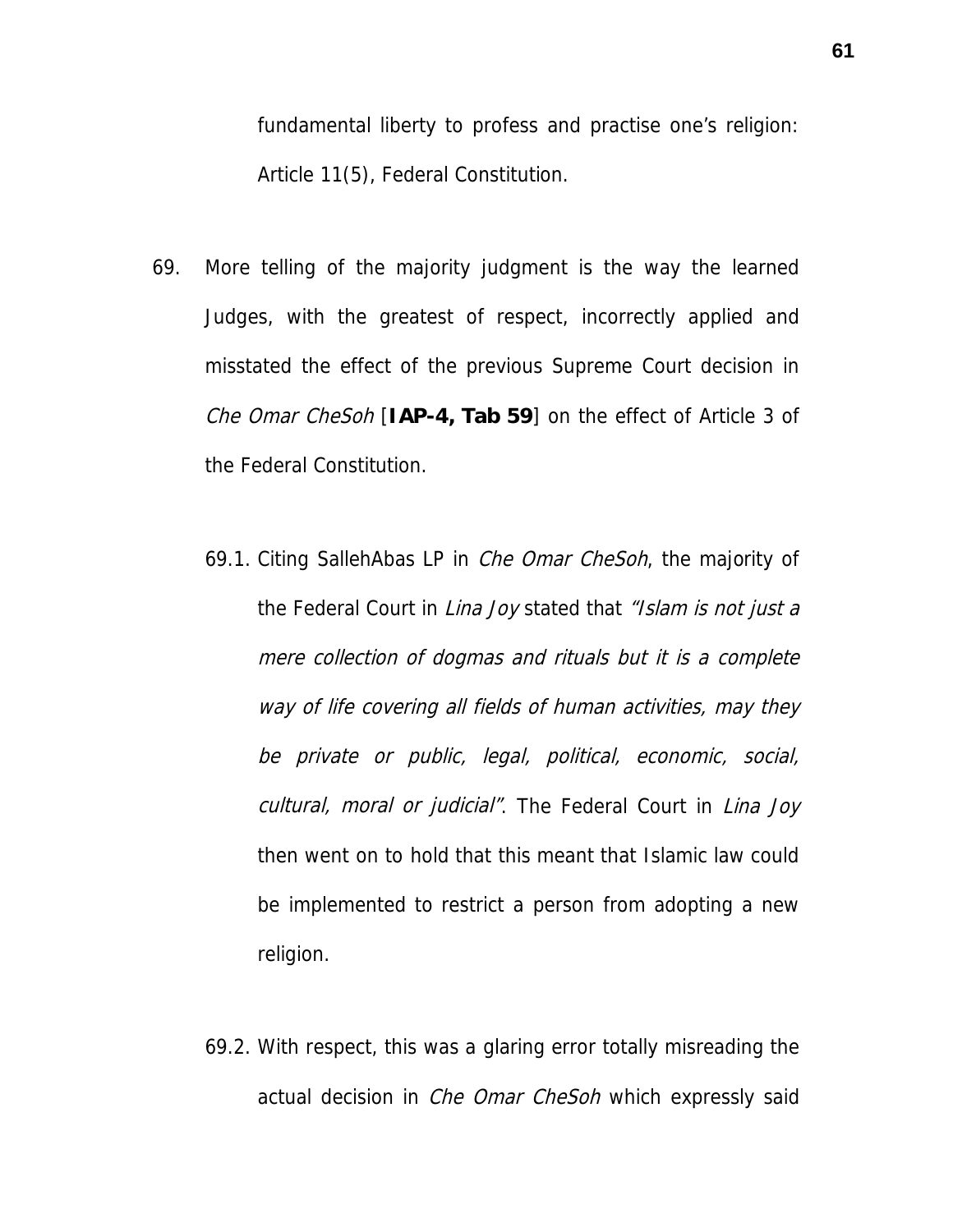fundamental liberty to profess and practise one's religion: Article 11(5), Federal Constitution.

69. More telling of the majority judgment is the way the learned Judges, with the greatest of respect, incorrectly applied and misstated the effect of the previous Supreme Court decision in *Che Omar CheSoh* [**IAP-4, Tab 59**] on the effect of Article 3 of the Federal Constitution.

    69.1. Citing SallehAbas LP in *Che Omar CheSoh*, the majority of the Federal Court in *Lina Joy* stated that *"Islam is not just a mere collection of dogmas and rituals but it is a complete way of life covering all fields of human activities, may they be private or public, legal, political, economic, social, cultural, moral or judicial"*. The Federal Court in *Lina Joy* then went on to hold that this meant that Islamic law could be implemented to restrict a person from adopting a new religion.

    69.2. With respect, this was a glaring error totally misreading the actual decision in *Che Omar CheSoh* which expressly said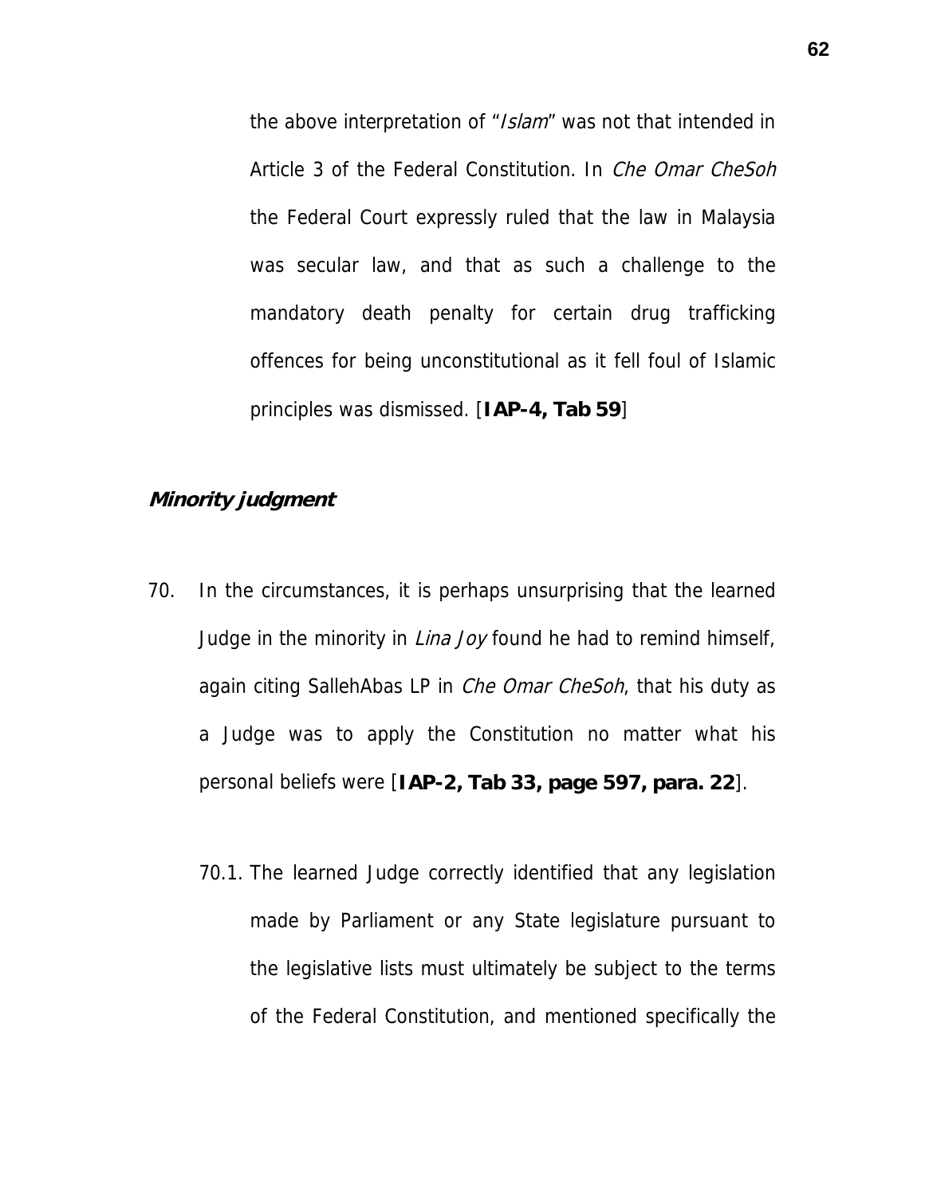the above interpretation of "*Islam*" was not that intended in Article 3 of the Federal Constitution. In *Che Omar CheSoh* the Federal Court expressly ruled that the law in Malaysia was secular law, and that as such a challenge to the mandatory death penalty for certain drug trafficking offences for being unconstitutional as it fell foul of Islamic principles was dismissed. [**IAP-4, Tab 59**]

***Minority judgment***

70. In the circumstances, it is perhaps unsurprising that the learned Judge in the minority in *Lina Joy* found he had to remind himself, again citing SallehAbas LP in *Che Omar CheSoh*, that his duty as a Judge was to apply the Constitution no matter what his personal beliefs were [**IAP-2, Tab 33, page 597, para. 22**].

    70.1. The learned Judge correctly identified that any legislation made by Parliament or any State legislature pursuant to the legislative lists must ultimately be subject to the terms of the Federal Constitution, and mentioned specifically the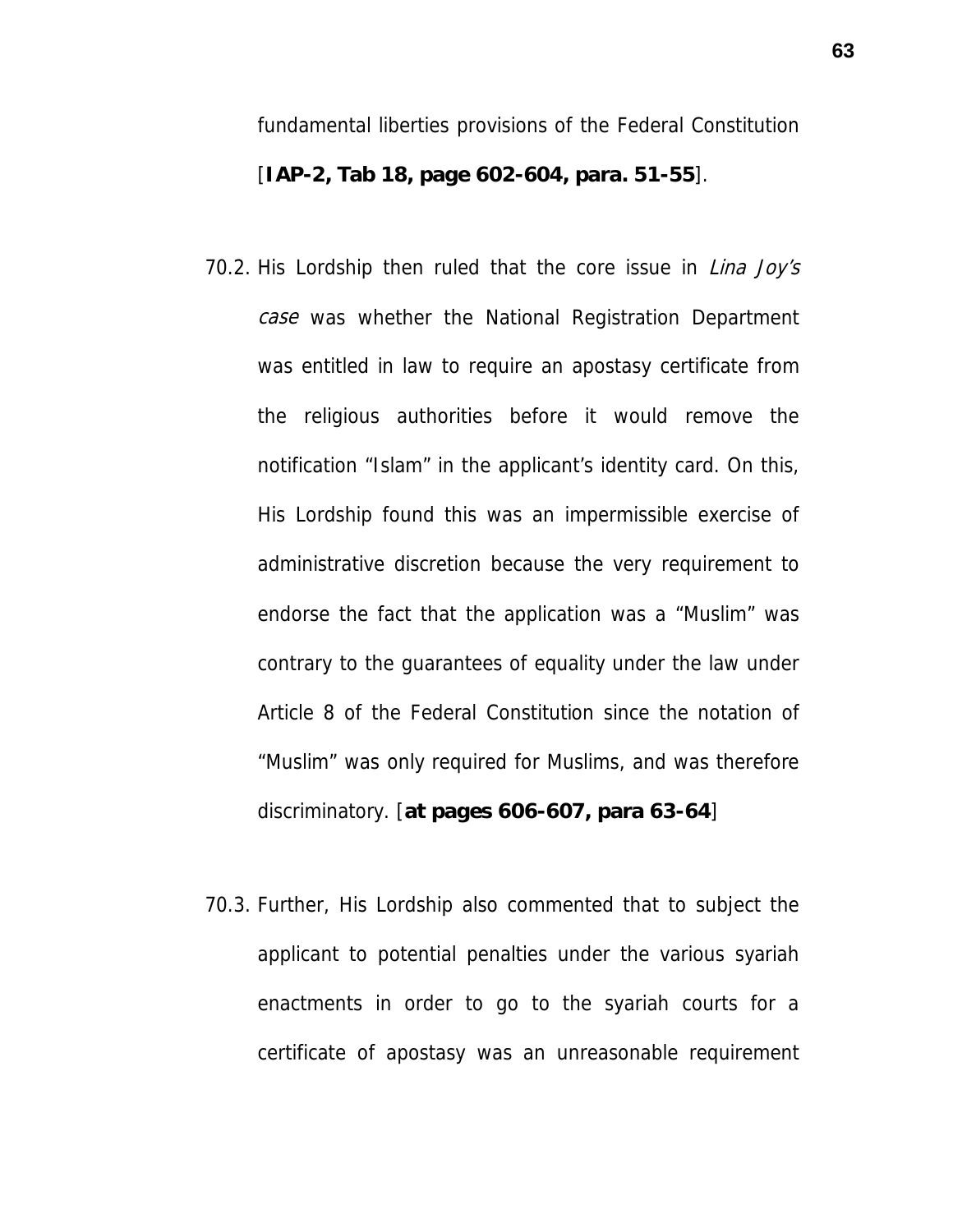fundamental liberties provisions of the Federal Constitution [**IAP-2, Tab 18, page 602-604, para. 51-55**].

70.2. His Lordship then ruled that the core issue in *Lina Joy's case* was whether the National Registration Department was entitled in law to require an apostasy certificate from the religious authorities before it would remove the notification "Islam" in the applicant's identity card. On this, His Lordship found this was an impermissible exercise of administrative discretion because the very requirement to endorse the fact that the application was a "Muslim" was contrary to the guarantees of equality under the law under Article 8 of the Federal Constitution since the notation of "Muslim" was only required for Muslims, and was therefore discriminatory. [**at pages 606-607, para 63-64**]

70.3. Further, His Lordship also commented that to subject the applicant to potential penalties under the various syariah enactments in order to go to the syariah courts for a certificate of apostasy was an unreasonable requirement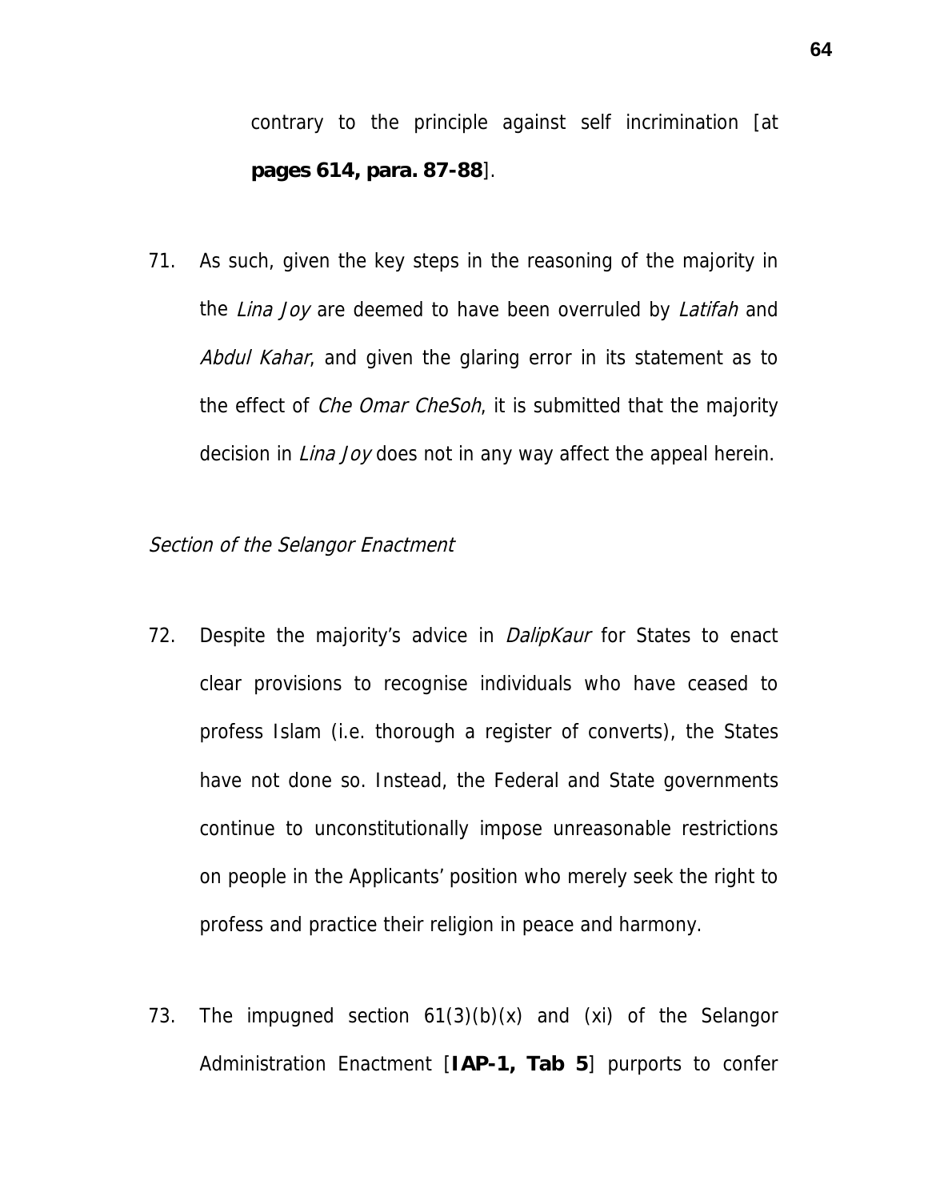contrary to the principle against self incrimination [at **pages 614, para. 87-88**].

71. As such, given the key steps in the reasoning of the majority in the *Lina Joy* are deemed to have been overruled by *Latifah* and *Abdul Kahar*, and given the glaring error in its statement as to the effect of *Che Omar CheSoh*, it is submitted that the majority decision in *Lina Joy* does not in any way affect the appeal herein.

*Section of the Selangor Enactment*

72. Despite the majority's advice in *DalipKaur* for States to enact clear provisions to recognise individuals who have ceased to profess Islam (i.e. thorough a register of converts), the States have not done so. Instead, the Federal and State governments continue to unconstitutionally impose unreasonable restrictions on people in the Applicants' position who merely seek the right to profess and practice their religion in peace and harmony.

73. The impugned section 61(3)(b)(x) and (xi) of the Selangor Administration Enactment [**IAP-1, Tab 5**] purports to confer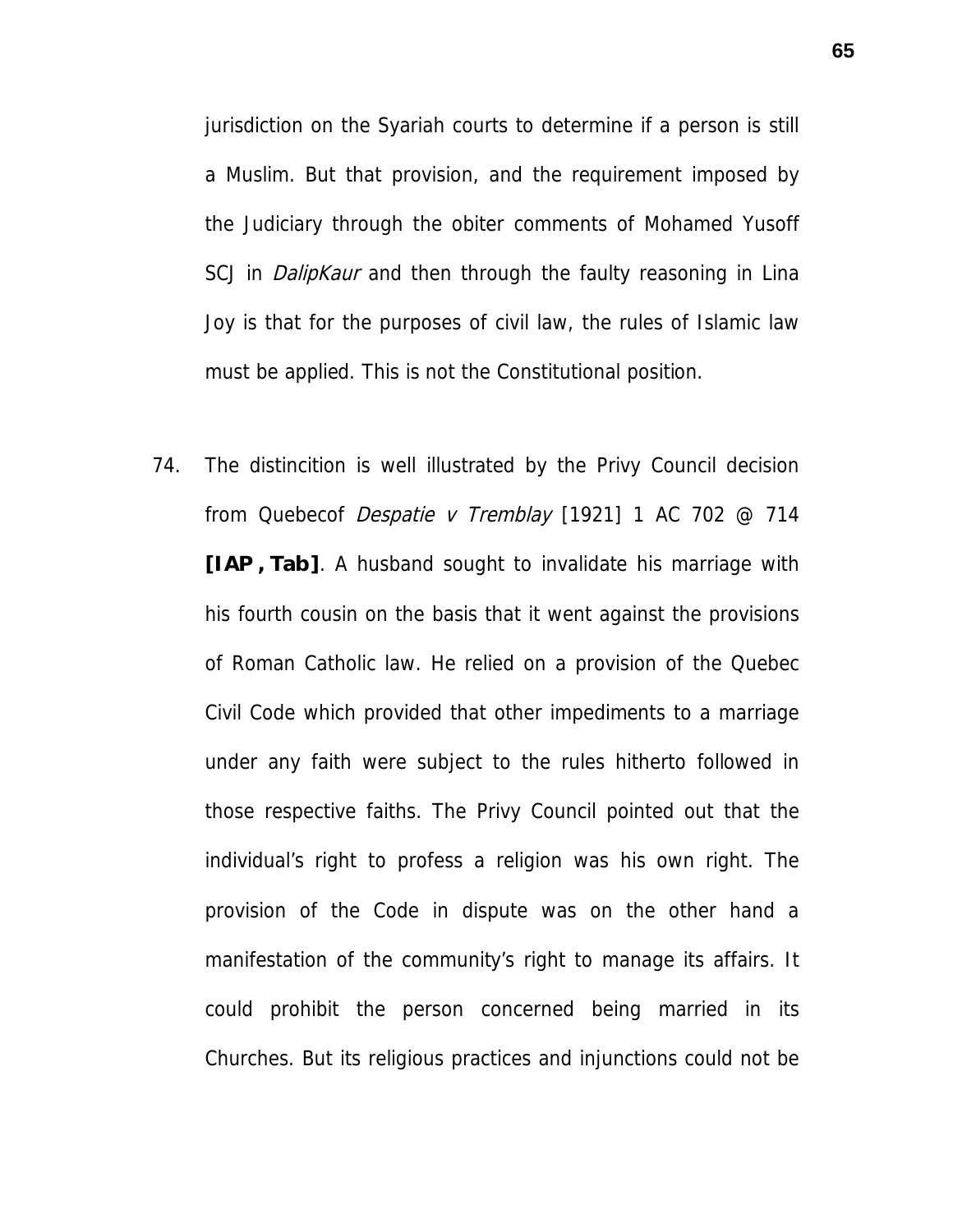jurisdiction on the Syariah courts to determine if a person is still a Muslim. But that provision, and the requirement imposed by the Judiciary through the obiter comments of Mohamed Yusoff SCJ in *DalipKaur* and then through the faulty reasoning in Lina Joy is that for the purposes of civil law, the rules of Islamic law must be applied. This is not the Constitutional position.

74. The distincition is well illustrated by the Privy Council decision from Quebecof *Despatie v Tremblay* [1921] 1 AC 702 @ 714 **[IAP , Tab]**. A husband sought to invalidate his marriage with his fourth cousin on the basis that it went against the provisions of Roman Catholic law. He relied on a provision of the Quebec Civil Code which provided that other impediments to a marriage under any faith were subject to the rules hitherto followed in those respective faiths. The Privy Council pointed out that the individual's right to profess a religion was his own right. The provision of the Code in dispute was on the other hand a manifestation of the community's right to manage its affairs. It could prohibit the person concerned being married in its Churches. But its religious practices and injunctions could not be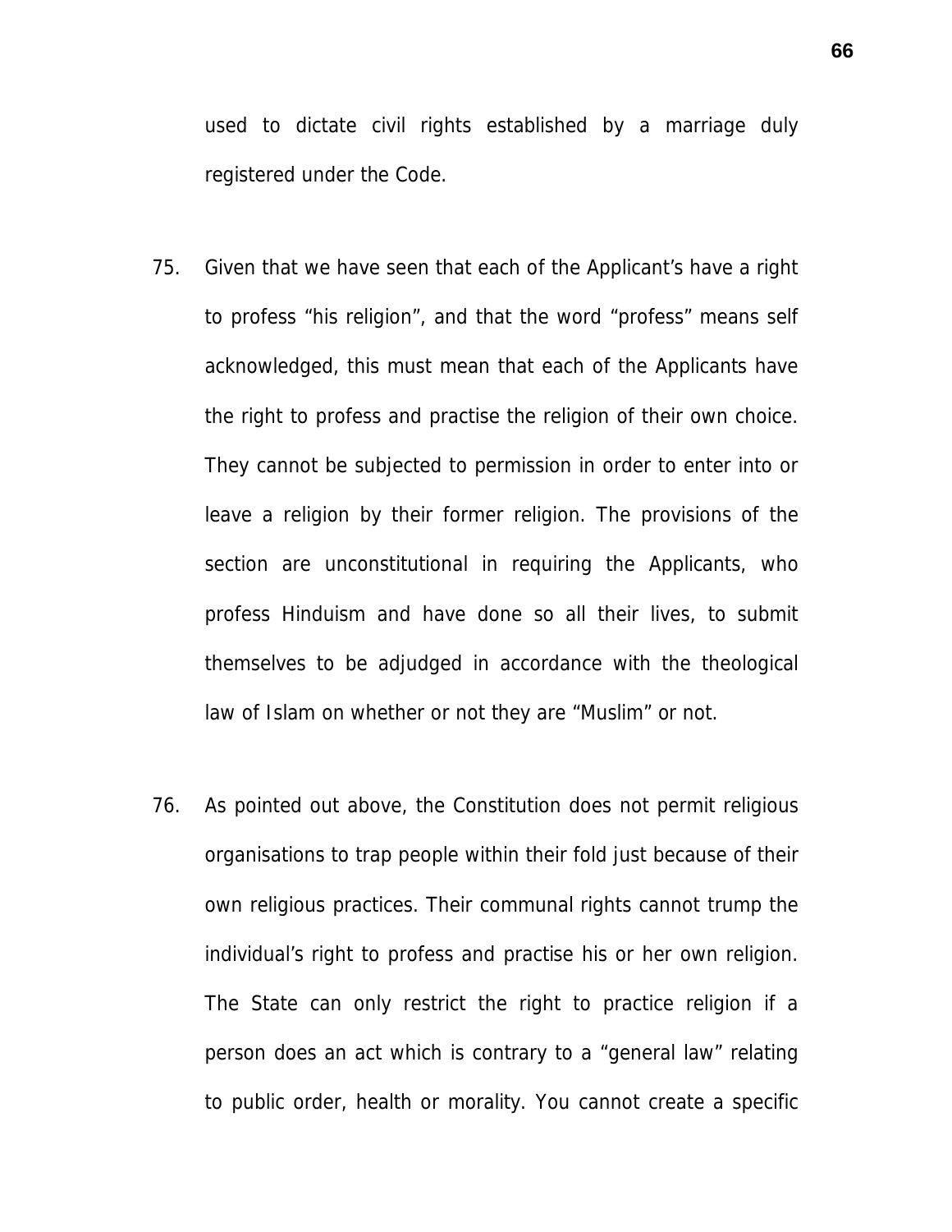used to dictate civil rights established by a marriage duly registered under the Code.

75. Given that we have seen that each of the Applicant's have a right to profess "his religion", and that the word "profess" means self acknowledged, this must mean that each of the Applicants have the right to profess and practise the religion of their own choice. They cannot be subjected to permission in order to enter into or leave a religion by their former religion. The provisions of the section are unconstitutional in requiring the Applicants, who profess Hinduism and have done so all their lives, to submit themselves to be adjudged in accordance with the theological law of Islam on whether or not they are "Muslim" or not.

76. As pointed out above, the Constitution does not permit religious organisations to trap people within their fold just because of their own religious practices. Their communal rights cannot trump the individual's right to profess and practise his or her own religion. The State can only restrict the right to practice religion if a person does an act which is contrary to a "general law" relating to public order, health or morality. You cannot create a specific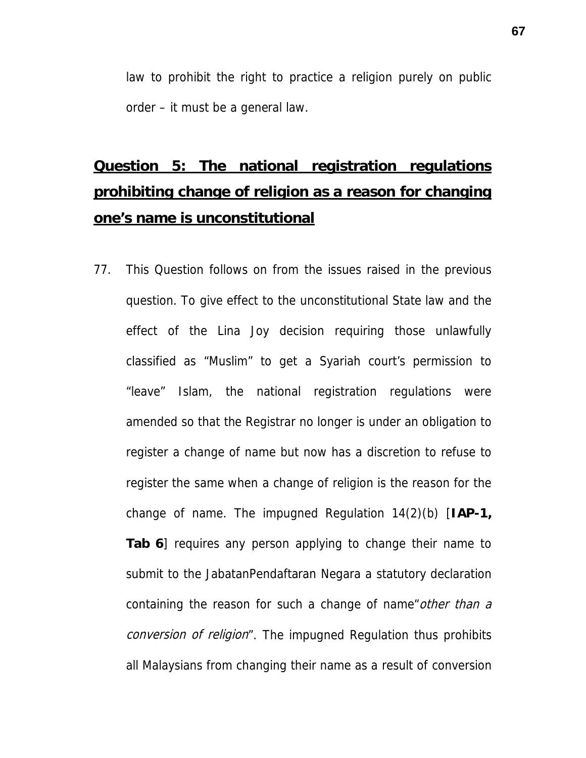law to prohibit the right to practice a religion purely on public order – it must be a general law.

## **<u>Question 5: The national registration regulations prohibiting change of religion as a reason for changing one's name is unconstitutional</u>**

77. This Question follows on from the issues raised in the previous question. To give effect to the unconstitutional State law and the effect of the Lina Joy decision requiring those unlawfully classified as "Muslim" to get a Syariah court's permission to "leave" Islam, the national registration regulations were amended so that the Registrar no longer is under an obligation to register a change of name but now has a discretion to refuse to register the same when a change of religion is the reason for the change of name. The impugned Regulation 14(2)(b) [**IAP-1, Tab 6**] requires any person applying to change their name to submit to the JabatanPendaftaran Negara a statutory declaration containing the reason for such a change of name"*other than a conversion of religion*". The impugned Regulation thus prohibits all Malaysians from changing their name as a result of conversion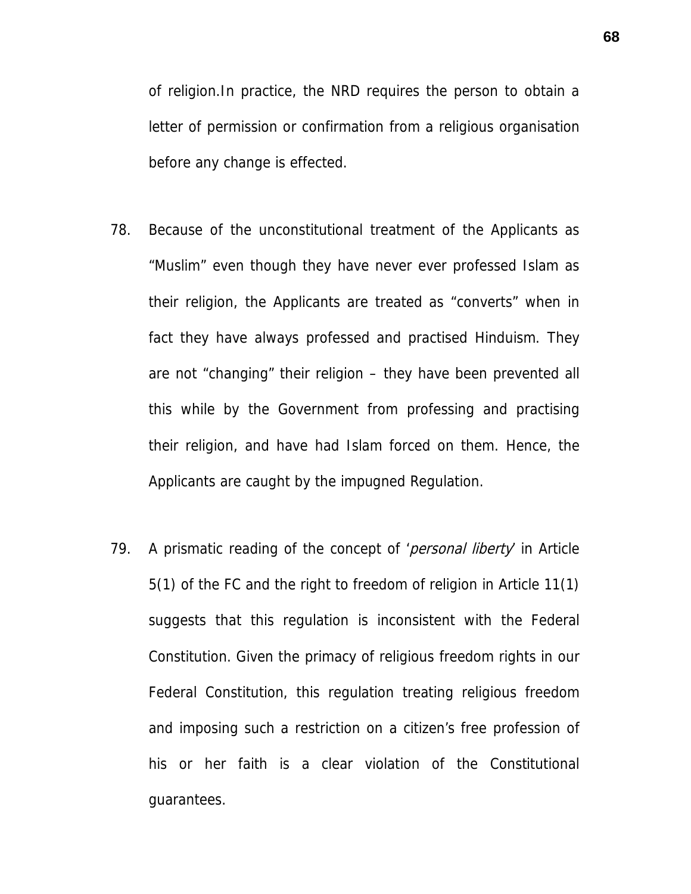of religion.In practice, the NRD requires the person to obtain a letter of permission or confirmation from a religious organisation before any change is effected.

78. Because of the unconstitutional treatment of the Applicants as "Muslim" even though they have never ever professed Islam as their religion, the Applicants are treated as "converts" when in fact they have always professed and practised Hinduism. They are not "changing" their religion – they have been prevented all this while by the Government from professing and practising their religion, and have had Islam forced on them. Hence, the Applicants are caught by the impugned Regulation.

79. A prismatic reading of the concept of '*personal liberty*' in Article 5(1) of the FC and the right to freedom of religion in Article 11(1) suggests that this regulation is inconsistent with the Federal Constitution. Given the primacy of religious freedom rights in our Federal Constitution, this regulation treating religious freedom and imposing such a restriction on a citizen's free profession of his or her faith is a clear violation of the Constitutional guarantees.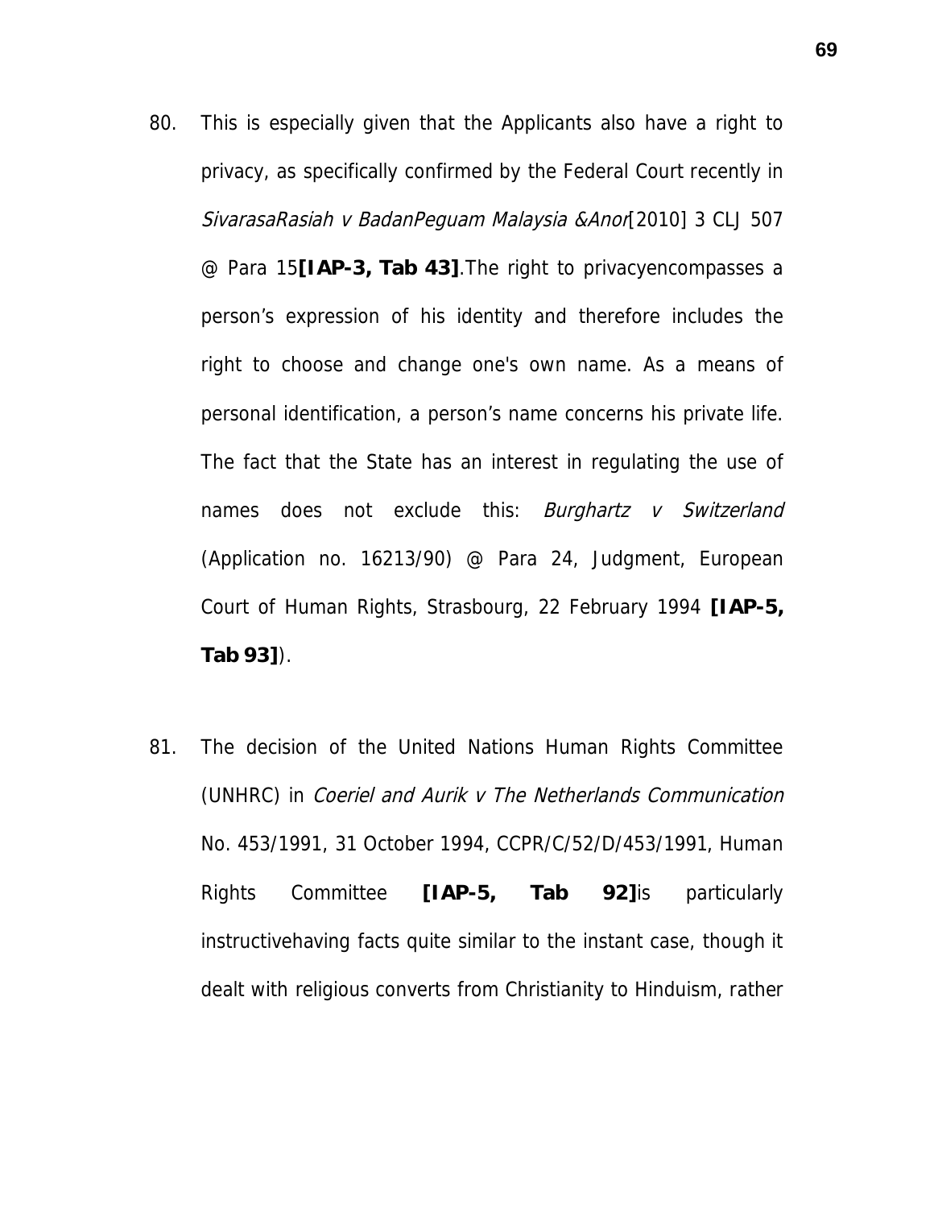80. This is especially given that the Applicants also have a right to privacy, as specifically confirmed by the Federal Court recently in *SivarasaRasiah v BadanPeguam Malaysia &Anor*[2010] 3 CLJ 507 @ Para 15**[IAP-3, Tab 43]**.The right to privacyencompasses a person's expression of his identity and therefore includes the right to choose and change one's own name. As a means of personal identification, a person's name concerns his private life. The fact that the State has an interest in regulating the use of names does not exclude this: *Burghartz v Switzerland* (Application no. 16213/90) @ Para 24, Judgment, European Court of Human Rights, Strasbourg, 22 February 1994 **[IAP-5, Tab 93]**).

81. The decision of the United Nations Human Rights Committee (UNHRC) in *Coeriel and Aurik v The Netherlands Communication* No. 453/1991, 31 October 1994, CCPR/C/52/D/453/1991, Human Rights Committee **[IAP-5, Tab 92]**is particularly instructivehaving facts quite similar to the instant case, though it dealt with religious converts from Christianity to Hinduism, rather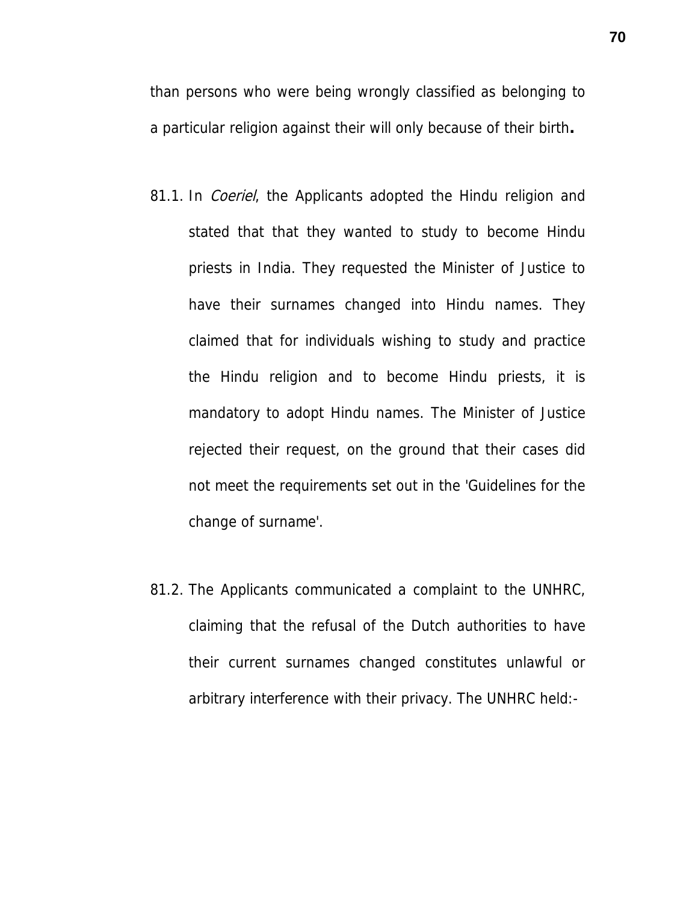than persons who were being wrongly classified as belonging to a particular religion against their will only because of their birth**.**

81.1. In *Coeriel*, the Applicants adopted the Hindu religion and stated that that they wanted to study to become Hindu priests in India. They requested the Minister of Justice to have their surnames changed into Hindu names. They claimed that for individuals wishing to study and practice the Hindu religion and to become Hindu priests, it is mandatory to adopt Hindu names. The Minister of Justice rejected their request, on the ground that their cases did not meet the requirements set out in the 'Guidelines for the change of surname'.

81.2. The Applicants communicated a complaint to the UNHRC, claiming that the refusal of the Dutch authorities to have their current surnames changed constitutes unlawful or arbitrary interference with their privacy. The UNHRC held:-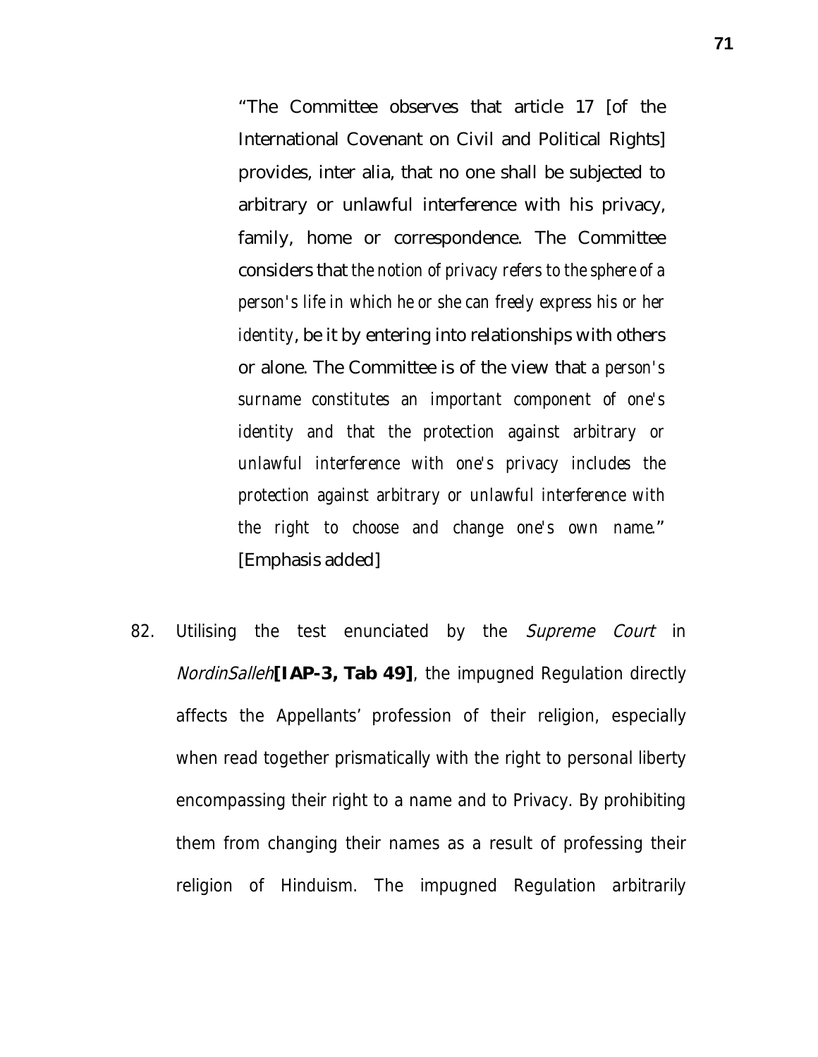> "The Committee observes that article 17 [of the International Covenant on Civil and Political Rights] provides, inter alia, that no one shall be subjected to arbitrary or unlawful interference with his privacy, family, home or correspondence. The Committee considers that *the notion of privacy refers to the sphere of a person's life in which he or she can freely express his or her identity*, be it by entering into relationships with others or alone. The Committee is of the view that *a person's surname constitutes an important component of one's identity and that the protection against arbitrary or unlawful interference with one's privacy includes the protection against arbitrary or unlawful interference with the right to choose and change one's own name*." [Emphasis added]

82. Utilising the test enunciated by the *Supreme Court* in *NordinSalleh* **[IAP-3, Tab 49]**, the impugned Regulation directly affects the Appellants' profession of their religion, especially when read together prismatically with the right to personal liberty encompassing their right to a name and to Privacy. By prohibiting them from changing their names as a result of professing their religion of Hinduism. The impugned Regulation arbitrarily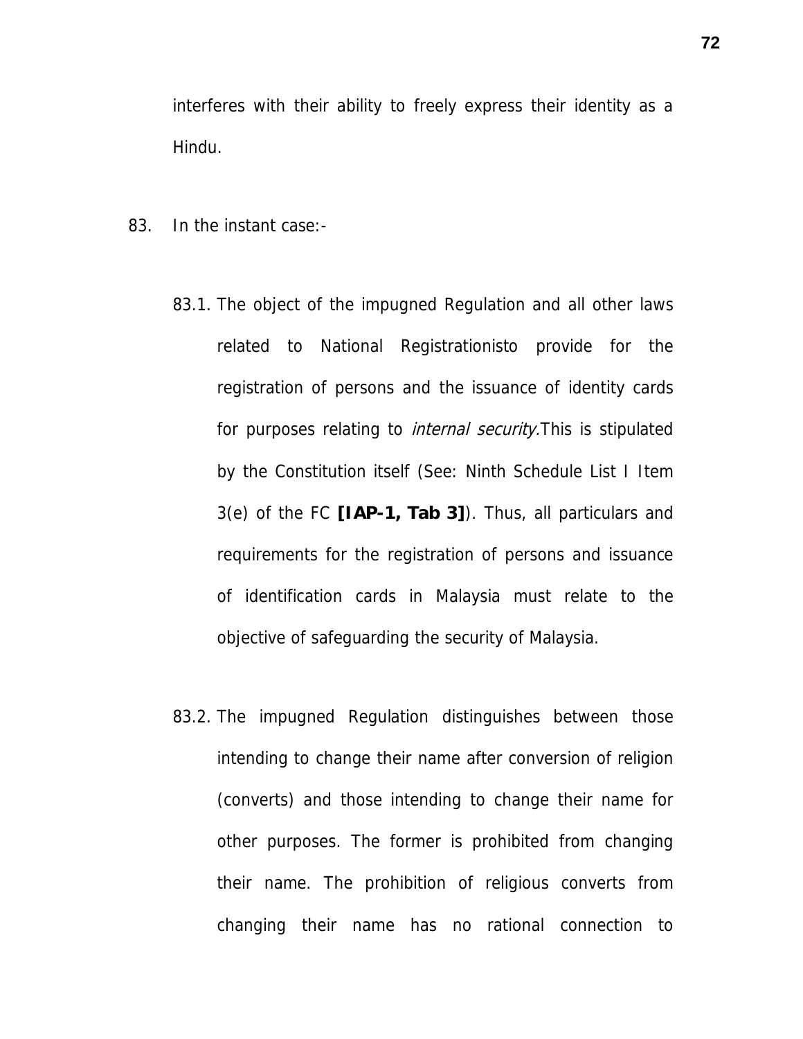interferes with their ability to freely express their identity as a Hindu.

83. In the instant case:-

83.1. The object of the impugned Regulation and all other laws related to National Registrationisto provide for the registration of persons and the issuance of identity cards for purposes relating to *internal security.*This is stipulated by the Constitution itself (See: Ninth Schedule List I Item 3(e) of the FC **[IAP-1, Tab 3]**). Thus, all particulars and requirements for the registration of persons and issuance of identification cards in Malaysia must relate to the objective of safeguarding the security of Malaysia.

83.2. The impugned Regulation distinguishes between those intending to change their name after conversion of religion (converts) and those intending to change their name for other purposes. The former is prohibited from changing their name. The prohibition of religious converts from changing their name has no rational connection to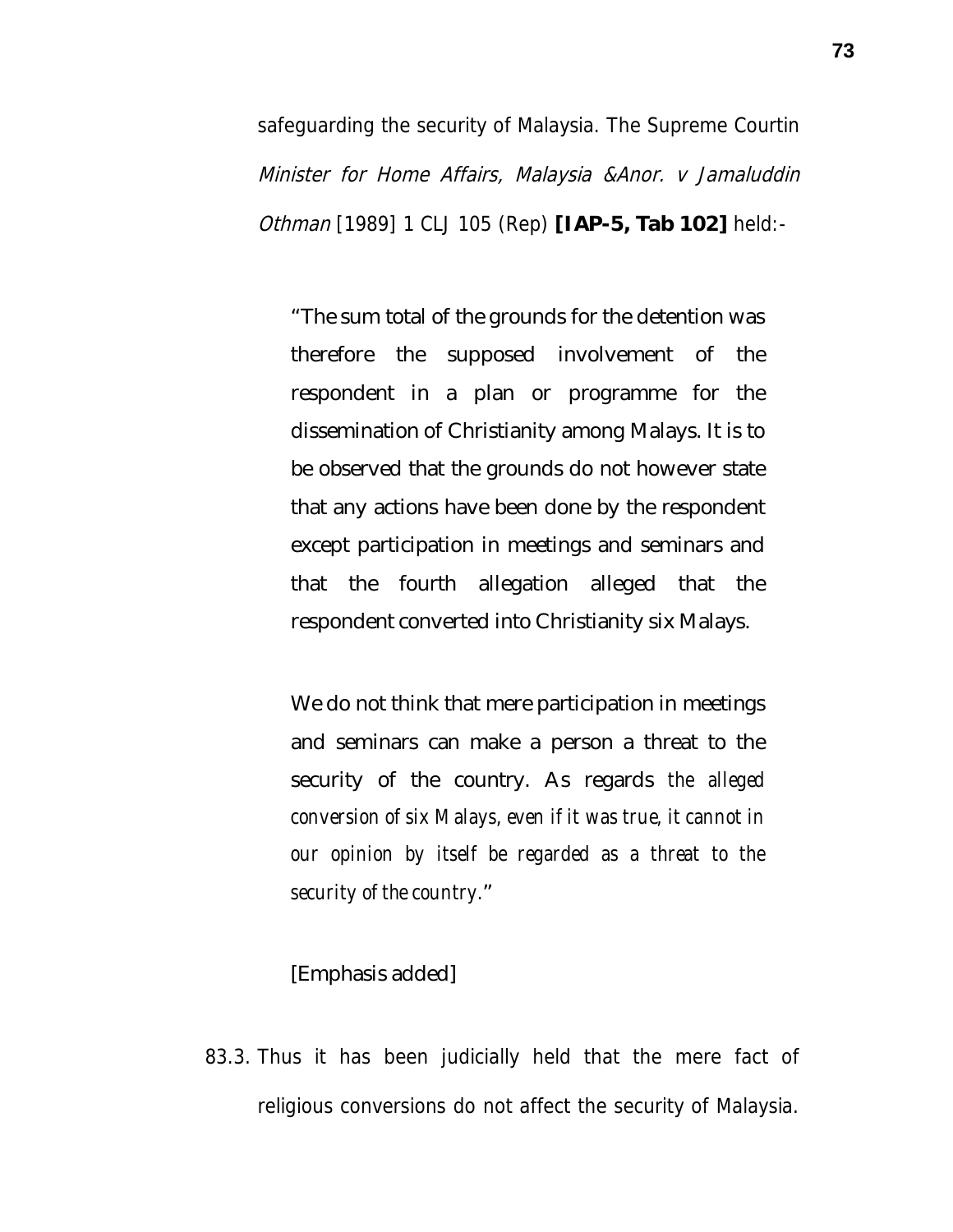safeguarding the security of Malaysia. The Supreme Courtin *Minister for Home Affairs, Malaysia &Anor. v Jamaluddin Othman* [1989] 1 CLJ 105 (Rep) **[IAP-5, Tab 102]** held:-

> "The sum total of the grounds for the detention was therefore the supposed involvement of the respondent in a plan or programme for the dissemination of Christianity among Malays. It is to be observed that the grounds do not however state that any actions have been done by the respondent except participation in meetings and seminars and that the fourth allegation alleged that the respondent converted into Christianity six Malays.
>
> We do not think that mere participation in meetings and seminars can make a person a threat to the security of the country. As regards *the alleged conversion of six Malays, even if it was true, it cannot in our opinion by itself be regarded as a threat to the security of the country.*"
>
> [Emphasis added]

83.3. Thus it has been judicially held that the mere fact of religious conversions do not affect the security of Malaysia.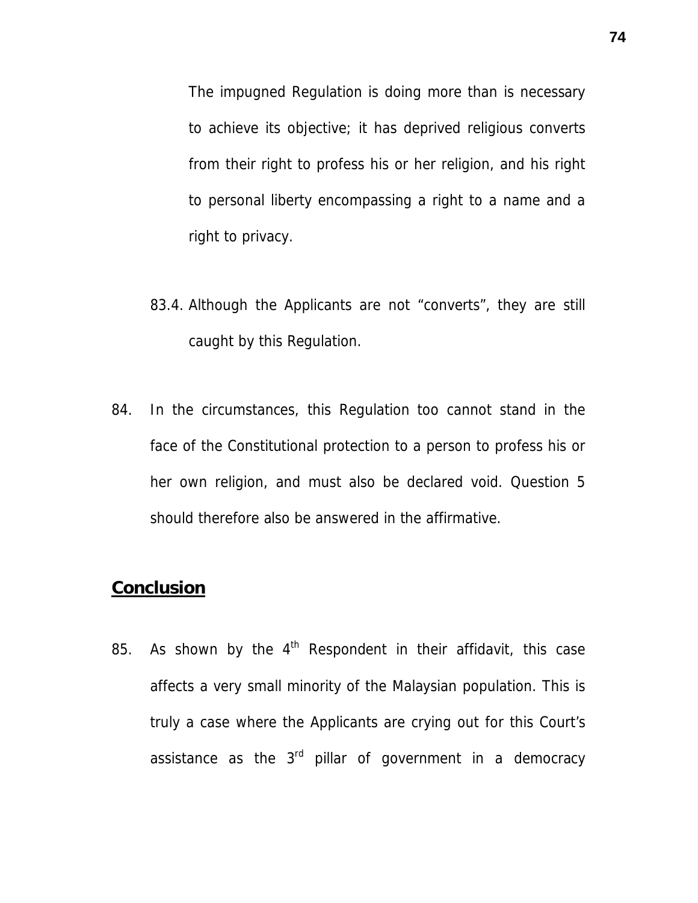The impugned Regulation is doing more than is necessary to achieve its objective; it has deprived religious converts from their right to profess his or her religion, and his right to personal liberty encompassing a right to a name and a right to privacy.

83.4. Although the Applicants are not "converts", they are still caught by this Regulation.

84. In the circumstances, this Regulation too cannot stand in the face of the Constitutional protection to a person to profess his or her own religion, and must also be declared void. Question 5 should therefore also be answered in the affirmative.

## Conclusion

85. As shown by the 4th Respondent in their affidavit, this case affects a very small minority of the Malaysian population. This is truly a case where the Applicants are crying out for this Court's assistance as the 3rd pillar of government in a democracy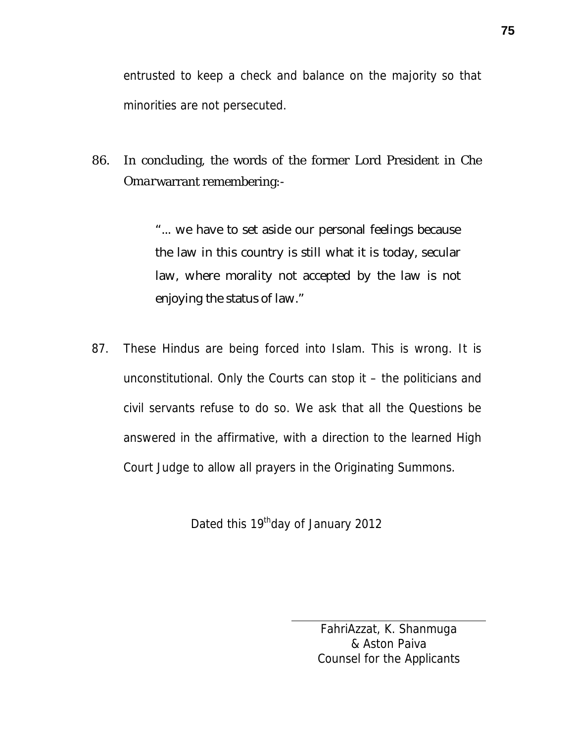entrusted to keep a check and balance on the majority so that minorities are not persecuted.

86. In concluding, the words of the former Lord President in *Che Omar*warrant remembering:-

> "... we have to set aside our personal feelings because the law in this country is still what it is today, secular law, where morality not accepted by the law is not enjoying the status of law."

87. These Hindus are being forced into Islam. This is wrong. It is unconstitutional. Only the Courts can stop it – the politicians and civil servants refuse to do so. We ask that all the Questions be answered in the affirmative, with a direction to the learned High Court Judge to allow all prayers in the Originating Summons.

Dated this 19thday of January 2012

FahriAzzat, K. Shanmuga
& Aston Paiva
Counsel for the Applicants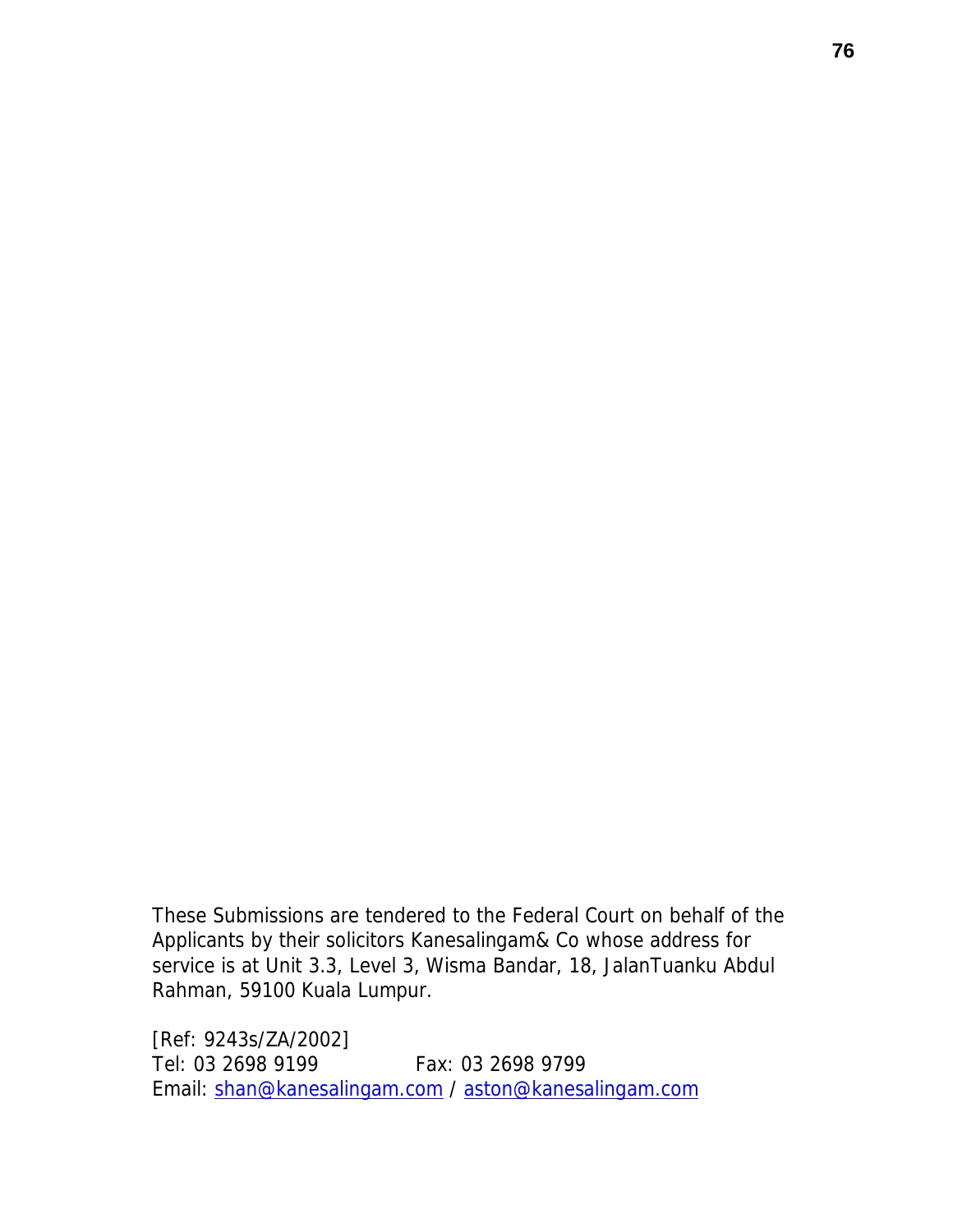These Submissions are tendered to the Federal Court on behalf of the Applicants by their solicitors Kanesalingam& Co whose address for service is at Unit 3.3, Level 3, Wisma Bandar, 18, JalanTuanku Abdul Rahman, 59100 Kuala Lumpur.

[Ref: 9243s/ZA/2002]  
Tel: 03 2698 9199 Fax: 03 2698 9799  
Email: shan@kanesalingam.com / aston@kanesalingam.com